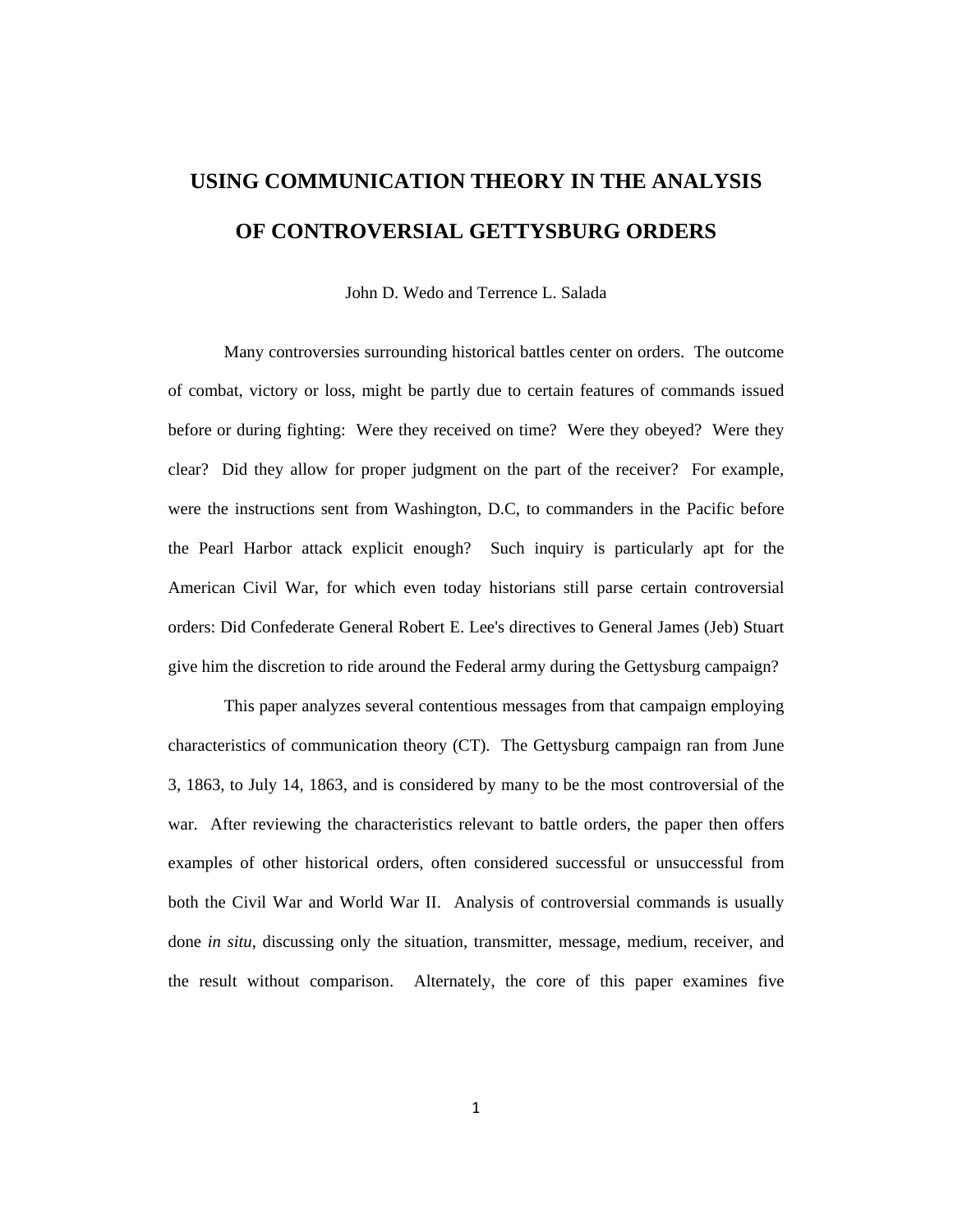# USING COMMUNICATION THEORY IN THE ANALYSIS OF CONTROVERSIAL GETTYSBURG ORDERS

John D. Wedo and Terrence L. Salada

Many controversies surrounding historical battles center on orders. The outcome of combat, victory or loss, might be partly due to certain features of commands issued before or during fighting: Were they received on time? Were they obeyed? Were they clear? Did they allow for proper judgment on the part of the receiver? For example, were the instructions sent from Washington, D.C, to commanders in the Pacific before the Pearl Harbor attack explicit enough? Such inquiry is particularly apt for the American Civil War, for which even today historians still parse certain controversial orders: Did Confederate General Robert E. Lee's directives to General James (Jeb) Stuart give him the discretion to ride around the Federal army during the Gettysburg campaign?

This paper analyzes several contentious messages from that campaign employing characteristics of communication theory (CT). The Gettysburg campaign ran from June 3, 1863, to July 14, 1863, and is considered by many to be the most controversial of the war. After reviewing the characteristics relevant to battle orders, the paper then offers examples of other historical orders, often considered successful or unsuccessful from both the Civil War and World War II. Analysis of controversial commands is usually done *in situ*, discussing only the situation, transmitter, message, medium, receiver, and the result without comparison. Alternately, the core of this paper examines five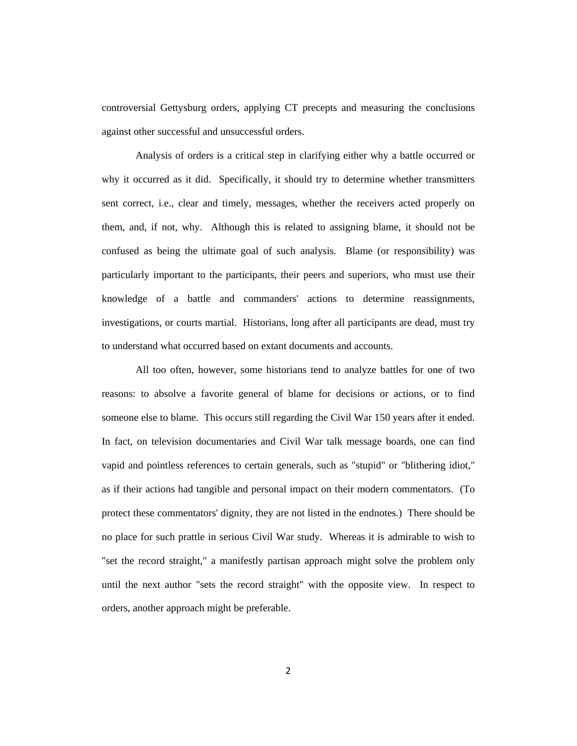controversial Gettysburg orders, applying CT precepts and measuring the conclusions against other successful and unsuccessful orders.

Analysis of orders is a critical step in clarifying either why a battle occurred or why it occurred as it did. Specifically, it should try to determine whether transmitters sent correct, i.e., clear and timely, messages, whether the receivers acted properly on them, and, if not, why. Although this is related to assigning blame, it should not be confused as being the ultimate goal of such analysis. Blame (or responsibility) was particularly important to the participants, their peers and superiors, who must use their knowledge of a battle and commanders' actions to determine reassignments, investigations, or courts martial. Historians, long after all participants are dead, must try to understand what occurred based on extant documents and accounts.

All too often, however, some historians tend to analyze battles for one of two reasons: to absolve a favorite general of blame for decisions or actions, or to find someone else to blame. This occurs still regarding the Civil War 150 years after it ended. In fact, on television documentaries and Civil War talk message boards, one can find vapid and pointless references to certain generals, such as "stupid" or "blithering idiot," as if their actions had tangible and personal impact on their modern commentators. (To protect these commentators' dignity, they are not listed in the endnotes.) There should be no place for such prattle in serious Civil War study. Whereas it is admirable to wish to "set the record straight," a manifestly partisan approach might solve the problem only until the next author "sets the record straight" with the opposite view. In respect to orders, another approach might be preferable.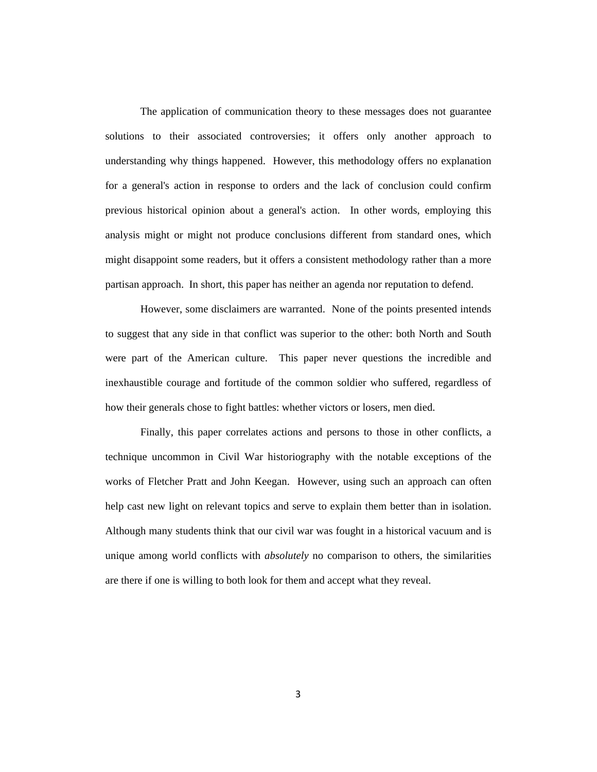The application of communication theory to these messages does not guarantee solutions to their associated controversies; it offers only another approach to understanding why things happened. However, this methodology offers no explanation for a general's action in response to orders and the lack of conclusion could confirm previous historical opinion about a general's action. In other words, employing this analysis might or might not produce conclusions different from standard ones, which might disappoint some readers, but it offers a consistent methodology rather than a more partisan approach. In short, this paper has neither an agenda nor reputation to defend.

However, some disclaimers are warranted. None of the points presented intends to suggest that any side in that conflict was superior to the other: both North and South were part of the American culture. This paper never questions the incredible and inexhaustible courage and fortitude of the common soldier who suffered, regardless of how their generals chose to fight battles: whether victors or losers, men died.

Finally, this paper correlates actions and persons to those in other conflicts, a technique uncommon in Civil War historiography with the notable exceptions of the works of Fletcher Pratt and John Keegan. However, using such an approach can often help cast new light on relevant topics and serve to explain them better than in isolation. Although many students think that our civil war was fought in a historical vacuum and is unique among world conflicts with *absolutely* no comparison to others, the similarities are there if one is willing to both look for them and accept what they reveal.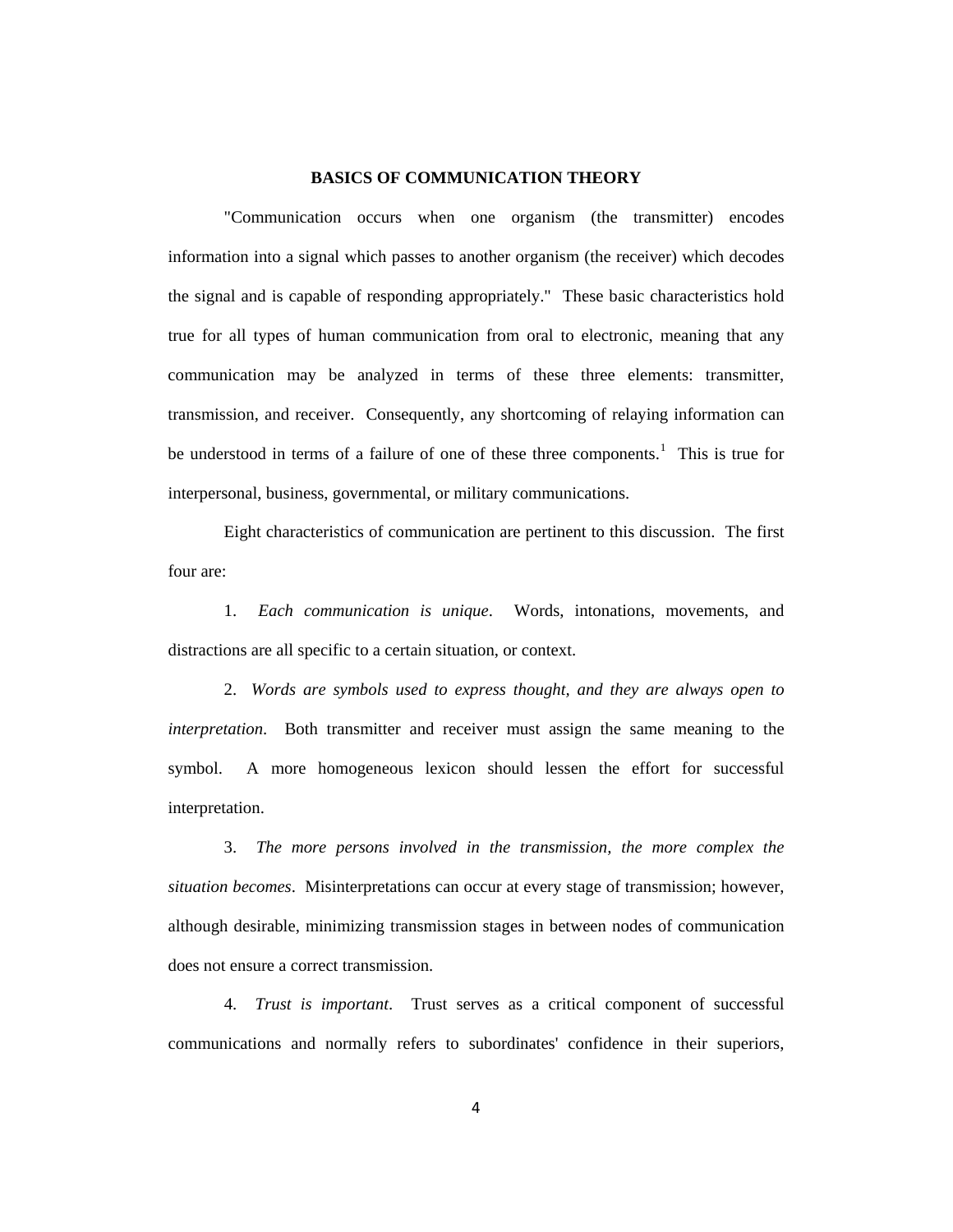## BASICS OF COMMUNICATION THEORY

"Communication occurs when one organism (the transmitter) encodes information into a signal which passes to another organism (the receiver) which decodes the signal and is capable of responding appropriately." These basic characteristics hold true for all types of human communication from oral to electronic, meaning that any communication may be analyzed in terms of these three elements: transmitter, transmission, and receiver. Consequently, any shortcoming of relaying information can be understood in terms of a failure of one of these three components.[1] This is true for interpersonal, business, governmental, or military communications.

Eight characteristics of communication are pertinent to this discussion. The first four are:

1. *Each communication is unique*. Words, intonations, movements, and distractions are all specific to a certain situation, or context.

2. *Words are symbols used to express thought, and they are always open to interpretation*. Both transmitter and receiver must assign the same meaning to the symbol. A more homogeneous lexicon should lessen the effort for successful interpretation.

3. *The more persons involved in the transmission, the more complex the situation becomes*. Misinterpretations can occur at every stage of transmission; however, although desirable, minimizing transmission stages in between nodes of communication does not ensure a correct transmission.

4. *Trust is important*. Trust serves as a critical component of successful communications and normally refers to subordinates' confidence in their superiors,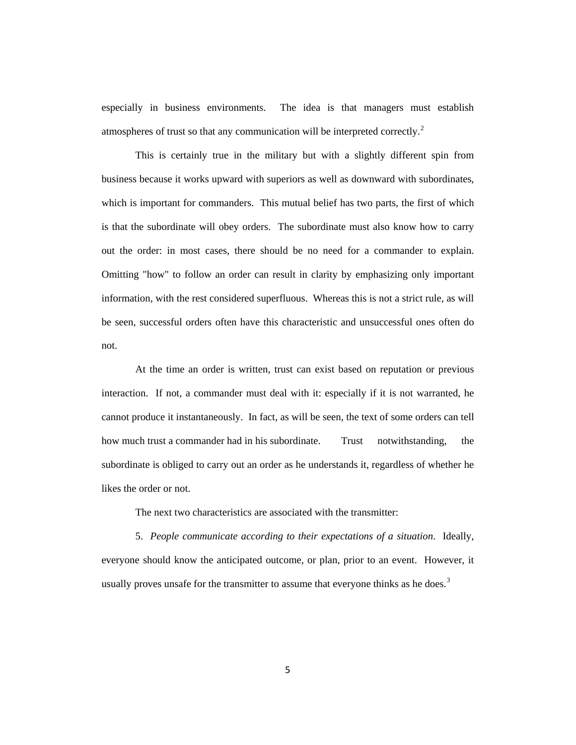especially in business environments. The idea is that managers must establish atmospheres of trust so that any communication will be interpreted correctly.[2]

This is certainly true in the military but with a slightly different spin from business because it works upward with superiors as well as downward with subordinates, which is important for commanders. This mutual belief has two parts, the first of which is that the subordinate will obey orders. The subordinate must also know how to carry out the order: in most cases, there should be no need for a commander to explain. Omitting "how" to follow an order can result in clarity by emphasizing only important information, with the rest considered superfluous. Whereas this is not a strict rule, as will be seen, successful orders often have this characteristic and unsuccessful ones often do not.

At the time an order is written, trust can exist based on reputation or previous interaction. If not, a commander must deal with it: especially if it is not warranted, he cannot produce it instantaneously. In fact, as will be seen, the text of some orders can tell how much trust a commander had in his subordinate. Trust notwithstanding, the subordinate is obliged to carry out an order as he understands it, regardless of whether he likes the order or not.

The next two characteristics are associated with the transmitter:

5. *People communicate according to their expectations of a situation.* Ideally, everyone should know the anticipated outcome, or plan, prior to an event. However, it usually proves unsafe for the transmitter to assume that everyone thinks as he does.[3]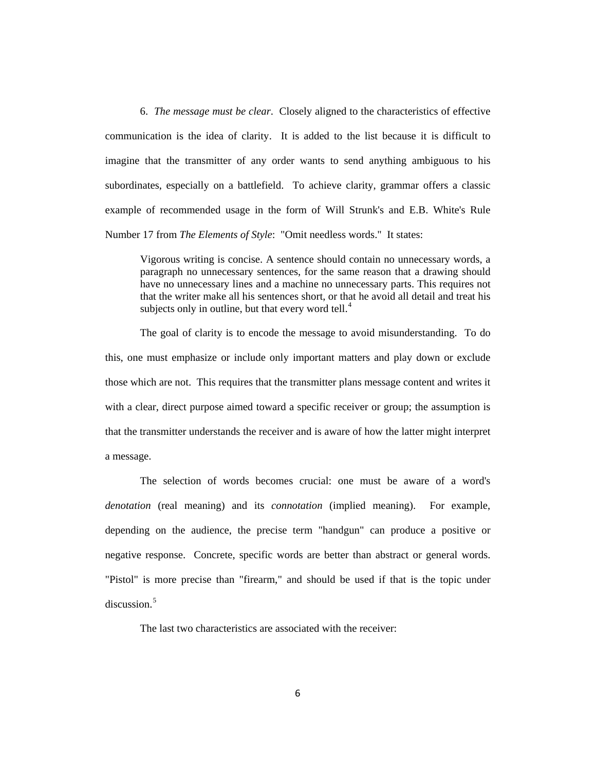6. *The message must be clear*. Closely aligned to the characteristics of effective communication is the idea of clarity. It is added to the list because it is difficult to imagine that the transmitter of any order wants to send anything ambiguous to his subordinates, especially on a battlefield. To achieve clarity, grammar offers a classic example of recommended usage in the form of Will Strunk's and E.B. White's Rule Number 17 from *The Elements of Style*: "Omit needless words." It states:

> Vigorous writing is concise. A sentence should contain no unnecessary words, a paragraph no unnecessary sentences, for the same reason that a drawing should have no unnecessary lines and a machine no unnecessary parts. This requires not that the writer make all his sentences short, or that he avoid all detail and treat his subjects only in outline, but that every word tell.[4]

The goal of clarity is to encode the message to avoid misunderstanding. To do this, one must emphasize or include only important matters and play down or exclude those which are not. This requires that the transmitter plans message content and writes it with a clear, direct purpose aimed toward a specific receiver or group; the assumption is that the transmitter understands the receiver and is aware of how the latter might interpret a message.

The selection of words becomes crucial: one must be aware of a word's *denotation* (real meaning) and its *connotation* (implied meaning). For example, depending on the audience, the precise term "handgun" can produce a positive or negative response. Concrete, specific words are better than abstract or general words. "Pistol" is more precise than "firearm," and should be used if that is the topic under discussion.[5]

The last two characteristics are associated with the receiver: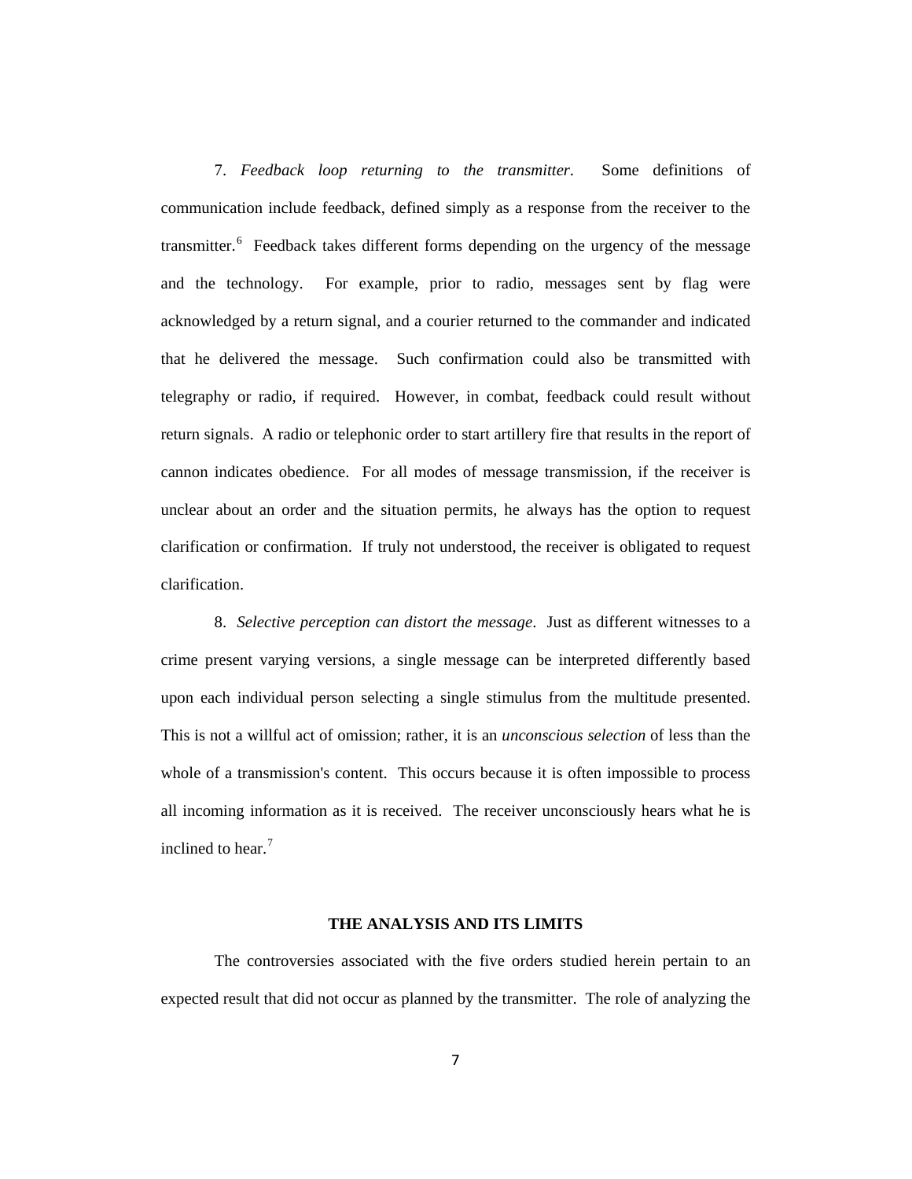7. *Feedback loop returning to the transmitter*. Some definitions of communication include feedback, defined simply as a response from the receiver to the transmitter.[6] Feedback takes different forms depending on the urgency of the message and the technology. For example, prior to radio, messages sent by flag were acknowledged by a return signal, and a courier returned to the commander and indicated that he delivered the message. Such confirmation could also be transmitted with telegraphy or radio, if required. However, in combat, feedback could result without return signals. A radio or telephonic order to start artillery fire that results in the report of cannon indicates obedience. For all modes of message transmission, if the receiver is unclear about an order and the situation permits, he always has the option to request clarification or confirmation. If truly not understood, the receiver is obligated to request clarification.

8. *Selective perception can distort the message*. Just as different witnesses to a crime present varying versions, a single message can be interpreted differently based upon each individual person selecting a single stimulus from the multitude presented. This is not a willful act of omission; rather, it is an *unconscious selection* of less than the whole of a transmission's content. This occurs because it is often impossible to process all incoming information as it is received. The receiver unconsciously hears what he is inclined to hear.[7]

## THE ANALYSIS AND ITS LIMITS

The controversies associated with the five orders studied herein pertain to an expected result that did not occur as planned by the transmitter. The role of analyzing the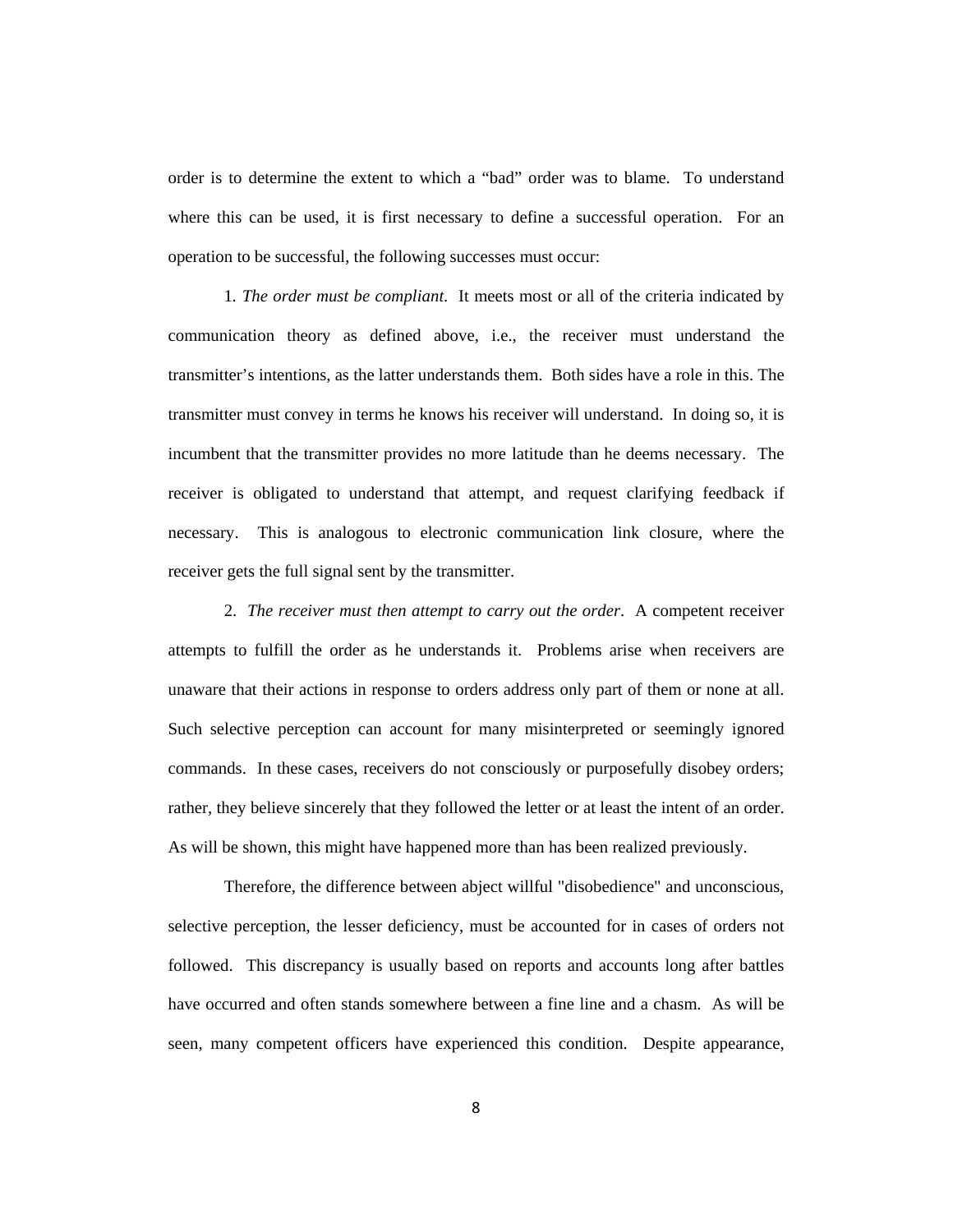order is to determine the extent to which a “bad” order was to blame. To understand where this can be used, it is first necessary to define a successful operation. For an operation to be successful, the following successes must occur:

1. *The order must be compliant.* It meets most or all of the criteria indicated by communication theory as defined above, i.e., the receiver must understand the transmitter’s intentions, as the latter understands them. Both sides have a role in this. The transmitter must convey in terms he knows his receiver will understand. In doing so, it is incumbent that the transmitter provides no more latitude than he deems necessary. The receiver is obligated to understand that attempt, and request clarifying feedback if necessary. This is analogous to electronic communication link closure, where the receiver gets the full signal sent by the transmitter.

2. *The receiver must then attempt to carry out the order*. A competent receiver attempts to fulfill the order as he understands it. Problems arise when receivers are unaware that their actions in response to orders address only part of them or none at all. Such selective perception can account for many misinterpreted or seemingly ignored commands. In these cases, receivers do not consciously or purposefully disobey orders; rather, they believe sincerely that they followed the letter or at least the intent of an order. As will be shown, this might have happened more than has been realized previously.

Therefore, the difference between abject willful "disobedience" and unconscious, selective perception, the lesser deficiency, must be accounted for in cases of orders not followed. This discrepancy is usually based on reports and accounts long after battles have occurred and often stands somewhere between a fine line and a chasm. As will be seen, many competent officers have experienced this condition. Despite appearance,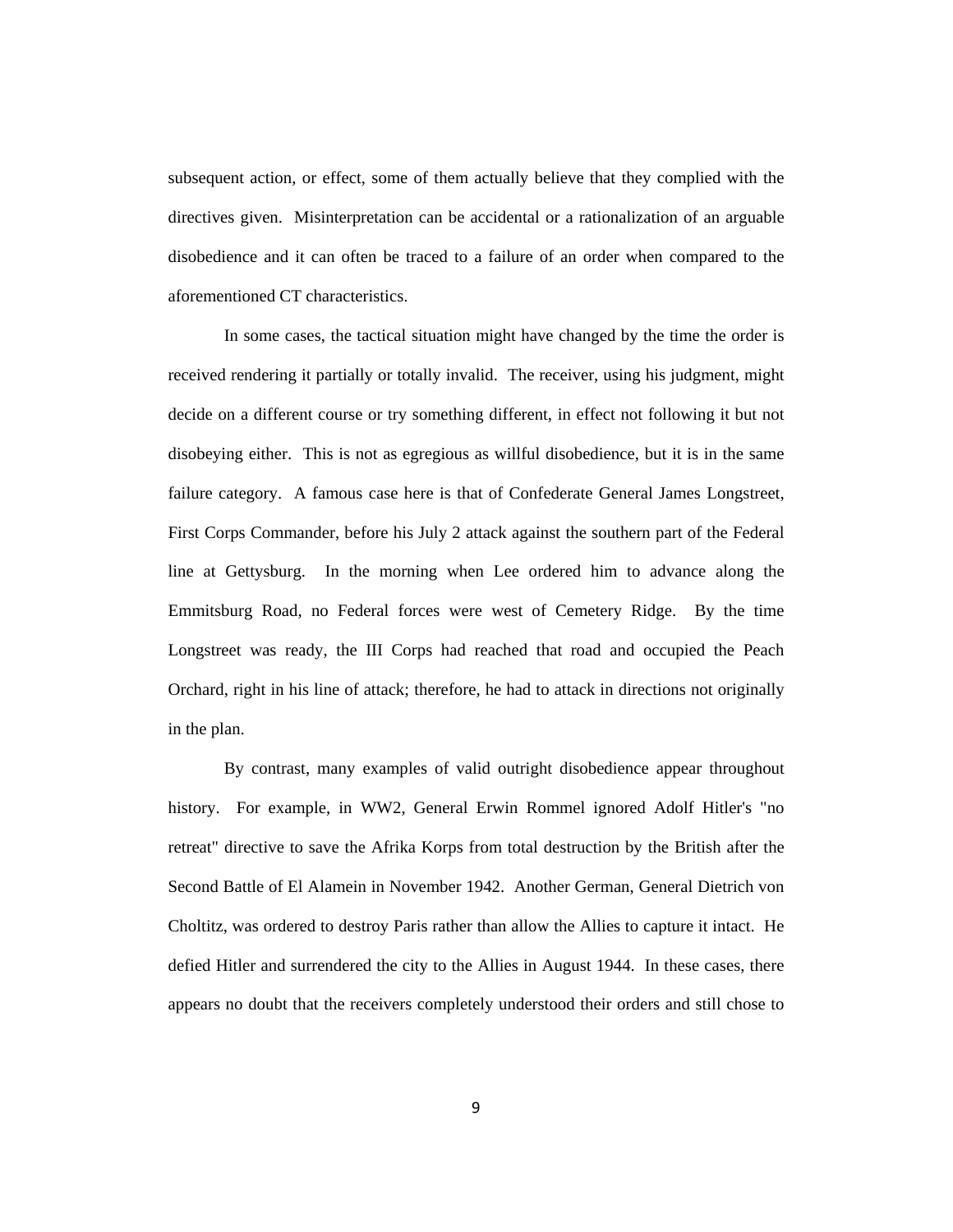subsequent action, or effect, some of them actually believe that they complied with the directives given. Misinterpretation can be accidental or a rationalization of an arguable disobedience and it can often be traced to a failure of an order when compared to the aforementioned CT characteristics.

In some cases, the tactical situation might have changed by the time the order is received rendering it partially or totally invalid. The receiver, using his judgment, might decide on a different course or try something different, in effect not following it but not disobeying either. This is not as egregious as willful disobedience, but it is in the same failure category. A famous case here is that of Confederate General James Longstreet, First Corps Commander, before his July 2 attack against the southern part of the Federal line at Gettysburg. In the morning when Lee ordered him to advance along the Emmitsburg Road, no Federal forces were west of Cemetery Ridge. By the time Longstreet was ready, the III Corps had reached that road and occupied the Peach Orchard, right in his line of attack; therefore, he had to attack in directions not originally in the plan.

By contrast, many examples of valid outright disobedience appear throughout history. For example, in WW2, General Erwin Rommel ignored Adolf Hitler's "no retreat" directive to save the Afrika Korps from total destruction by the British after the Second Battle of El Alamein in November 1942. Another German, General Dietrich von Choltitz, was ordered to destroy Paris rather than allow the Allies to capture it intact. He defied Hitler and surrendered the city to the Allies in August 1944. In these cases, there appears no doubt that the receivers completely understood their orders and still chose to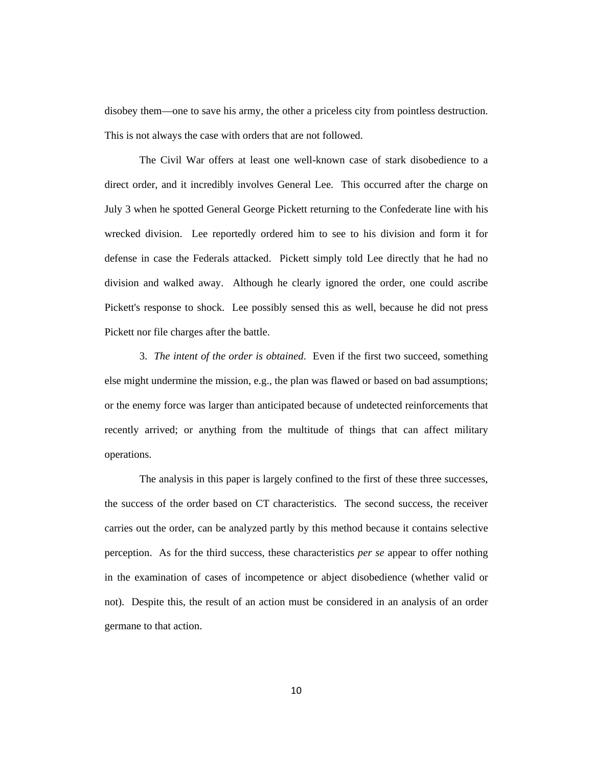disobey them—one to save his army, the other a priceless city from pointless destruction. This is not always the case with orders that are not followed.

The Civil War offers at least one well-known case of stark disobedience to a direct order, and it incredibly involves General Lee. This occurred after the charge on July 3 when he spotted General George Pickett returning to the Confederate line with his wrecked division. Lee reportedly ordered him to see to his division and form it for defense in case the Federals attacked. Pickett simply told Lee directly that he had no division and walked away. Although he clearly ignored the order, one could ascribe Pickett's response to shock. Lee possibly sensed this as well, because he did not press Pickett nor file charges after the battle.

3. *The intent of the order is obtained*. Even if the first two succeed, something else might undermine the mission, e.g., the plan was flawed or based on bad assumptions; or the enemy force was larger than anticipated because of undetected reinforcements that recently arrived; or anything from the multitude of things that can affect military operations.

The analysis in this paper is largely confined to the first of these three successes, the success of the order based on CT characteristics. The second success, the receiver carries out the order, can be analyzed partly by this method because it contains selective perception. As for the third success, these characteristics *per se* appear to offer nothing in the examination of cases of incompetence or abject disobedience (whether valid or not). Despite this, the result of an action must be considered in an analysis of an order germane to that action.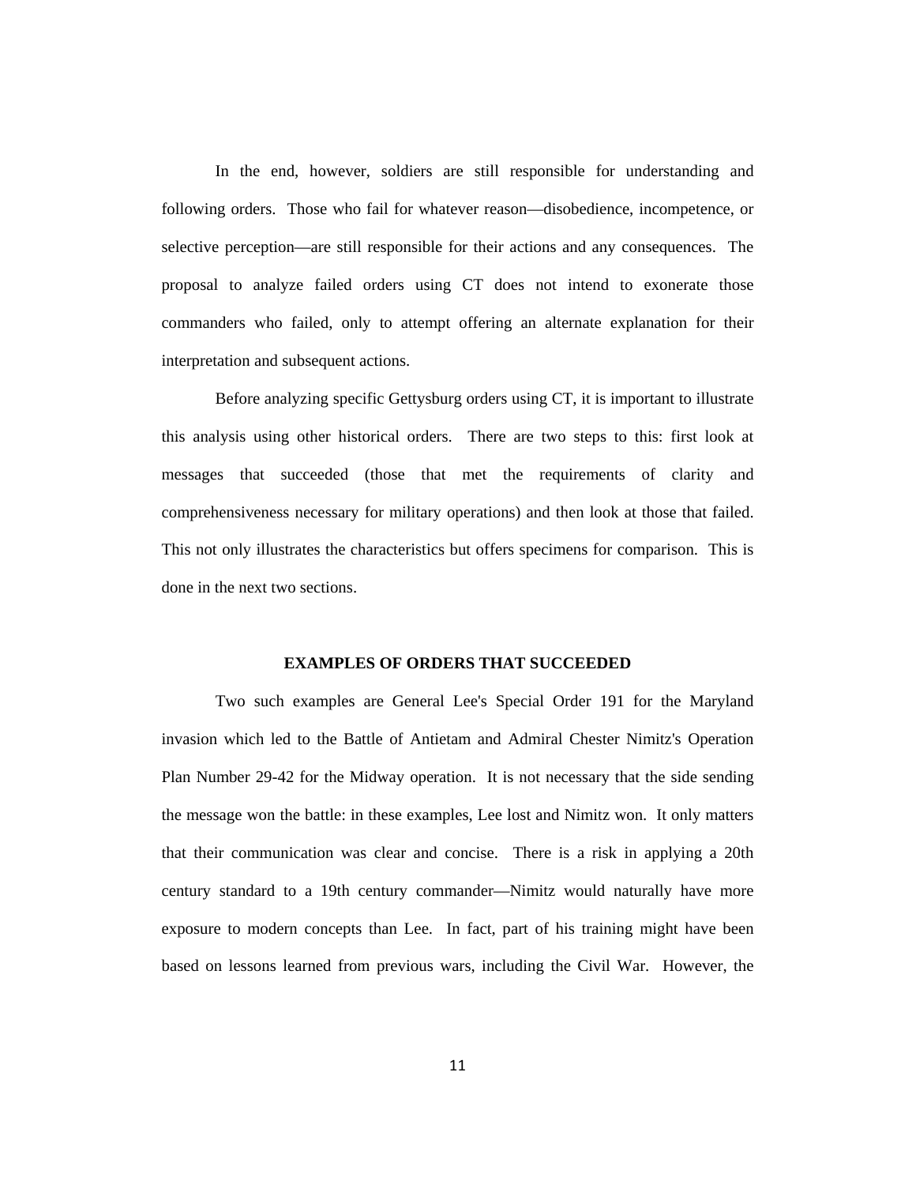In the end, however, soldiers are still responsible for understanding and following orders. Those who fail for whatever reason—disobedience, incompetence, or selective perception—are still responsible for their actions and any consequences. The proposal to analyze failed orders using CT does not intend to exonerate those commanders who failed, only to attempt offering an alternate explanation for their interpretation and subsequent actions.

Before analyzing specific Gettysburg orders using CT, it is important to illustrate this analysis using other historical orders. There are two steps to this: first look at messages that succeeded (those that met the requirements of clarity and comprehensiveness necessary for military operations) and then look at those that failed. This not only illustrates the characteristics but offers specimens for comparison. This is done in the next two sections.

## EXAMPLES OF ORDERS THAT SUCCEEDED

Two such examples are General Lee's Special Order 191 for the Maryland invasion which led to the Battle of Antietam and Admiral Chester Nimitz's Operation Plan Number 29-42 for the Midway operation. It is not necessary that the side sending the message won the battle: in these examples, Lee lost and Nimitz won. It only matters that their communication was clear and concise. There is a risk in applying a 20th century standard to a 19th century commander—Nimitz would naturally have more exposure to modern concepts than Lee. In fact, part of his training might have been based on lessons learned from previous wars, including the Civil War. However, the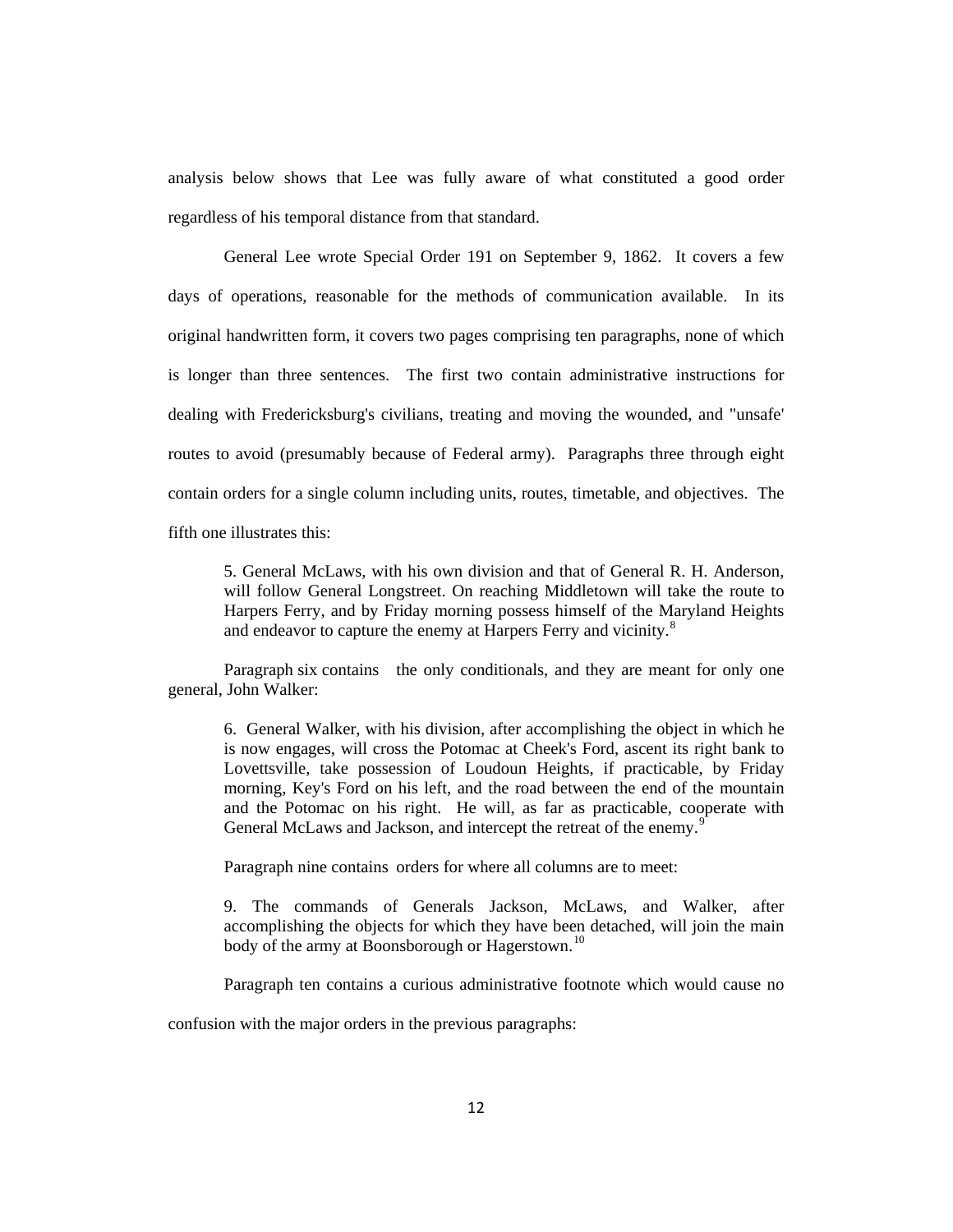analysis below shows that Lee was fully aware of what constituted a good order regardless of his temporal distance from that standard.

General Lee wrote Special Order 191 on September 9, 1862. It covers a few days of operations, reasonable for the methods of communication available. In its original handwritten form, it covers two pages comprising ten paragraphs, none of which is longer than three sentences. The first two contain administrative instructions for dealing with Fredericksburg's civilians, treating and moving the wounded, and "unsafe' routes to avoid (presumably because of Federal army). Paragraphs three through eight contain orders for a single column including units, routes, timetable, and objectives. The fifth one illustrates this:

> 5. General McLaws, with his own division and that of General R. H. Anderson, will follow General Longstreet. On reaching Middletown will take the route to Harpers Ferry, and by Friday morning possess himself of the Maryland Heights and endeavor to capture the enemy at Harpers Ferry and vicinity.[8]

Paragraph six contains the only conditionals, and they are meant for only one general, John Walker:

> 6. General Walker, with his division, after accomplishing the object in which he is now engages, will cross the Potomac at Cheek's Ford, ascent its right bank to Lovettsville, take possession of Loudoun Heights, if practicable, by Friday morning, Key's Ford on his left, and the road between the end of the mountain and the Potomac on his right. He will, as far as practicable, cooperate with General McLaws and Jackson, and intercept the retreat of the enemy.[9]

Paragraph nine contains orders for where all columns are to meet:

> 9. The commands of Generals Jackson, McLaws, and Walker, after accomplishing the objects for which they have been detached, will join the main body of the army at Boonsborough or Hagerstown.[10]

Paragraph ten contains a curious administrative footnote which would cause no confusion with the major orders in the previous paragraphs: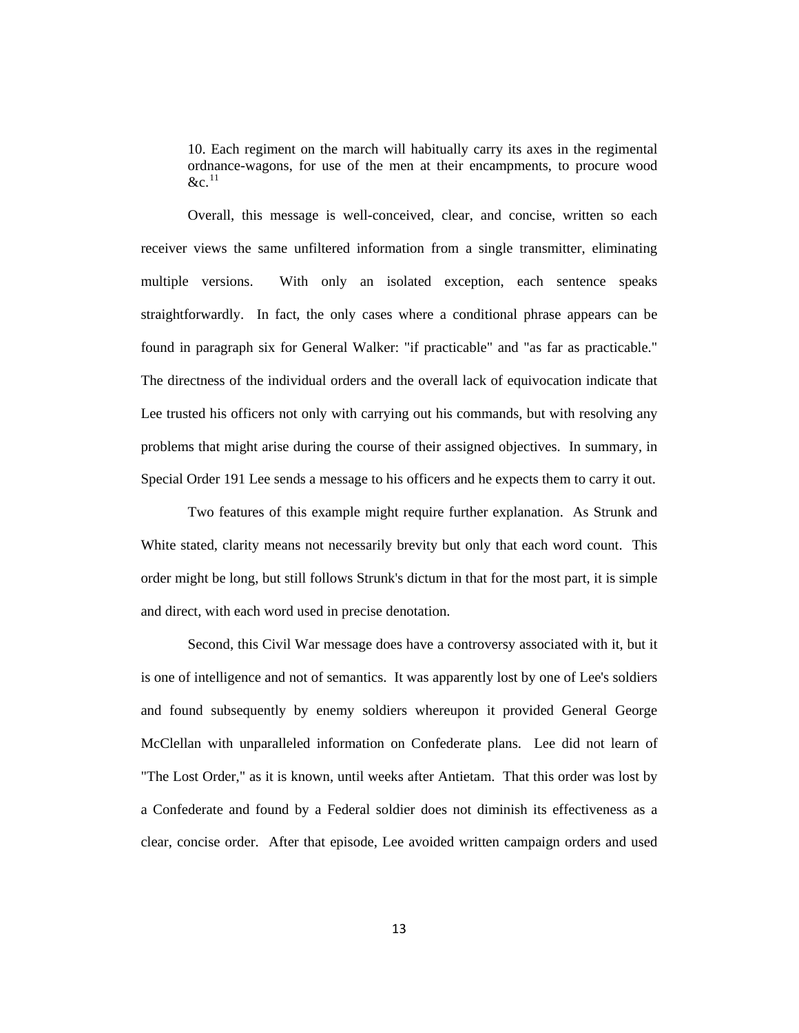> 10. Each regiment on the march will habitually carry its axes in the regimental ordnance-wagons, for use of the men at their encampments, to procure wood &c.[11]

Overall, this message is well-conceived, clear, and concise, written so each receiver views the same unfiltered information from a single transmitter, eliminating multiple versions. With only an isolated exception, each sentence speaks straightforwardly. In fact, the only cases where a conditional phrase appears can be found in paragraph six for General Walker: "if practicable" and "as far as practicable." The directness of the individual orders and the overall lack of equivocation indicate that Lee trusted his officers not only with carrying out his commands, but with resolving any problems that might arise during the course of their assigned objectives. In summary, in Special Order 191 Lee sends a message to his officers and he expects them to carry it out.

Two features of this example might require further explanation. As Strunk and White stated, clarity means not necessarily brevity but only that each word count. This order might be long, but still follows Strunk's dictum in that for the most part, it is simple and direct, with each word used in precise denotation.

Second, this Civil War message does have a controversy associated with it, but it is one of intelligence and not of semantics. It was apparently lost by one of Lee's soldiers and found subsequently by enemy soldiers whereupon it provided General George McClellan with unparalleled information on Confederate plans. Lee did not learn of "The Lost Order," as it is known, until weeks after Antietam. That this order was lost by a Confederate and found by a Federal soldier does not diminish its effectiveness as a clear, concise order. After that episode, Lee avoided written campaign orders and used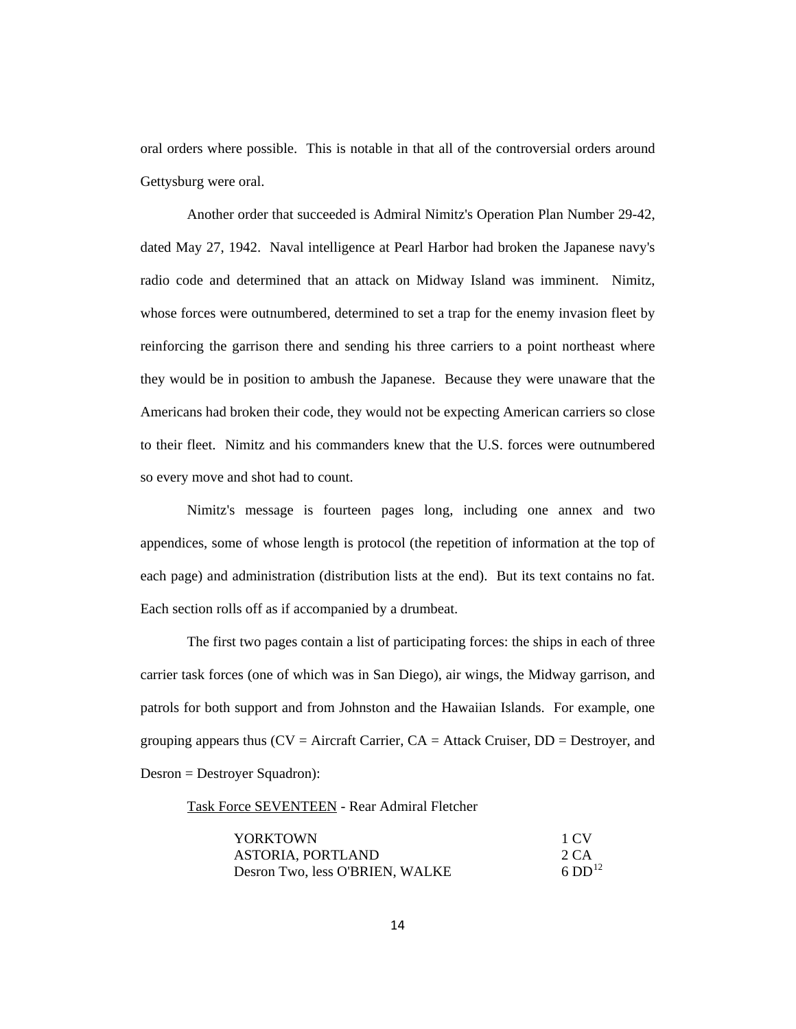oral orders where possible. This is notable in that all of the controversial orders around Gettysburg were oral.

Another order that succeeded is Admiral Nimitz's Operation Plan Number 29-42, dated May 27, 1942. Naval intelligence at Pearl Harbor had broken the Japanese navy's radio code and determined that an attack on Midway Island was imminent. Nimitz, whose forces were outnumbered, determined to set a trap for the enemy invasion fleet by reinforcing the garrison there and sending his three carriers to a point northeast where they would be in position to ambush the Japanese. Because they were unaware that the Americans had broken their code, they would not be expecting American carriers so close to their fleet. Nimitz and his commanders knew that the U.S. forces were outnumbered so every move and shot had to count.

Nimitz's message is fourteen pages long, including one annex and two appendices, some of whose length is protocol (the repetition of information at the top of each page) and administration (distribution lists at the end). But its text contains no fat. Each section rolls off as if accompanied by a drumbeat.

The first two pages contain a list of participating forces: the ships in each of three carrier task forces (one of which was in San Diego), air wings, the Midway garrison, and patrols for both support and from Johnston and the Hawaiian Islands. For example, one grouping appears thus (CV = Aircraft Carrier, CA = Attack Cruiser, DD = Destroyer, and Desron = Destroyer Squadron):

<u>Task Force SEVENTEEN</u> - Rear Admiral Fletcher

| | |
|---|---|
| YORKTOWN | 1 CV |
| ASTORIA, PORTLAND | 2 CA |
| Desron Two, less O'BRIEN, WALKE | 6 DD[12] |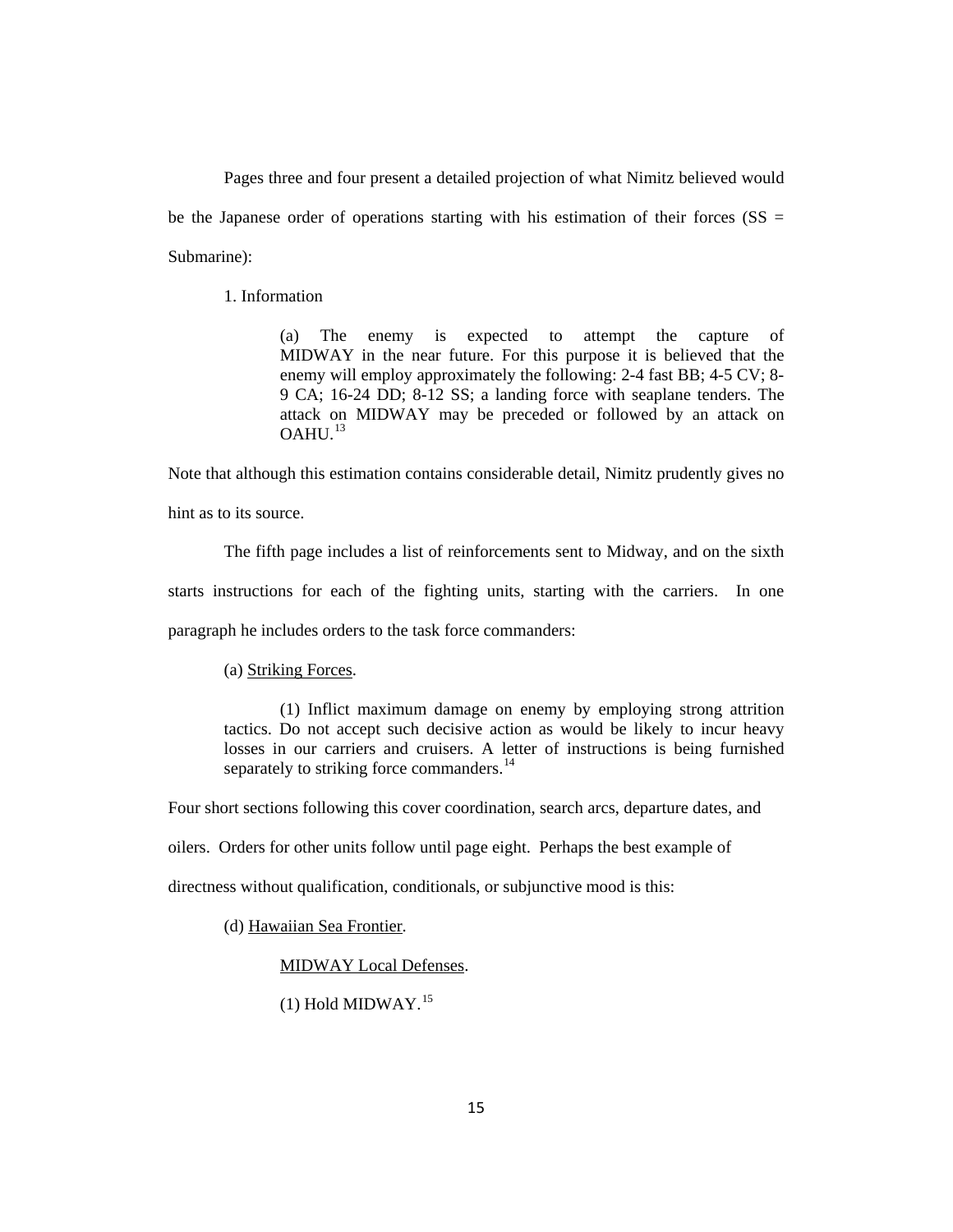Pages three and four present a detailed projection of what Nimitz believed would be the Japanese order of operations starting with his estimation of their forces (SS = Submarine):

1. Information

> (a) The enemy is expected to attempt the capture of MIDWAY in the near future. For this purpose it is believed that the enemy will employ approximately the following: 2-4 fast BB; 4-5 CV; 8-9 CA; 16-24 DD; 8-12 SS; a landing force with seaplane tenders. The attack on MIDWAY may be preceded or followed by an attack on OAHU.[13]

Note that although this estimation contains considerable detail, Nimitz prudently gives no hint as to its source.

The fifth page includes a list of reinforcements sent to Midway, and on the sixth starts instructions for each of the fighting units, starting with the carriers. In one paragraph he includes orders to the task force commanders:

> (a) <u>Striking Forces</u>.
>
> (1) Inflict maximum damage on enemy by employing strong attrition tactics. Do not accept such decisive action as would be likely to incur heavy losses in our carriers and cruisers. A letter of instructions is being furnished separately to striking force commanders.[14]

Four short sections following this cover coordination, search arcs, departure dates, and oilers. Orders for other units follow until page eight. Perhaps the best example of directness without qualification, conditionals, or subjunctive mood is this:

> (d) <u>Hawaiian Sea Frontier</u>.
>
> <u>MIDWAY Local Defenses</u>.
>
> (1) Hold MIDWAY.[15]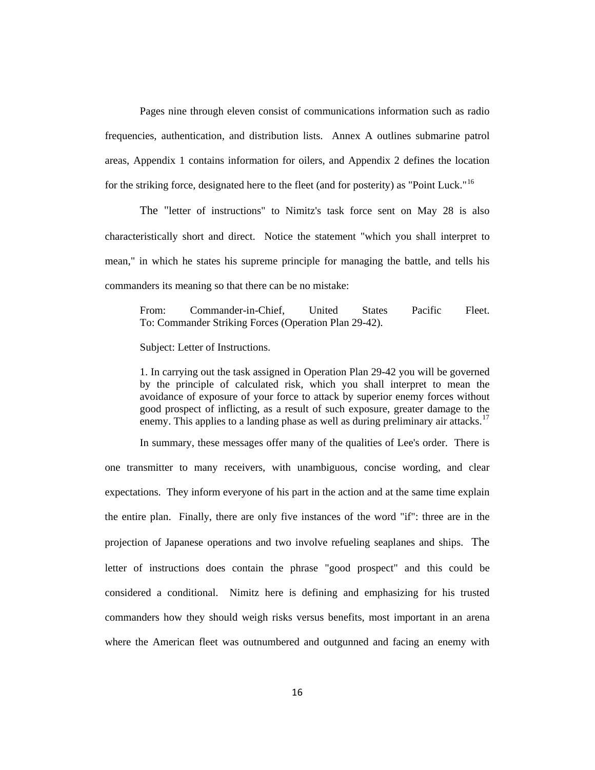Pages nine through eleven consist of communications information such as radio frequencies, authentication, and distribution lists. Annex A outlines submarine patrol areas, Appendix 1 contains information for oilers, and Appendix 2 defines the location for the striking force, designated here to the fleet (and for posterity) as "Point Luck."[16]

The "letter of instructions" to Nimitz's task force sent on May 28 is also characteristically short and direct. Notice the statement "which you shall interpret to mean," in which he states his supreme principle for managing the battle, and tells his commanders its meaning so that there can be no mistake:

> From: Commander-in-Chief, United States Pacific Fleet.
> To: Commander Striking Forces (Operation Plan 29-42).
>
> Subject: Letter of Instructions.
>
> 1. In carrying out the task assigned in Operation Plan 29-42 you will be governed by the principle of calculated risk, which you shall interpret to mean the avoidance of exposure of your force to attack by superior enemy forces without good prospect of inflicting, as a result of such exposure, greater damage to the enemy. This applies to a landing phase as well as during preliminary air attacks.[17]

In summary, these messages offer many of the qualities of Lee's order. There is one transmitter to many receivers, with unambiguous, concise wording, and clear expectations. They inform everyone of his part in the action and at the same time explain the entire plan. Finally, there are only five instances of the word "if": three are in the projection of Japanese operations and two involve refueling seaplanes and ships. The letter of instructions does contain the phrase "good prospect" and this could be considered a conditional. Nimitz here is defining and emphasizing for his trusted commanders how they should weigh risks versus benefits, most important in an arena where the American fleet was outnumbered and outgunned and facing an enemy with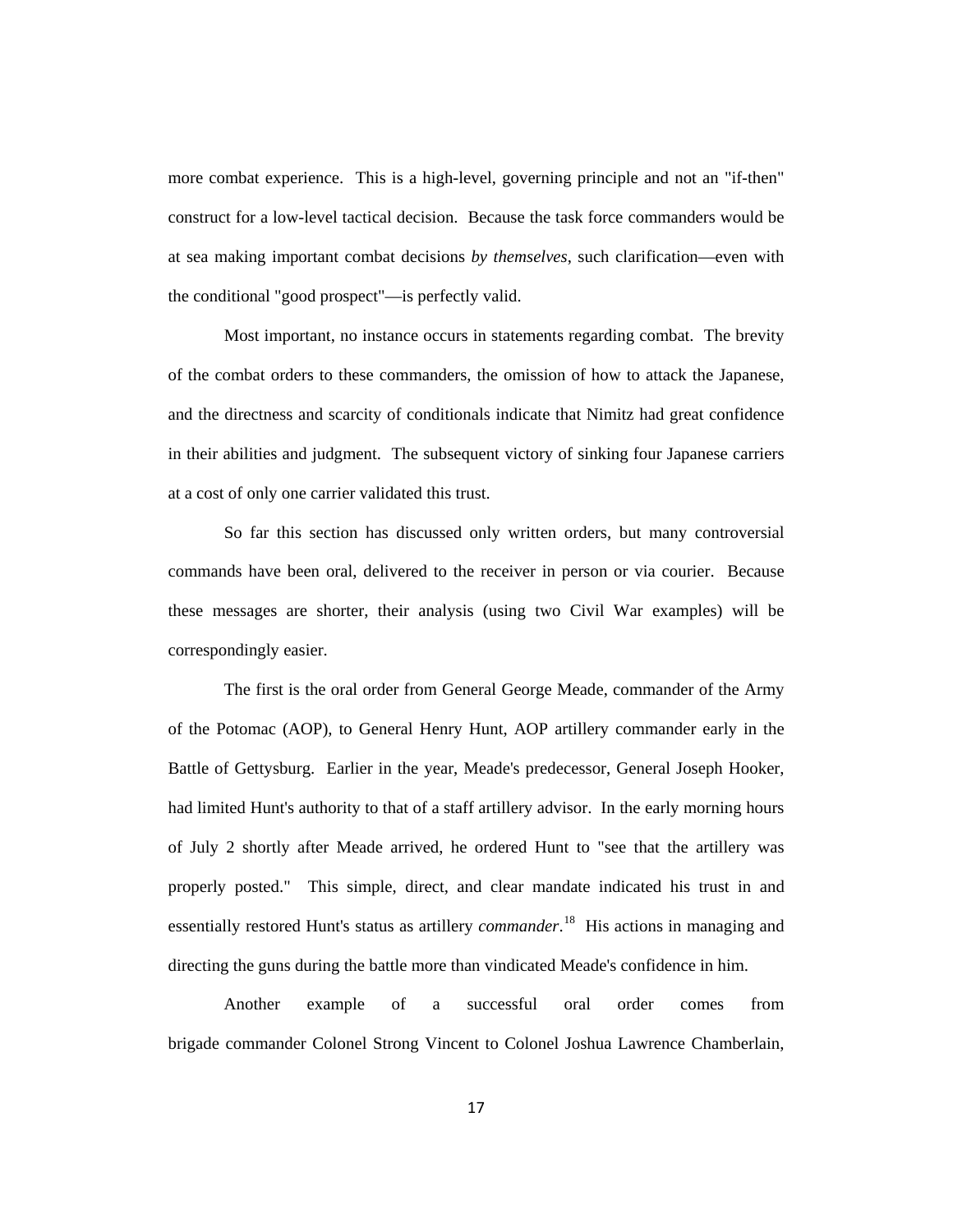more combat experience. This is a high-level, governing principle and not an "if-then" construct for a low-level tactical decision. Because the task force commanders would be at sea making important combat decisions *by themselves*, such clarification—even with the conditional "good prospect"—is perfectly valid.

Most important, no instance occurs in statements regarding combat. The brevity of the combat orders to these commanders, the omission of how to attack the Japanese, and the directness and scarcity of conditionals indicate that Nimitz had great confidence in their abilities and judgment. The subsequent victory of sinking four Japanese carriers at a cost of only one carrier validated this trust.

So far this section has discussed only written orders, but many controversial commands have been oral, delivered to the receiver in person or via courier. Because these messages are shorter, their analysis (using two Civil War examples) will be correspondingly easier.

The first is the oral order from General George Meade, commander of the Army of the Potomac (AOP), to General Henry Hunt, AOP artillery commander early in the Battle of Gettysburg. Earlier in the year, Meade's predecessor, General Joseph Hooker, had limited Hunt's authority to that of a staff artillery advisor. In the early morning hours of July 2 shortly after Meade arrived, he ordered Hunt to "see that the artillery was properly posted." This simple, direct, and clear mandate indicated his trust in and essentially restored Hunt's status as artillery *commander*.[18] His actions in managing and directing the guns during the battle more than vindicated Meade's confidence in him.

Another example of a successful oral order comes from brigade commander Colonel Strong Vincent to Colonel Joshua Lawrence Chamberlain,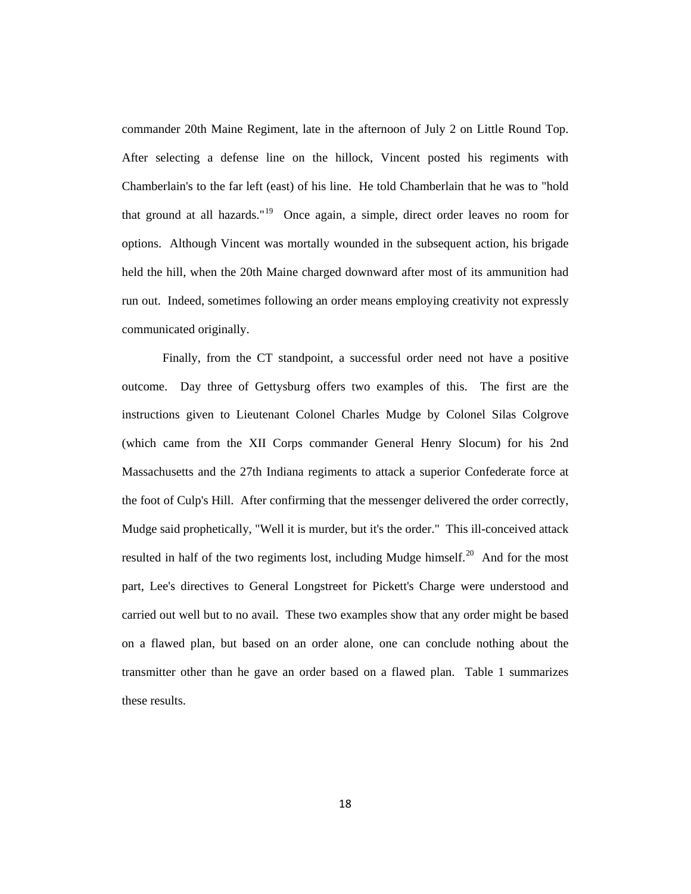commander 20th Maine Regiment, late in the afternoon of July 2 on Little Round Top. After selecting a defense line on the hillock, Vincent posted his regiments with Chamberlain's to the far left (east) of his line. He told Chamberlain that he was to "hold that ground at all hazards."[19] Once again, a simple, direct order leaves no room for options. Although Vincent was mortally wounded in the subsequent action, his brigade held the hill, when the 20th Maine charged downward after most of its ammunition had run out. Indeed, sometimes following an order means employing creativity not expressly communicated originally.

Finally, from the CT standpoint, a successful order need not have a positive outcome. Day three of Gettysburg offers two examples of this. The first are the instructions given to Lieutenant Colonel Charles Mudge by Colonel Silas Colgrove (which came from the XII Corps commander General Henry Slocum) for his 2nd Massachusetts and the 27th Indiana regiments to attack a superior Confederate force at the foot of Culp's Hill. After confirming that the messenger delivered the order correctly, Mudge said prophetically, "Well it is murder, but it's the order." This ill-conceived attack resulted in half of the two regiments lost, including Mudge himself.[20] And for the most part, Lee's directives to General Longstreet for Pickett's Charge were understood and carried out well but to no avail. These two examples show that any order might be based on a flawed plan, but based on an order alone, one can conclude nothing about the transmitter other than he gave an order based on a flawed plan. Table 1 summarizes these results.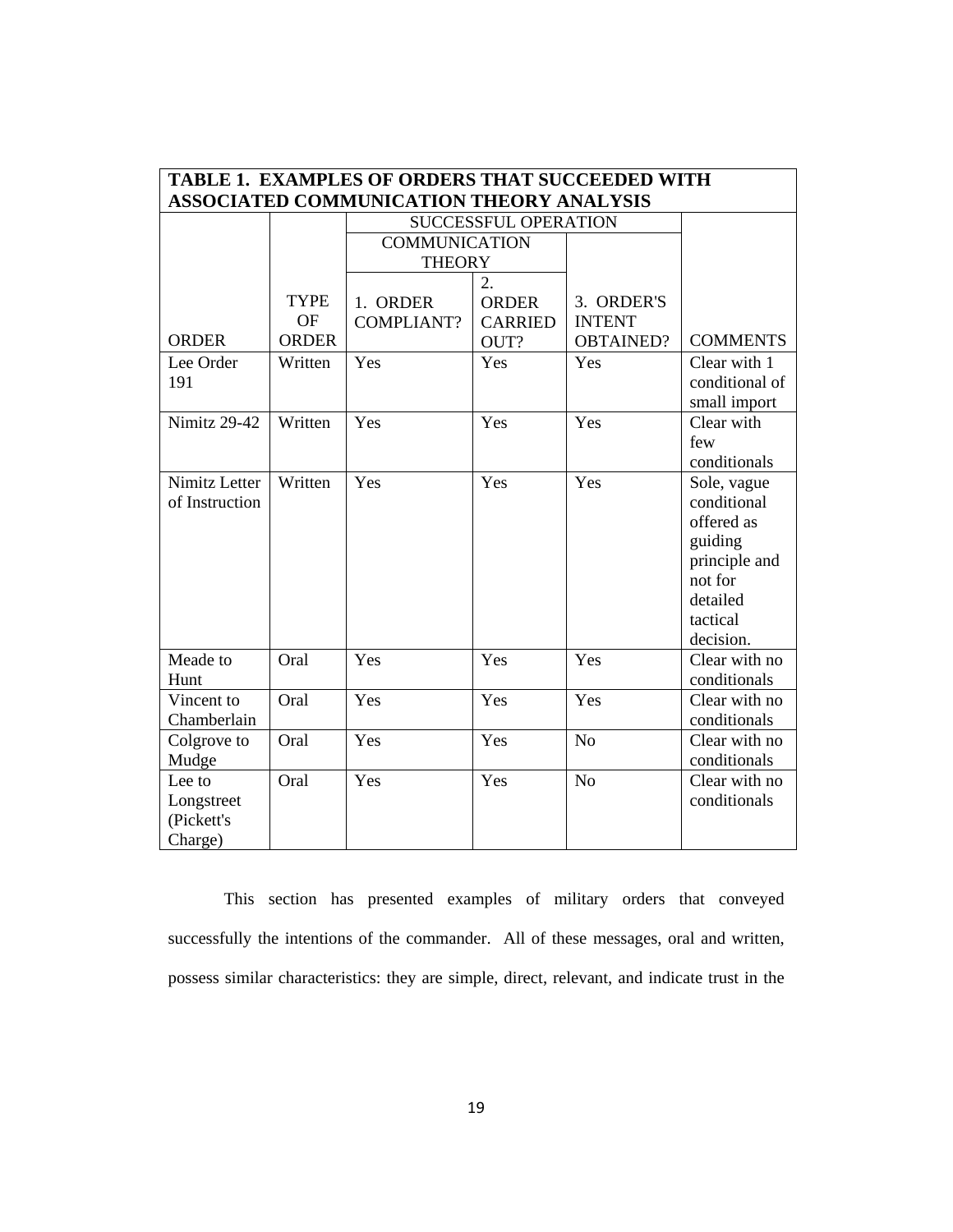**TABLE 1. EXAMPLES OF ORDERS THAT SUCCEEDED WITH ASSOCIATED COMMUNICATION THEORY ANALYSIS**

| ORDER | TYPE OF ORDER | SUCCESSFUL OPERATION | | | COMMENTS |
|---|---|---|---|---|---|
| | | COMMUNICATION THEORY | | | |
| | | 1. ORDER COMPLIANT? | 2. ORDER CARRIED OUT? | 3. ORDER'S INTENT OBTAINED? | |
| Lee Order 191 | Written | Yes | Yes | Yes | Clear with 1 conditional of small import |
| Nimitz 29-42 | Written | Yes | Yes | Yes | Clear with few conditionals |
| Nimitz Letter of Instruction | Written | Yes | Yes | Yes | Sole, vague conditional offered as guiding principle and not for detailed tactical decision. |
| Meade to Hunt | Oral | Yes | Yes | Yes | Clear with no conditionals |
| Vincent to Chamberlain | Oral | Yes | Yes | Yes | Clear with no conditionals |
| Colgrove to Mudge | Oral | Yes | Yes | No | Clear with no conditionals |
| Lee to Longstreet (Pickett's Charge) | Oral | Yes | Yes | No | Clear with no conditionals |

This section has presented examples of military orders that conveyed successfully the intentions of the commander. All of these messages, oral and written, possess similar characteristics: they are simple, direct, relevant, and indicate trust in the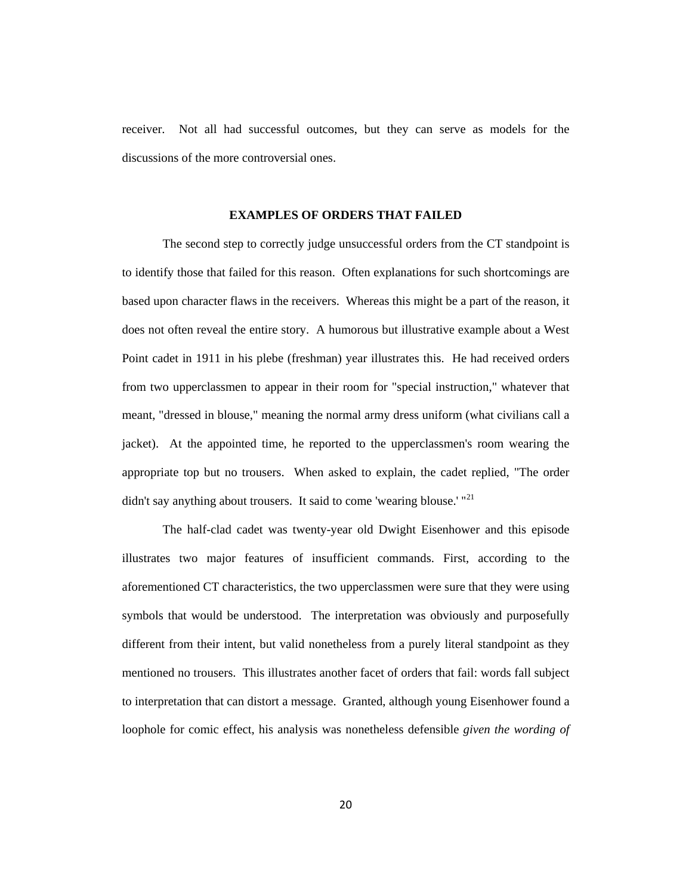receiver. Not all had successful outcomes, but they can serve as models for the discussions of the more controversial ones.

## EXAMPLES OF ORDERS THAT FAILED

The second step to correctly judge unsuccessful orders from the CT standpoint is to identify those that failed for this reason. Often explanations for such shortcomings are based upon character flaws in the receivers. Whereas this might be a part of the reason, it does not often reveal the entire story. A humorous but illustrative example about a West Point cadet in 1911 in his plebe (freshman) year illustrates this. He had received orders from two upperclassmen to appear in their room for "special instruction," whatever that meant, "dressed in blouse," meaning the normal army dress uniform (what civilians call a jacket). At the appointed time, he reported to the upperclassmen's room wearing the appropriate top but no trousers. When asked to explain, the cadet replied, "The order didn't say anything about trousers. It said to come 'wearing blouse.' "[21]

The half-clad cadet was twenty-year old Dwight Eisenhower and this episode illustrates two major features of insufficient commands. First, according to the aforementioned CT characteristics, the two upperclassmen were sure that they were using symbols that would be understood. The interpretation was obviously and purposefully different from their intent, but valid nonetheless from a purely literal standpoint as they mentioned no trousers. This illustrates another facet of orders that fail: words fall subject to interpretation that can distort a message. Granted, although young Eisenhower found a loophole for comic effect, his analysis was nonetheless defensible *given the wording of*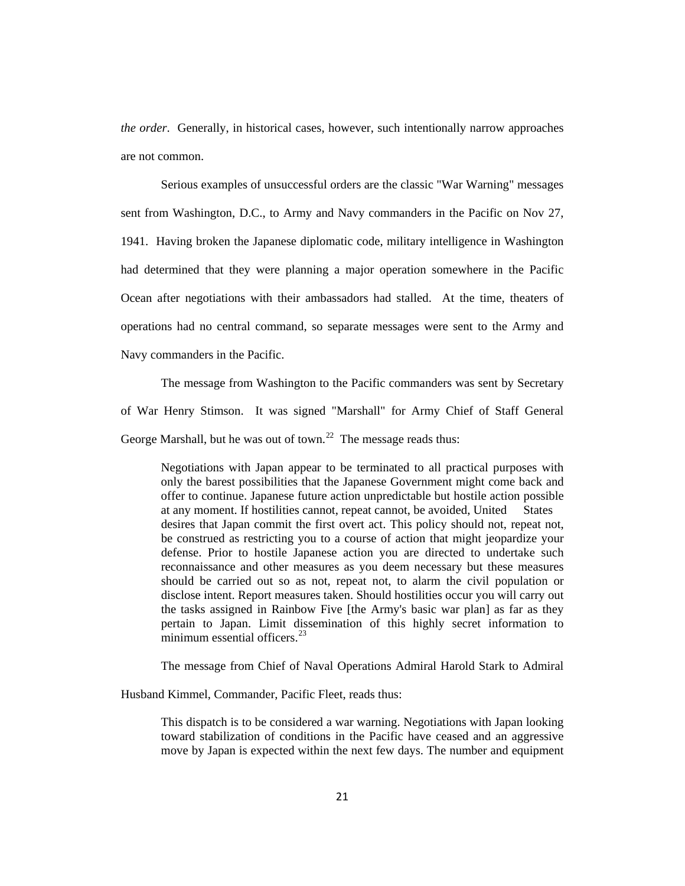*the order*. Generally, in historical cases, however, such intentionally narrow approaches are not common.

Serious examples of unsuccessful orders are the classic "War Warning" messages sent from Washington, D.C., to Army and Navy commanders in the Pacific on Nov 27, 1941. Having broken the Japanese diplomatic code, military intelligence in Washington had determined that they were planning a major operation somewhere in the Pacific Ocean after negotiations with their ambassadors had stalled. At the time, theaters of operations had no central command, so separate messages were sent to the Army and Navy commanders in the Pacific.

The message from Washington to the Pacific commanders was sent by Secretary of War Henry Stimson. It was signed "Marshall" for Army Chief of Staff General George Marshall, but he was out of town.[22] The message reads thus:

> Negotiations with Japan appear to be terminated to all practical purposes with only the barest possibilities that the Japanese Government might come back and offer to continue. Japanese future action unpredictable but hostile action possible at any moment. If hostilities cannot, repeat cannot, be avoided, United States desires that Japan commit the first overt act. This policy should not, repeat not, be construed as restricting you to a course of action that might jeopardize your defense. Prior to hostile Japanese action you are directed to undertake such reconnaissance and other measures as you deem necessary but these measures should be carried out so as not, repeat not, to alarm the civil population or disclose intent. Report measures taken. Should hostilities occur you will carry out the tasks assigned in Rainbow Five [the Army's basic war plan] as far as they pertain to Japan. Limit dissemination of this highly secret information to minimum essential officers.[23]

The message from Chief of Naval Operations Admiral Harold Stark to Admiral Husband Kimmel, Commander, Pacific Fleet, reads thus:

> This dispatch is to be considered a war warning. Negotiations with Japan looking toward stabilization of conditions in the Pacific have ceased and an aggressive move by Japan is expected within the next few days. The number and equipment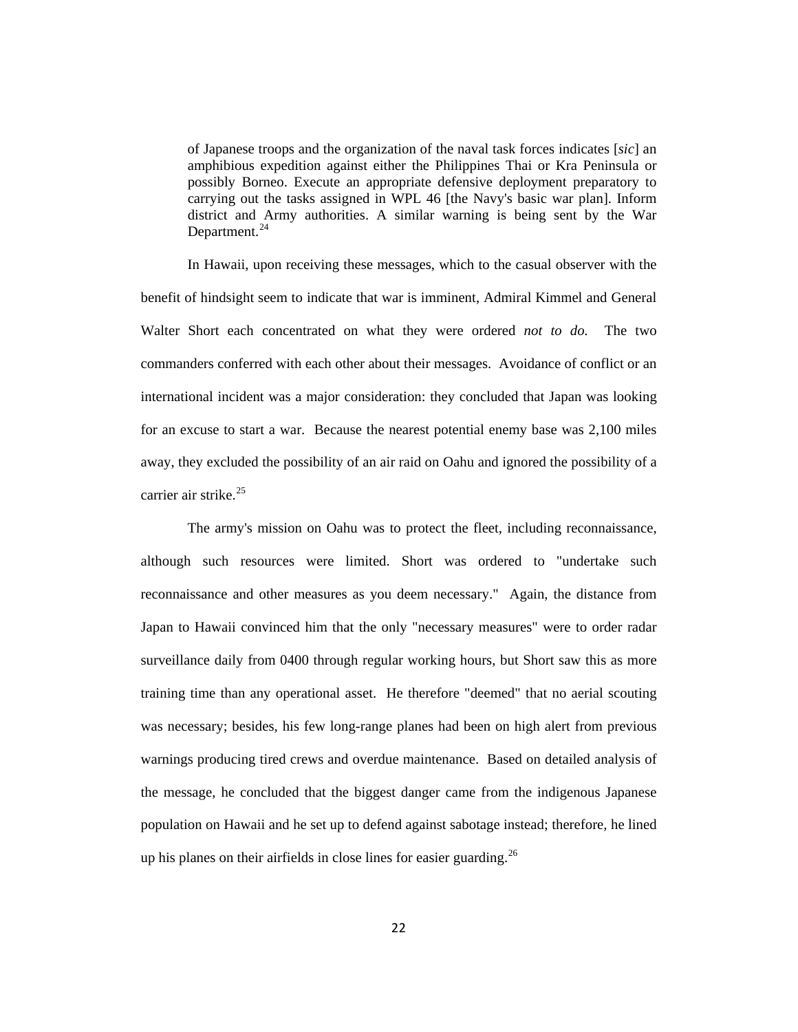> of Japanese troops and the organization of the naval task forces indicates [*sic*] an amphibious expedition against either the Philippines Thai or Kra Peninsula or possibly Borneo. Execute an appropriate defensive deployment preparatory to carrying out the tasks assigned in WPL 46 [the Navy's basic war plan]. Inform district and Army authorities. A similar warning is being sent by the War Department.[24]

In Hawaii, upon receiving these messages, which to the casual observer with the benefit of hindsight seem to indicate that war is imminent, Admiral Kimmel and General Walter Short each concentrated on what they were ordered *not to do.* The two commanders conferred with each other about their messages. Avoidance of conflict or an international incident was a major consideration: they concluded that Japan was looking for an excuse to start a war. Because the nearest potential enemy base was 2,100 miles away, they excluded the possibility of an air raid on Oahu and ignored the possibility of a carrier air strike.[25]

The army's mission on Oahu was to protect the fleet, including reconnaissance, although such resources were limited. Short was ordered to "undertake such reconnaissance and other measures as you deem necessary." Again, the distance from Japan to Hawaii convinced him that the only "necessary measures" were to order radar surveillance daily from 0400 through regular working hours, but Short saw this as more training time than any operational asset. He therefore "deemed" that no aerial scouting was necessary; besides, his few long-range planes had been on high alert from previous warnings producing tired crews and overdue maintenance. Based on detailed analysis of the message, he concluded that the biggest danger came from the indigenous Japanese population on Hawaii and he set up to defend against sabotage instead; therefore, he lined up his planes on their airfields in close lines for easier guarding.[26]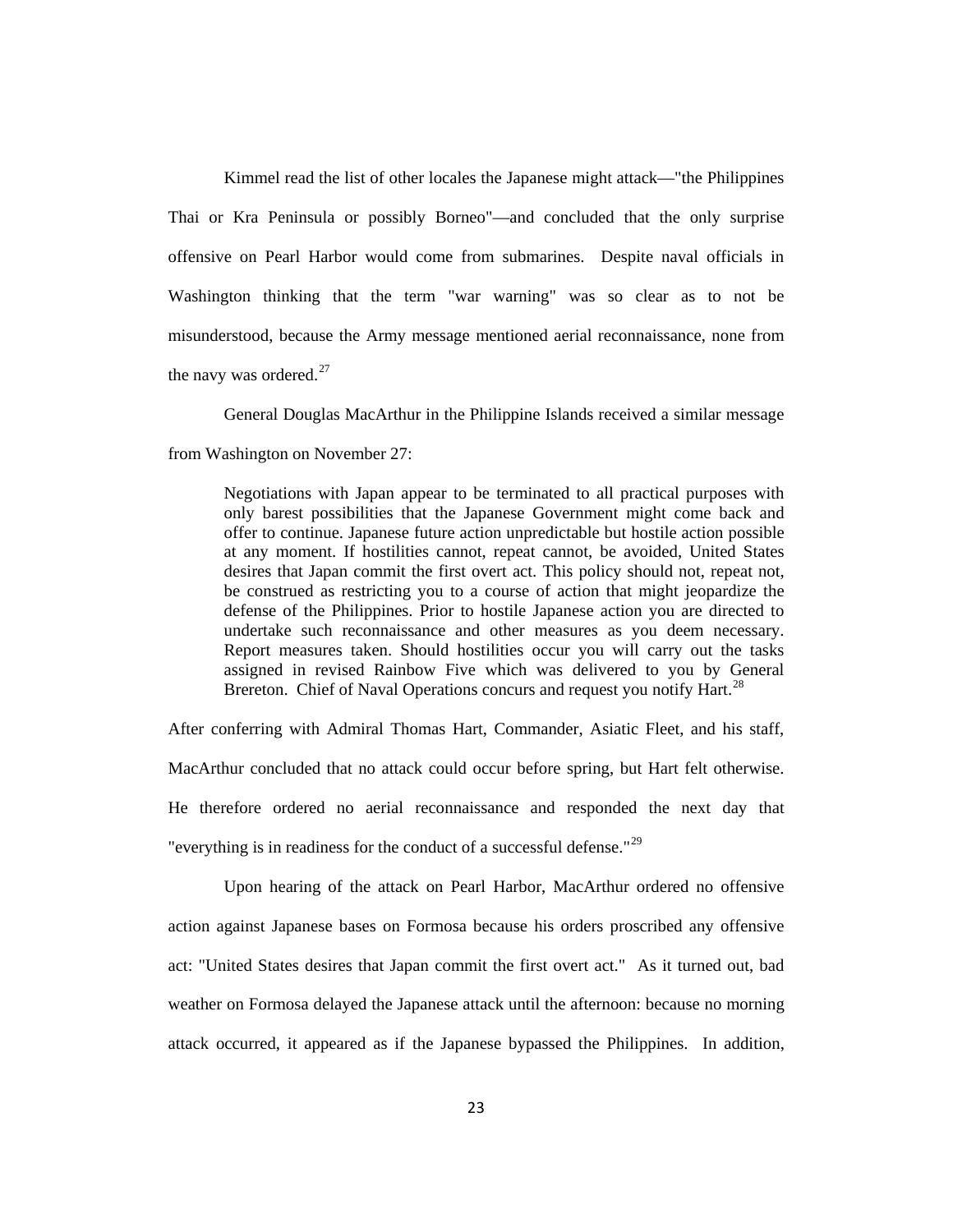Kimmel read the list of other locales the Japanese might attack—"the Philippines Thai or Kra Peninsula or possibly Borneo"—and concluded that the only surprise offensive on Pearl Harbor would come from submarines. Despite naval officials in Washington thinking that the term "war warning" was so clear as to not be misunderstood, because the Army message mentioned aerial reconnaissance, none from the navy was ordered.[27]

General Douglas MacArthur in the Philippine Islands received a similar message from Washington on November 27:

> Negotiations with Japan appear to be terminated to all practical purposes with only barest possibilities that the Japanese Government might come back and offer to continue. Japanese future action unpredictable but hostile action possible at any moment. If hostilities cannot, repeat cannot, be avoided, United States desires that Japan commit the first overt act. This policy should not, repeat not, be construed as restricting you to a course of action that might jeopardize the defense of the Philippines. Prior to hostile Japanese action you are directed to undertake such reconnaissance and other measures as you deem necessary. Report measures taken. Should hostilities occur you will carry out the tasks assigned in revised Rainbow Five which was delivered to you by General Brereton. Chief of Naval Operations concurs and request you notify Hart.[28]

After conferring with Admiral Thomas Hart, Commander, Asiatic Fleet, and his staff, MacArthur concluded that no attack could occur before spring, but Hart felt otherwise. He therefore ordered no aerial reconnaissance and responded the next day that "everything is in readiness for the conduct of a successful defense."[29]

Upon hearing of the attack on Pearl Harbor, MacArthur ordered no offensive action against Japanese bases on Formosa because his orders proscribed any offensive act: "United States desires that Japan commit the first overt act." As it turned out, bad weather on Formosa delayed the Japanese attack until the afternoon: because no morning attack occurred, it appeared as if the Japanese bypassed the Philippines. In addition,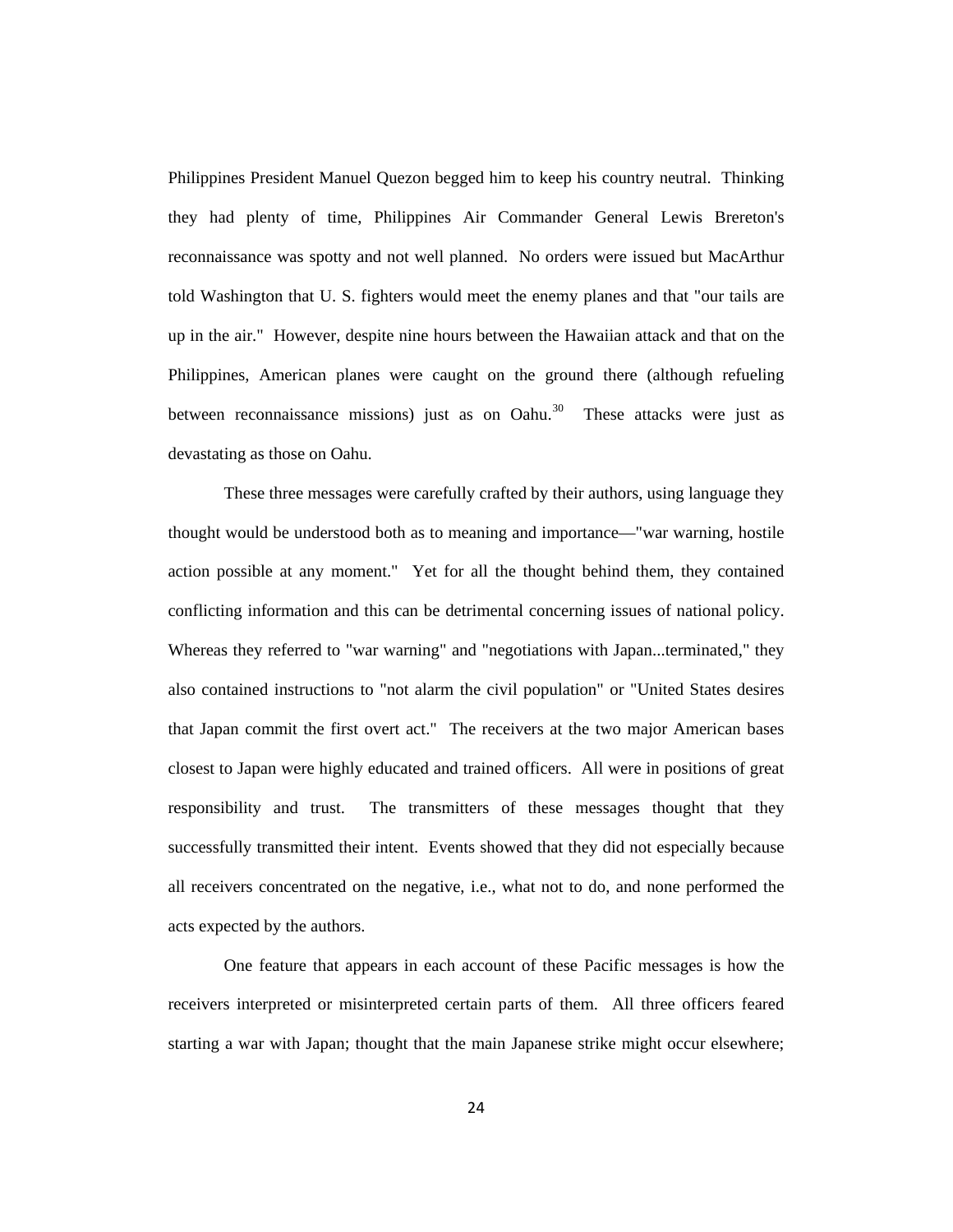Philippines President Manuel Quezon begged him to keep his country neutral. Thinking they had plenty of time, Philippines Air Commander General Lewis Brereton's reconnaissance was spotty and not well planned. No orders were issued but MacArthur told Washington that U. S. fighters would meet the enemy planes and that "our tails are up in the air." However, despite nine hours between the Hawaiian attack and that on the Philippines, American planes were caught on the ground there (although refueling between reconnaissance missions) just as on Oahu.[30] These attacks were just as devastating as those on Oahu.

These three messages were carefully crafted by their authors, using language they thought would be understood both as to meaning and importance—"war warning, hostile action possible at any moment." Yet for all the thought behind them, they contained conflicting information and this can be detrimental concerning issues of national policy. Whereas they referred to "war warning" and "negotiations with Japan...terminated," they also contained instructions to "not alarm the civil population" or "United States desires that Japan commit the first overt act." The receivers at the two major American bases closest to Japan were highly educated and trained officers. All were in positions of great responsibility and trust. The transmitters of these messages thought that they successfully transmitted their intent. Events showed that they did not especially because all receivers concentrated on the negative, i.e., what not to do, and none performed the acts expected by the authors.

One feature that appears in each account of these Pacific messages is how the receivers interpreted or misinterpreted certain parts of them. All three officers feared starting a war with Japan; thought that the main Japanese strike might occur elsewhere;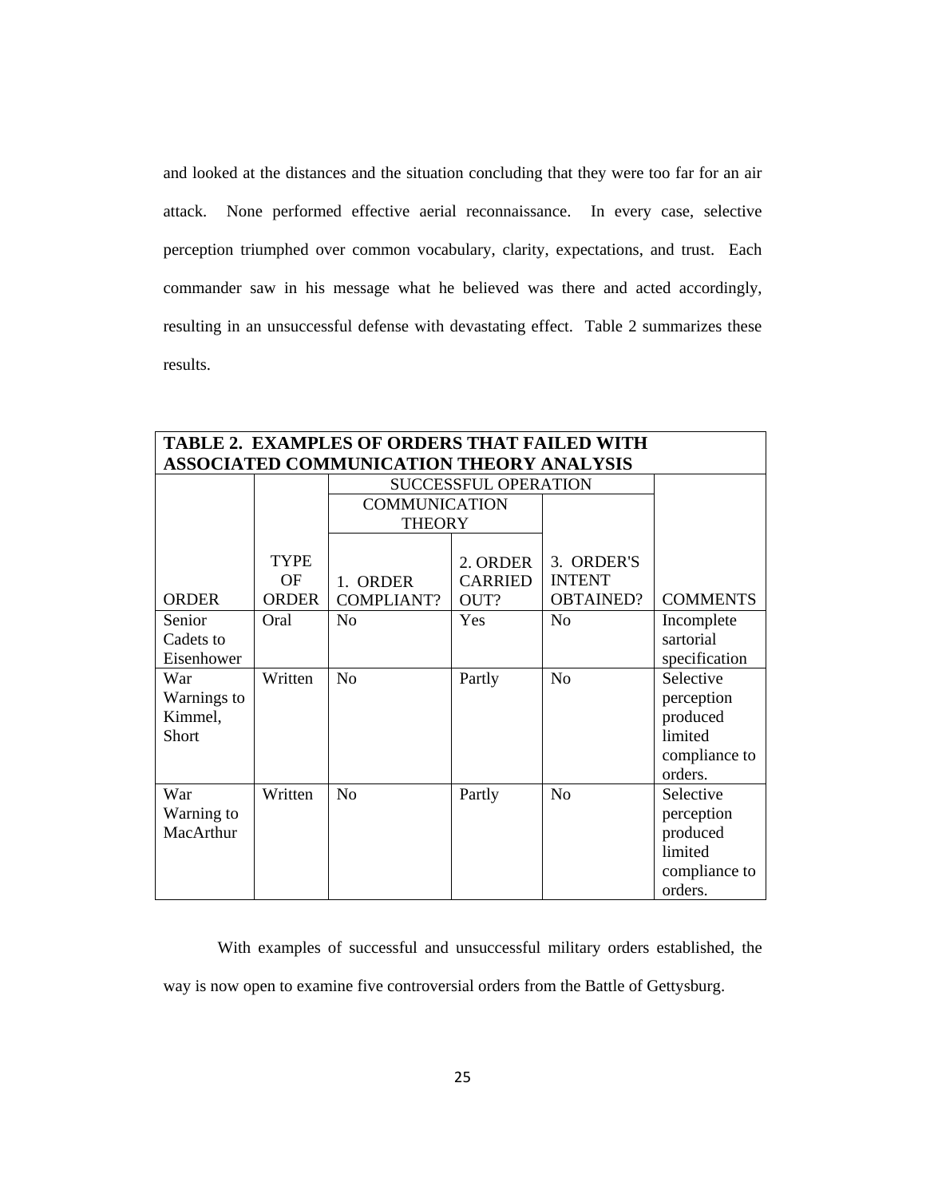and looked at the distances and the situation concluding that they were too far for an air attack. None performed effective aerial reconnaissance. In every case, selective perception triumphed over common vocabulary, clarity, expectations, and trust. Each commander saw in his message what he believed was there and acted accordingly, resulting in an unsuccessful defense with devastating effect. Table 2 summarizes these results.

**TABLE 2. EXAMPLES OF ORDERS THAT FAILED WITH ASSOCIATED COMMUNICATION THEORY ANALYSIS**

| | | SUCCESSFUL OPERATION | | | |
|---|---|---|---|---|---|
| | | COMMUNICATION THEORY | | | |
| ORDER | TYPE OF ORDER | 1. ORDER COMPLIANT? | 2. ORDER CARRIED OUT? | 3. ORDER'S INTENT OBTAINED? | COMMENTS |
| Senior Cadets to Eisenhower | Oral | No | Yes | No | Incomplete sartorial specification |
| War Warnings to Kimmel, Short | Written | No | Partly | No | Selective perception produced limited compliance to orders. |
| War Warning to MacArthur | Written | No | Partly | No | Selective perception produced limited compliance to orders. |

With examples of successful and unsuccessful military orders established, the way is now open to examine five controversial orders from the Battle of Gettysburg.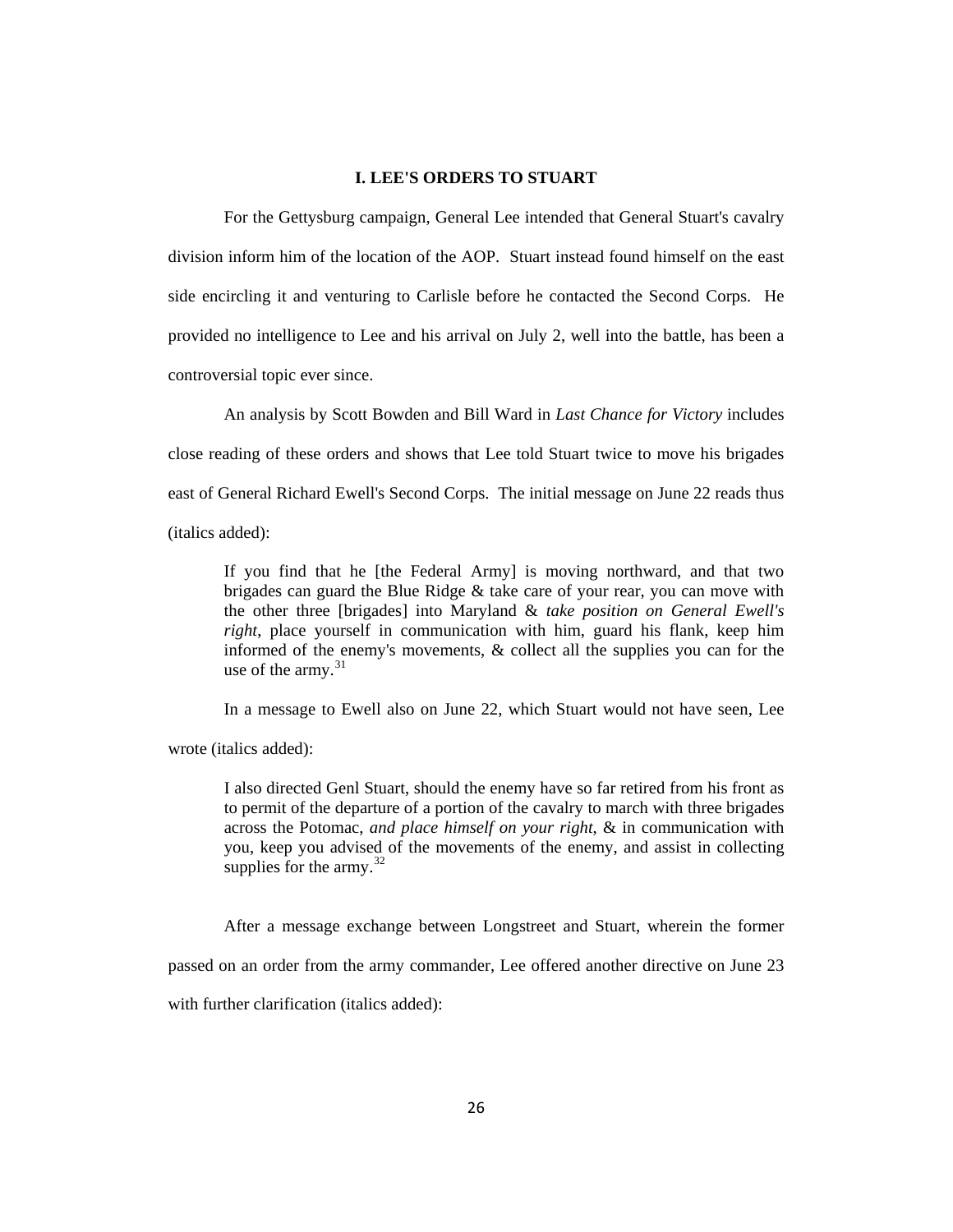## I. LEE'S ORDERS TO STUART

For the Gettysburg campaign, General Lee intended that General Stuart's cavalry division inform him of the location of the AOP. Stuart instead found himself on the east side encircling it and venturing to Carlisle before he contacted the Second Corps. He provided no intelligence to Lee and his arrival on July 2, well into the battle, has been a controversial topic ever since.

An analysis by Scott Bowden and Bill Ward in *Last Chance for Victory* includes close reading of these orders and shows that Lee told Stuart twice to move his brigades east of General Richard Ewell's Second Corps. The initial message on June 22 reads thus (italics added):

> If you find that he [the Federal Army] is moving northward, and that two brigades can guard the Blue Ridge & take care of your rear, you can move with the other three [brigades] into Maryland & *take position on General Ewell's right*, place yourself in communication with him, guard his flank, keep him informed of the enemy's movements, & collect all the supplies you can for the use of the army.[31]

In a message to Ewell also on June 22, which Stuart would not have seen, Lee wrote (italics added):

> I also directed Genl Stuart, should the enemy have so far retired from his front as to permit of the departure of a portion of the cavalry to march with three brigades across the Potomac, *and place himself on your right*, & in communication with you, keep you advised of the movements of the enemy, and assist in collecting supplies for the army.[32]

After a message exchange between Longstreet and Stuart, wherein the former passed on an order from the army commander, Lee offered another directive on June 23 with further clarification (italics added):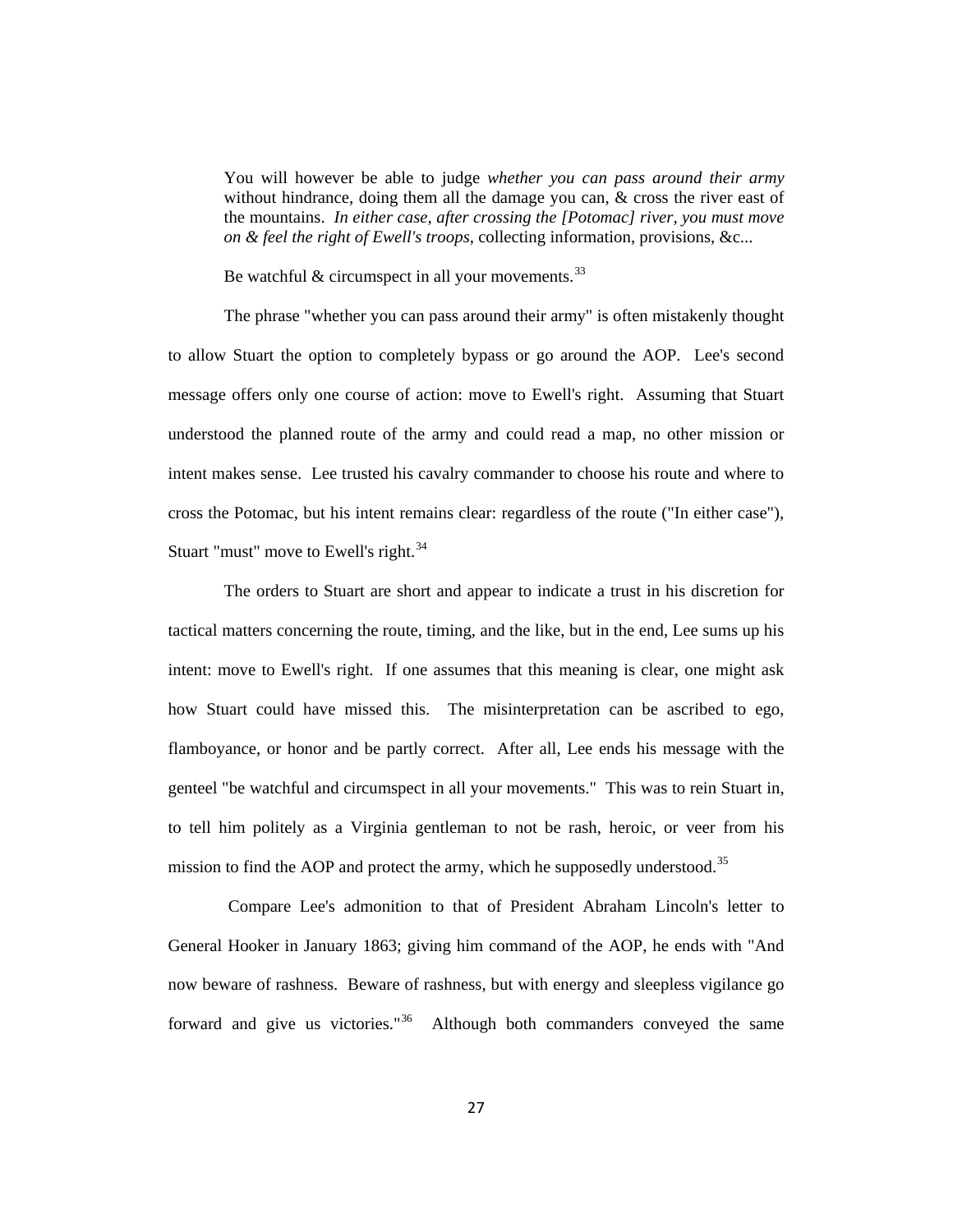> You will however be able to judge *whether you can pass around their army* without hindrance, doing them all the damage you can, & cross the river east of the mountains. *In either case, after crossing the [Potomac] river, you must move on & feel the right of Ewell's troops*, collecting information, provisions, &c...
>
> Be watchful & circumspect in all your movements.[33]

The phrase "whether you can pass around their army" is often mistakenly thought to allow Stuart the option to completely bypass or go around the AOP. Lee's second message offers only one course of action: move to Ewell's right. Assuming that Stuart understood the planned route of the army and could read a map, no other mission or intent makes sense. Lee trusted his cavalry commander to choose his route and where to cross the Potomac, but his intent remains clear: regardless of the route ("In either case"), Stuart "must" move to Ewell's right.[34]

The orders to Stuart are short and appear to indicate a trust in his discretion for tactical matters concerning the route, timing, and the like, but in the end, Lee sums up his intent: move to Ewell's right. If one assumes that this meaning is clear, one might ask how Stuart could have missed this. The misinterpretation can be ascribed to ego, flamboyance, or honor and be partly correct. After all, Lee ends his message with the genteel "be watchful and circumspect in all your movements." This was to rein Stuart in, to tell him politely as a Virginia gentleman to not be rash, heroic, or veer from his mission to find the AOP and protect the army, which he supposedly understood.[35]

Compare Lee's admonition to that of President Abraham Lincoln's letter to General Hooker in January 1863; giving him command of the AOP, he ends with "And now beware of rashness. Beware of rashness, but with energy and sleepless vigilance go forward and give us victories."[36] Although both commanders conveyed the same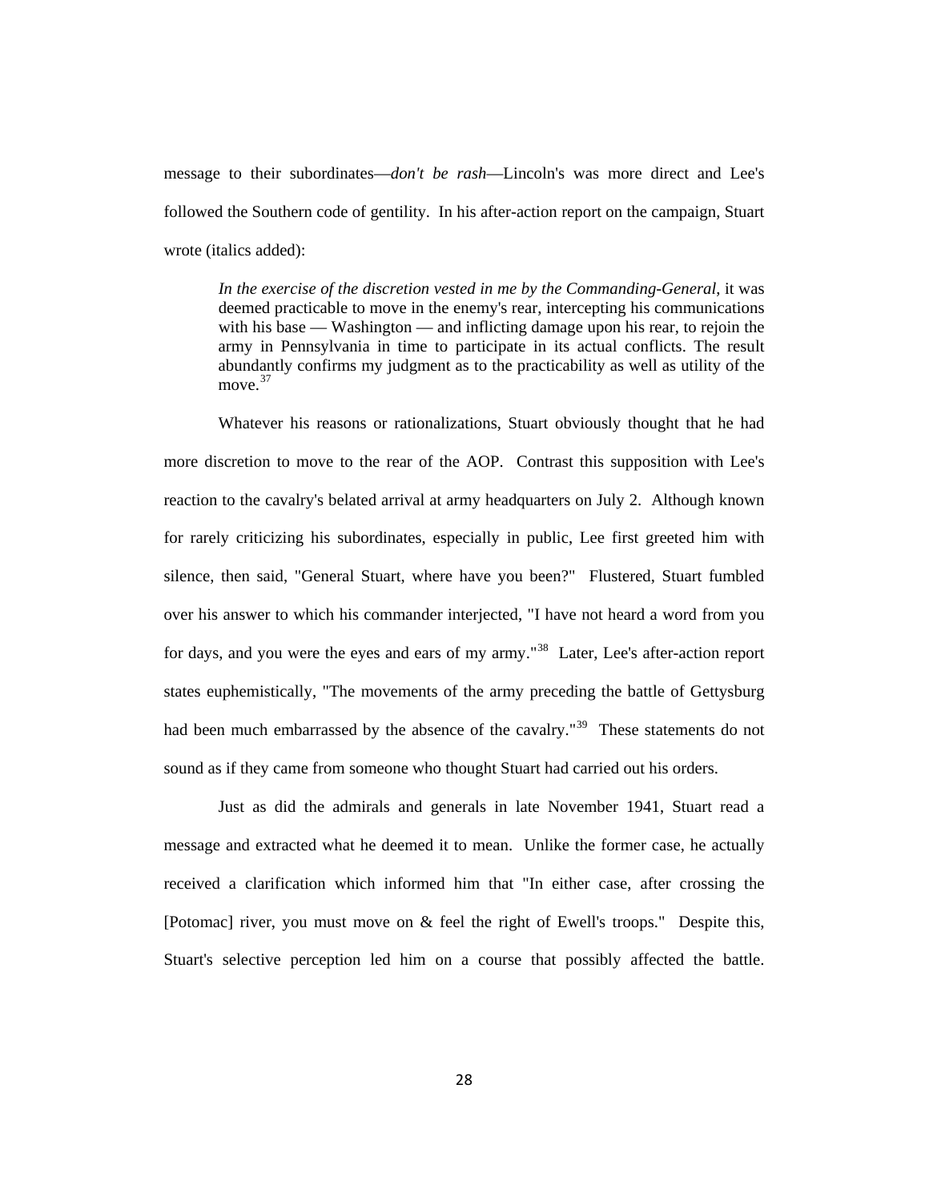message to their subordinates—*don't be rash*—Lincoln's was more direct and Lee's followed the Southern code of gentility. In his after-action report on the campaign, Stuart wrote (italics added):

> *In the exercise of the discretion vested in me by the Commanding-General*, it was deemed practicable to move in the enemy's rear, intercepting his communications with his base — Washington — and inflicting damage upon his rear, to rejoin the army in Pennsylvania in time to participate in its actual conflicts. The result abundantly confirms my judgment as to the practicability as well as utility of the move.[37]

Whatever his reasons or rationalizations, Stuart obviously thought that he had more discretion to move to the rear of the AOP. Contrast this supposition with Lee's reaction to the cavalry's belated arrival at army headquarters on July 2. Although known for rarely criticizing his subordinates, especially in public, Lee first greeted him with silence, then said, "General Stuart, where have you been?" Flustered, Stuart fumbled over his answer to which his commander interjected, "I have not heard a word from you for days, and you were the eyes and ears of my army."[38] Later, Lee's after-action report states euphemistically, "The movements of the army preceding the battle of Gettysburg had been much embarrassed by the absence of the cavalry."[39] These statements do not sound as if they came from someone who thought Stuart had carried out his orders.

Just as did the admirals and generals in late November 1941, Stuart read a message and extracted what he deemed it to mean. Unlike the former case, he actually received a clarification which informed him that "In either case, after crossing the [Potomac] river, you must move on & feel the right of Ewell's troops." Despite this, Stuart's selective perception led him on a course that possibly affected the battle.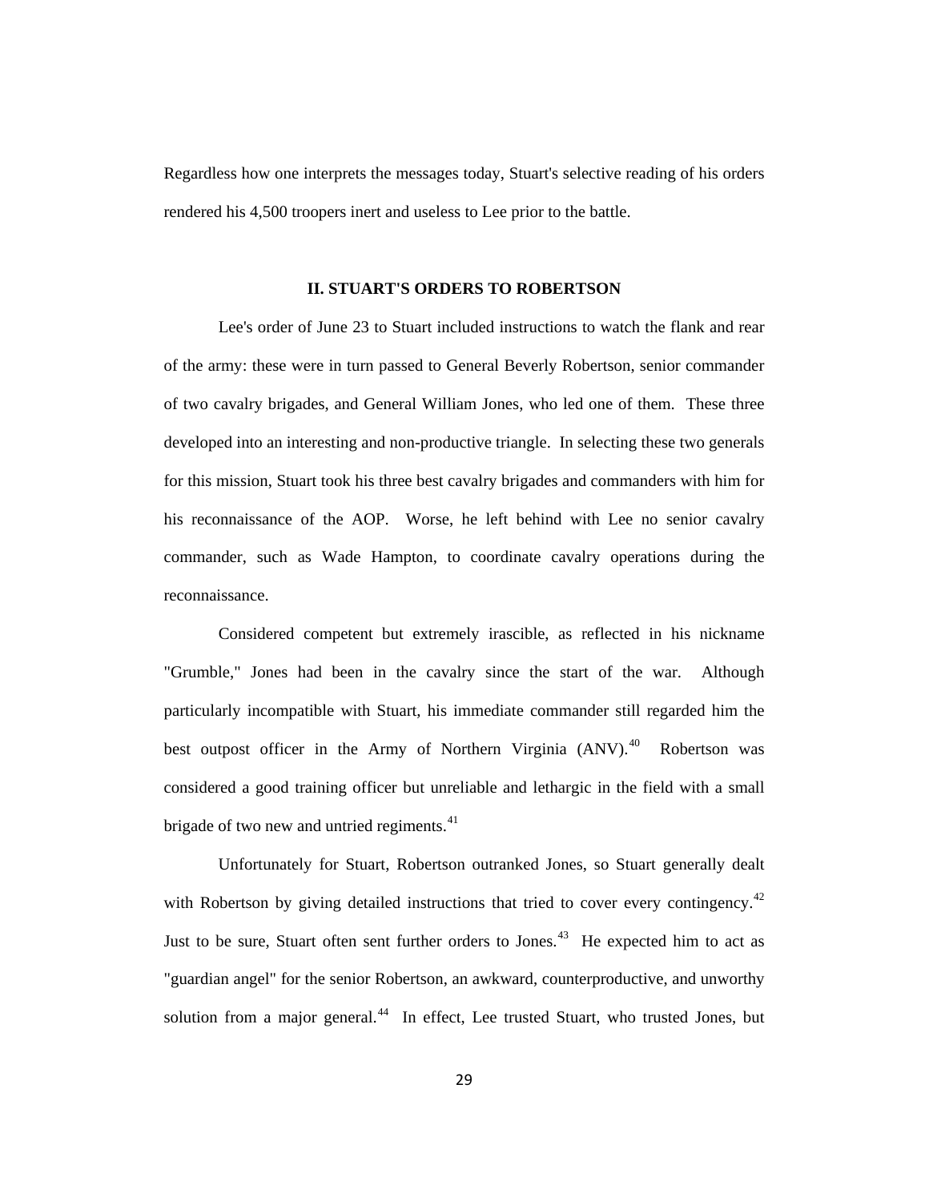Regardless how one interprets the messages today, Stuart's selective reading of his orders rendered his 4,500 troopers inert and useless to Lee prior to the battle.

## II. STUART'S ORDERS TO ROBERTSON

Lee's order of June 23 to Stuart included instructions to watch the flank and rear of the army: these were in turn passed to General Beverly Robertson, senior commander of two cavalry brigades, and General William Jones, who led one of them. These three developed into an interesting and non-productive triangle. In selecting these two generals for this mission, Stuart took his three best cavalry brigades and commanders with him for his reconnaissance of the AOP. Worse, he left behind with Lee no senior cavalry commander, such as Wade Hampton, to coordinate cavalry operations during the reconnaissance.

Considered competent but extremely irascible, as reflected in his nickname "Grumble," Jones had been in the cavalry since the start of the war. Although particularly incompatible with Stuart, his immediate commander still regarded him the best outpost officer in the Army of Northern Virginia (ANV).[40] Robertson was considered a good training officer but unreliable and lethargic in the field with a small brigade of two new and untried regiments.[41]

Unfortunately for Stuart, Robertson outranked Jones, so Stuart generally dealt with Robertson by giving detailed instructions that tried to cover every contingency.[42] Just to be sure, Stuart often sent further orders to Jones.[43] He expected him to act as "guardian angel" for the senior Robertson, an awkward, counterproductive, and unworthy solution from a major general.[44] In effect, Lee trusted Stuart, who trusted Jones, but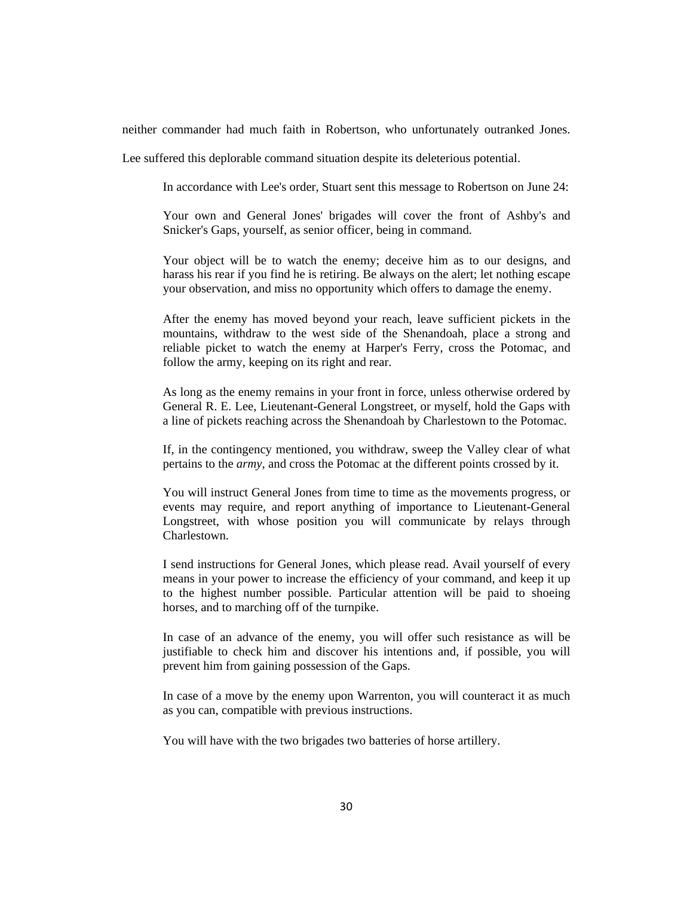neither commander had much faith in Robertson, who unfortunately outranked Jones. Lee suffered this deplorable command situation despite its deleterious potential.

In accordance with Lee's order, Stuart sent this message to Robertson on June 24:

> Your own and General Jones' brigades will cover the front of Ashby's and Snicker's Gaps, yourself, as senior officer, being in command.
>
> Your object will be to watch the enemy; deceive him as to our designs, and harass his rear if you find he is retiring. Be always on the alert; let nothing escape your observation, and miss no opportunity which offers to damage the enemy.
>
> After the enemy has moved beyond your reach, leave sufficient pickets in the mountains, withdraw to the west side of the Shenandoah, place a strong and reliable picket to watch the enemy at Harper's Ferry, cross the Potomac, and follow the army, keeping on its right and rear.
>
> As long as the enemy remains in your front in force, unless otherwise ordered by General R. E. Lee, Lieutenant-General Longstreet, or myself, hold the Gaps with a line of pickets reaching across the Shenandoah by Charlestown to the Potomac.
>
> If, in the contingency mentioned, you withdraw, sweep the Valley clear of what pertains to the *army*, and cross the Potomac at the different points crossed by it.
>
> You will instruct General Jones from time to time as the movements progress, or events may require, and report anything of importance to Lieutenant-General Longstreet, with whose position you will communicate by relays through Charlestown.
>
> I send instructions for General Jones, which please read. Avail yourself of every means in your power to increase the efficiency of your command, and keep it up to the highest number possible. Particular attention will be paid to shoeing horses, and to marching off of the turnpike.
>
> In case of an advance of the enemy, you will offer such resistance as will be justifiable to check him and discover his intentions and, if possible, you will prevent him from gaining possession of the Gaps.
>
> In case of a move by the enemy upon Warrenton, you will counteract it as much as you can, compatible with previous instructions.
>
> You will have with the two brigades two batteries of horse artillery.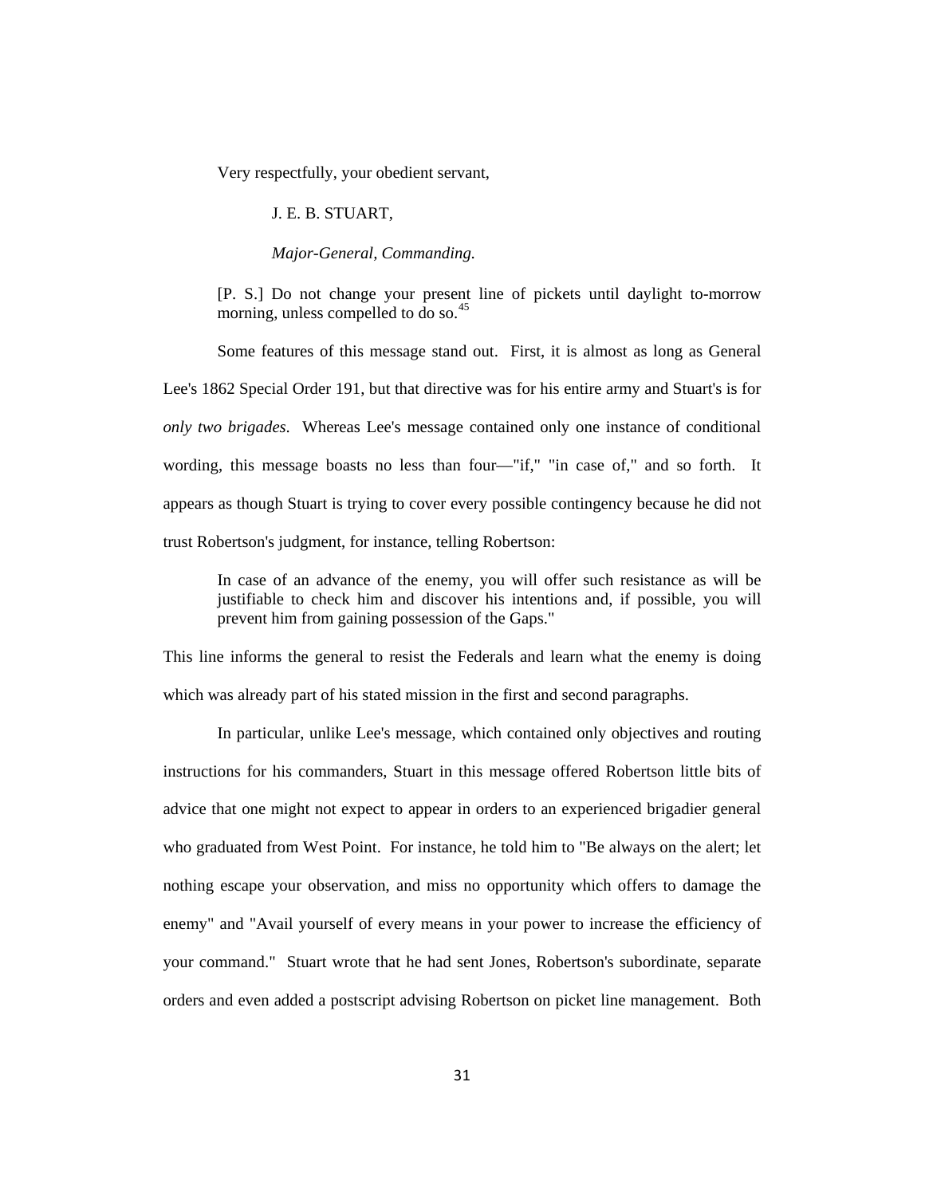Very respectfully, your obedient servant,

J. E. B. STUART,

*Major-General, Commanding.*

[P. S.] Do not change your present line of pickets until daylight to-morrow morning, unless compelled to do so.[45]

Some features of this message stand out. First, it is almost as long as General Lee's 1862 Special Order 191, but that directive was for his entire army and Stuart's is for *only two brigades*. Whereas Lee's message contained only one instance of conditional wording, this message boasts no less than four—"if," "in case of," and so forth. It appears as though Stuart is trying to cover every possible contingency because he did not trust Robertson's judgment, for instance, telling Robertson:

> In case of an advance of the enemy, you will offer such resistance as will be justifiable to check him and discover his intentions and, if possible, you will prevent him from gaining possession of the Gaps."

This line informs the general to resist the Federals and learn what the enemy is doing which was already part of his stated mission in the first and second paragraphs.

In particular, unlike Lee's message, which contained only objectives and routing instructions for his commanders, Stuart in this message offered Robertson little bits of advice that one might not expect to appear in orders to an experienced brigadier general who graduated from West Point. For instance, he told him to "Be always on the alert; let nothing escape your observation, and miss no opportunity which offers to damage the enemy" and "Avail yourself of every means in your power to increase the efficiency of your command." Stuart wrote that he had sent Jones, Robertson's subordinate, separate orders and even added a postscript advising Robertson on picket line management. Both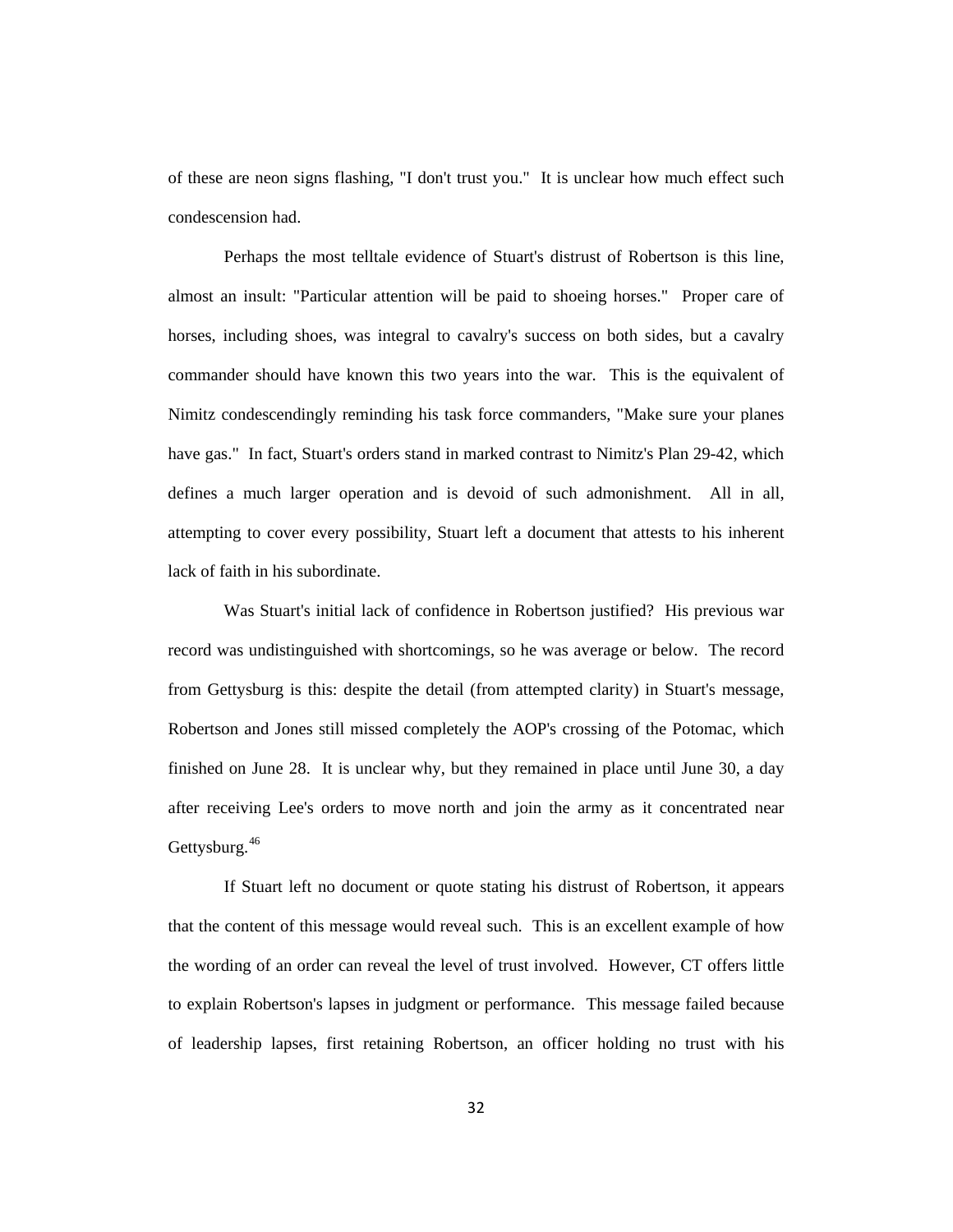of these are neon signs flashing, "I don't trust you." It is unclear how much effect such condescension had.

Perhaps the most telltale evidence of Stuart's distrust of Robertson is this line, almost an insult: "Particular attention will be paid to shoeing horses." Proper care of horses, including shoes, was integral to cavalry's success on both sides, but a cavalry commander should have known this two years into the war. This is the equivalent of Nimitz condescendingly reminding his task force commanders, "Make sure your planes have gas." In fact, Stuart's orders stand in marked contrast to Nimitz's Plan 29-42, which defines a much larger operation and is devoid of such admonishment. All in all, attempting to cover every possibility, Stuart left a document that attests to his inherent lack of faith in his subordinate.

Was Stuart's initial lack of confidence in Robertson justified? His previous war record was undistinguished with shortcomings, so he was average or below. The record from Gettysburg is this: despite the detail (from attempted clarity) in Stuart's message, Robertson and Jones still missed completely the AOP's crossing of the Potomac, which finished on June 28. It is unclear why, but they remained in place until June 30, a day after receiving Lee's orders to move north and join the army as it concentrated near Gettysburg.[46]

If Stuart left no document or quote stating his distrust of Robertson, it appears that the content of this message would reveal such. This is an excellent example of how the wording of an order can reveal the level of trust involved. However, CT offers little to explain Robertson's lapses in judgment or performance. This message failed because of leadership lapses, first retaining Robertson, an officer holding no trust with his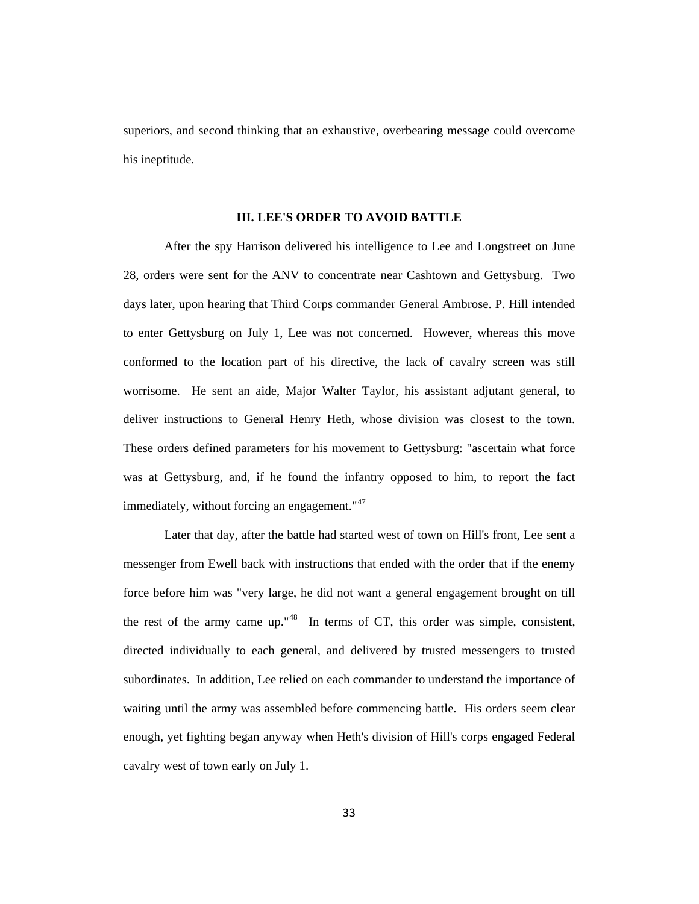superiors, and second thinking that an exhaustive, overbearing message could overcome his ineptitude.

### III. LEE'S ORDER TO AVOID BATTLE

After the spy Harrison delivered his intelligence to Lee and Longstreet on June 28, orders were sent for the ANV to concentrate near Cashtown and Gettysburg. Two days later, upon hearing that Third Corps commander General Ambrose. P. Hill intended to enter Gettysburg on July 1, Lee was not concerned. However, whereas this move conformed to the location part of his directive, the lack of cavalry screen was still worrisome. He sent an aide, Major Walter Taylor, his assistant adjutant general, to deliver instructions to General Henry Heth, whose division was closest to the town. These orders defined parameters for his movement to Gettysburg: "ascertain what force was at Gettysburg, and, if he found the infantry opposed to him, to report the fact immediately, without forcing an engagement."[47]

Later that day, after the battle had started west of town on Hill's front, Lee sent a messenger from Ewell back with instructions that ended with the order that if the enemy force before him was "very large, he did not want a general engagement brought on till the rest of the army came up."[48] In terms of CT, this order was simple, consistent, directed individually to each general, and delivered by trusted messengers to trusted subordinates. In addition, Lee relied on each commander to understand the importance of waiting until the army was assembled before commencing battle. His orders seem clear enough, yet fighting began anyway when Heth's division of Hill's corps engaged Federal cavalry west of town early on July 1.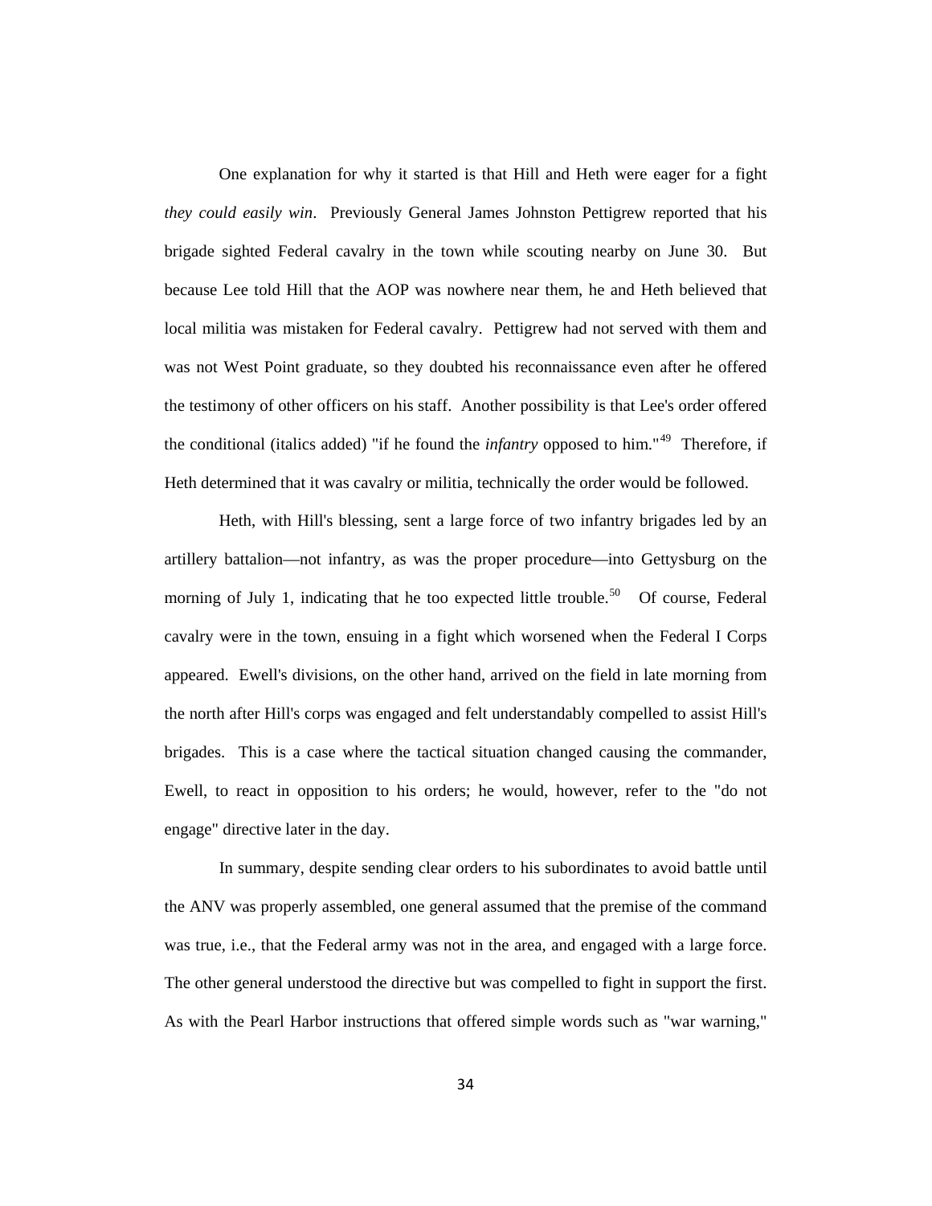One explanation for why it started is that Hill and Heth were eager for a fight *they could easily win*. Previously General James Johnston Pettigrew reported that his brigade sighted Federal cavalry in the town while scouting nearby on June 30. But because Lee told Hill that the AOP was nowhere near them, he and Heth believed that local militia was mistaken for Federal cavalry. Pettigrew had not served with them and was not West Point graduate, so they doubted his reconnaissance even after he offered the testimony of other officers on his staff. Another possibility is that Lee's order offered the conditional (italics added) "if he found the *infantry* opposed to him."[49] Therefore, if Heth determined that it was cavalry or militia, technically the order would be followed.

Heth, with Hill's blessing, sent a large force of two infantry brigades led by an artillery battalion—not infantry, as was the proper procedure—into Gettysburg on the morning of July 1, indicating that he too expected little trouble.[50] Of course, Federal cavalry were in the town, ensuing in a fight which worsened when the Federal I Corps appeared. Ewell's divisions, on the other hand, arrived on the field in late morning from the north after Hill's corps was engaged and felt understandably compelled to assist Hill's brigades. This is a case where the tactical situation changed causing the commander, Ewell, to react in opposition to his orders; he would, however, refer to the "do not engage" directive later in the day.

In summary, despite sending clear orders to his subordinates to avoid battle until the ANV was properly assembled, one general assumed that the premise of the command was true, i.e., that the Federal army was not in the area, and engaged with a large force. The other general understood the directive but was compelled to fight in support the first. As with the Pearl Harbor instructions that offered simple words such as "war warning,"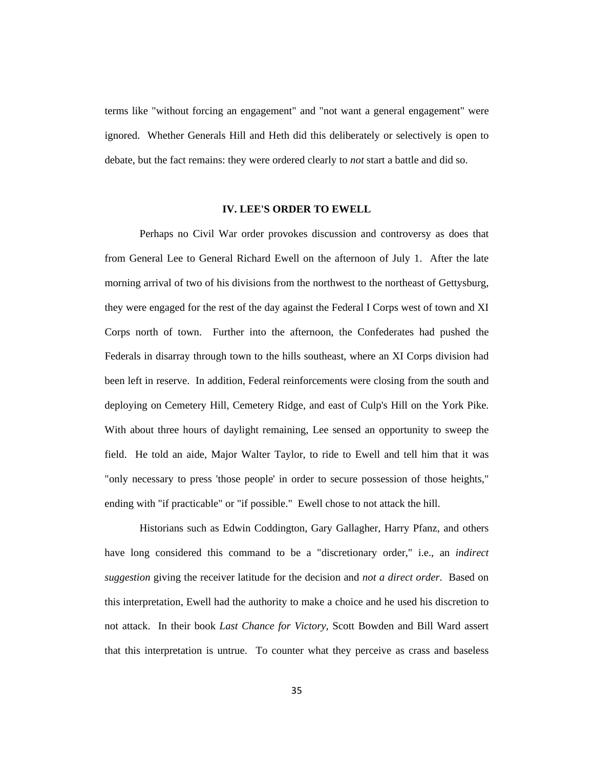terms like "without forcing an engagement" and "not want a general engagement" were ignored. Whether Generals Hill and Heth did this deliberately or selectively is open to debate, but the fact remains: they were ordered clearly to *not* start a battle and did so.

## IV. LEE'S ORDER TO EWELL

Perhaps no Civil War order provokes discussion and controversy as does that from General Lee to General Richard Ewell on the afternoon of July 1. After the late morning arrival of two of his divisions from the northwest to the northeast of Gettysburg, they were engaged for the rest of the day against the Federal I Corps west of town and XI Corps north of town. Further into the afternoon, the Confederates had pushed the Federals in disarray through town to the hills southeast, where an XI Corps division had been left in reserve. In addition, Federal reinforcements were closing from the south and deploying on Cemetery Hill, Cemetery Ridge, and east of Culp's Hill on the York Pike. With about three hours of daylight remaining, Lee sensed an opportunity to sweep the field. He told an aide, Major Walter Taylor, to ride to Ewell and tell him that it was "only necessary to press 'those people' in order to secure possession of those heights," ending with "if practicable" or "if possible." Ewell chose to not attack the hill.

Historians such as Edwin Coddington, Gary Gallagher, Harry Pfanz, and others have long considered this command to be a "discretionary order," i.e., an *indirect suggestion* giving the receiver latitude for the decision and *not a direct order*. Based on this interpretation, Ewell had the authority to make a choice and he used his discretion to not attack. In their book *Last Chance for Victory*, Scott Bowden and Bill Ward assert that this interpretation is untrue. To counter what they perceive as crass and baseless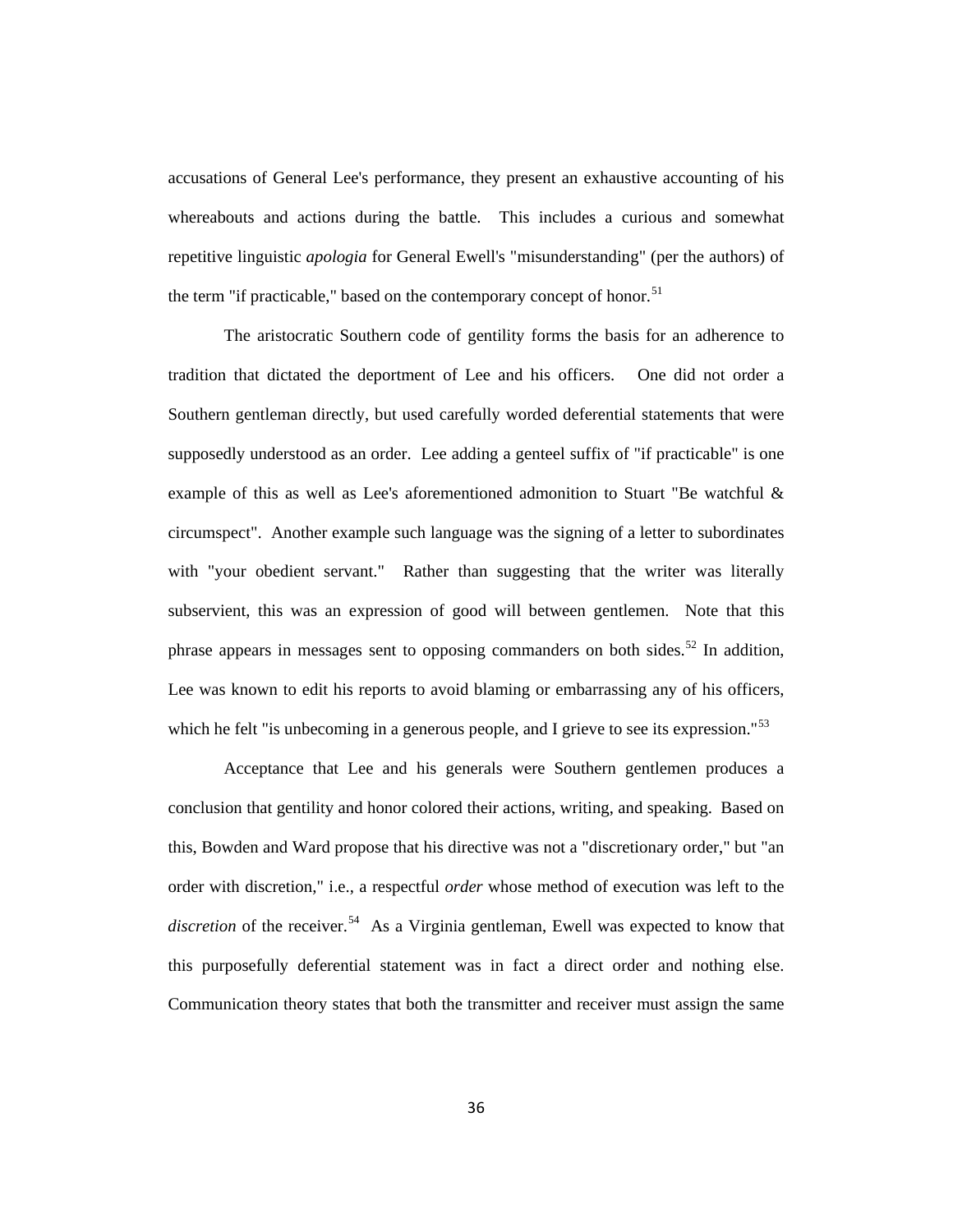accusations of General Lee's performance, they present an exhaustive accounting of his whereabouts and actions during the battle. This includes a curious and somewhat repetitive linguistic *apologia* for General Ewell's "misunderstanding" (per the authors) of the term "if practicable," based on the contemporary concept of honor.[51]

The aristocratic Southern code of gentility forms the basis for an adherence to tradition that dictated the deportment of Lee and his officers. One did not order a Southern gentleman directly, but used carefully worded deferential statements that were supposedly understood as an order. Lee adding a genteel suffix of "if practicable" is one example of this as well as Lee's aforementioned admonition to Stuart "Be watchful & circumspect". Another example such language was the signing of a letter to subordinates with "your obedient servant." Rather than suggesting that the writer was literally subservient, this was an expression of good will between gentlemen. Note that this phrase appears in messages sent to opposing commanders on both sides.[52] In addition, Lee was known to edit his reports to avoid blaming or embarrassing any of his officers, which he felt "is unbecoming in a generous people, and I grieve to see its expression."[53]

Acceptance that Lee and his generals were Southern gentlemen produces a conclusion that gentility and honor colored their actions, writing, and speaking. Based on this, Bowden and Ward propose that his directive was not a "discretionary order," but "an order with discretion," i.e., a respectful *order* whose method of execution was left to the *discretion* of the receiver.[54] As a Virginia gentleman, Ewell was expected to know that this purposefully deferential statement was in fact a direct order and nothing else. Communication theory states that both the transmitter and receiver must assign the same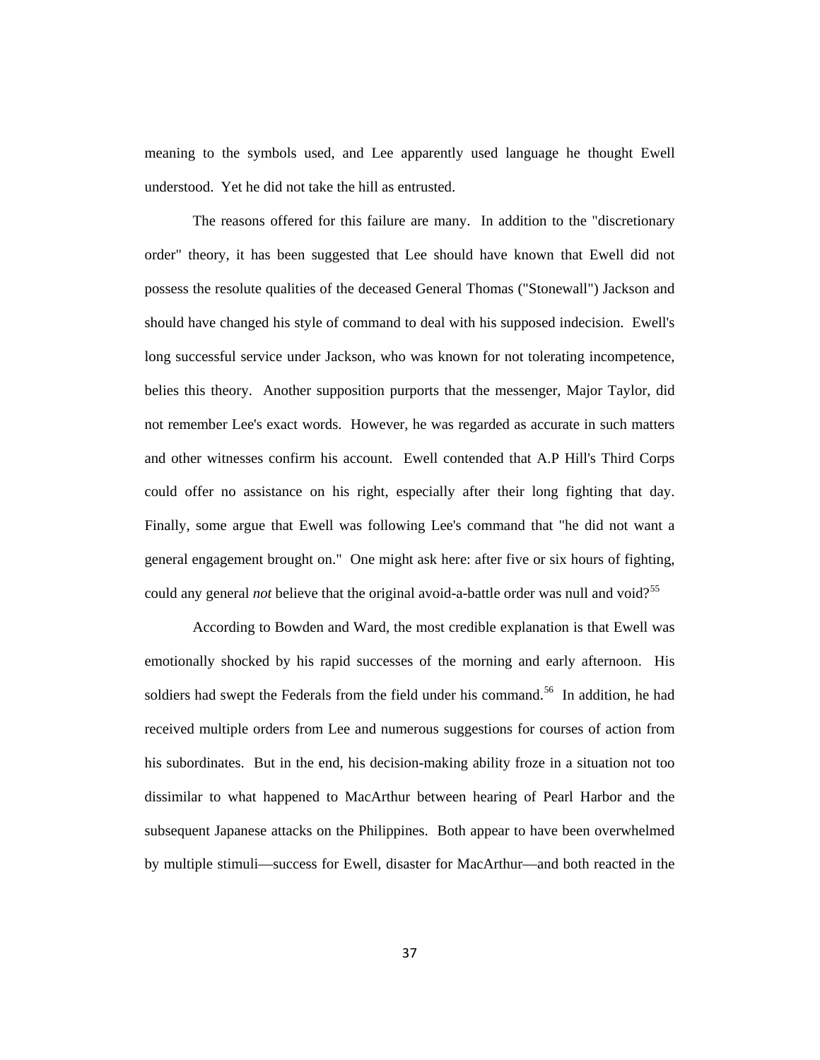meaning to the symbols used, and Lee apparently used language he thought Ewell understood. Yet he did not take the hill as entrusted.

The reasons offered for this failure are many. In addition to the "discretionary order" theory, it has been suggested that Lee should have known that Ewell did not possess the resolute qualities of the deceased General Thomas ("Stonewall") Jackson and should have changed his style of command to deal with his supposed indecision. Ewell's long successful service under Jackson, who was known for not tolerating incompetence, belies this theory. Another supposition purports that the messenger, Major Taylor, did not remember Lee's exact words. However, he was regarded as accurate in such matters and other witnesses confirm his account. Ewell contended that A.P Hill's Third Corps could offer no assistance on his right, especially after their long fighting that day. Finally, some argue that Ewell was following Lee's command that "he did not want a general engagement brought on." One might ask here: after five or six hours of fighting, could any general *not* believe that the original avoid-a-battle order was null and void?[55]

According to Bowden and Ward, the most credible explanation is that Ewell was emotionally shocked by his rapid successes of the morning and early afternoon. His soldiers had swept the Federals from the field under his command.[56] In addition, he had received multiple orders from Lee and numerous suggestions for courses of action from his subordinates. But in the end, his decision-making ability froze in a situation not too dissimilar to what happened to MacArthur between hearing of Pearl Harbor and the subsequent Japanese attacks on the Philippines. Both appear to have been overwhelmed by multiple stimuli—success for Ewell, disaster for MacArthur—and both reacted in the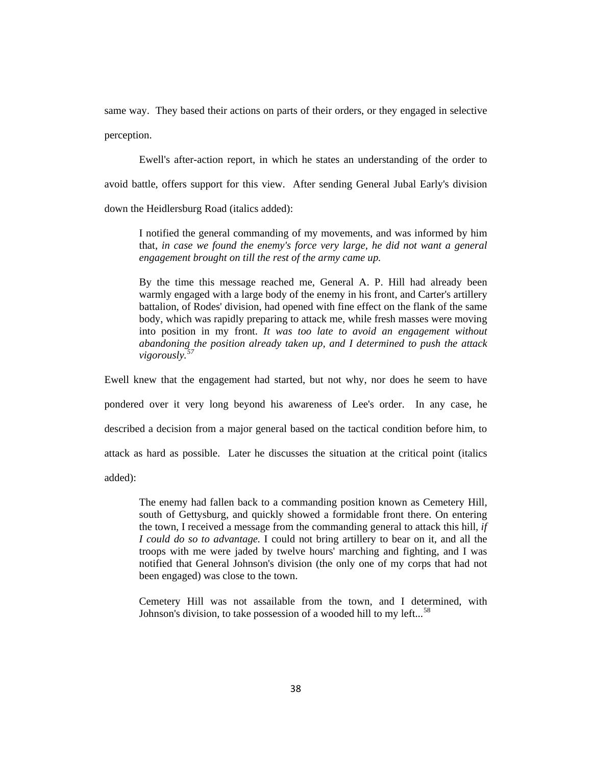same way. They based their actions on parts of their orders, or they engaged in selective perception.

Ewell's after-action report, in which he states an understanding of the order to avoid battle, offers support for this view. After sending General Jubal Early's division down the Heidlersburg Road (italics added):

> I notified the general commanding of my movements, and was informed by him that, *in case we found the enemy's force very large, he did not want a general engagement brought on till the rest of the army came up.*
>
> By the time this message reached me, General A. P. Hill had already been warmly engaged with a large body of the enemy in his front, and Carter's artillery battalion, of Rodes' division, had opened with fine effect on the flank of the same body, which was rapidly preparing to attack me, while fresh masses were moving into position in my front. *It was too late to avoid an engagement without abandoning the position already taken up, and I determined to push the attack vigorously.*[57]

Ewell knew that the engagement had started, but not why, nor does he seem to have pondered over it very long beyond his awareness of Lee's order. In any case, he described a decision from a major general based on the tactical condition before him, to attack as hard as possible. Later he discusses the situation at the critical point (italics added):

> The enemy had fallen back to a commanding position known as Cemetery Hill, south of Gettysburg, and quickly showed a formidable front there. On entering the town, I received a message from the commanding general to attack this hill, *if I could do so to advantage.* I could not bring artillery to bear on it, and all the troops with me were jaded by twelve hours' marching and fighting, and I was notified that General Johnson's division (the only one of my corps that had not been engaged) was close to the town.
>
> Cemetery Hill was not assailable from the town, and I determined, with Johnson's division, to take possession of a wooded hill to my left...[58]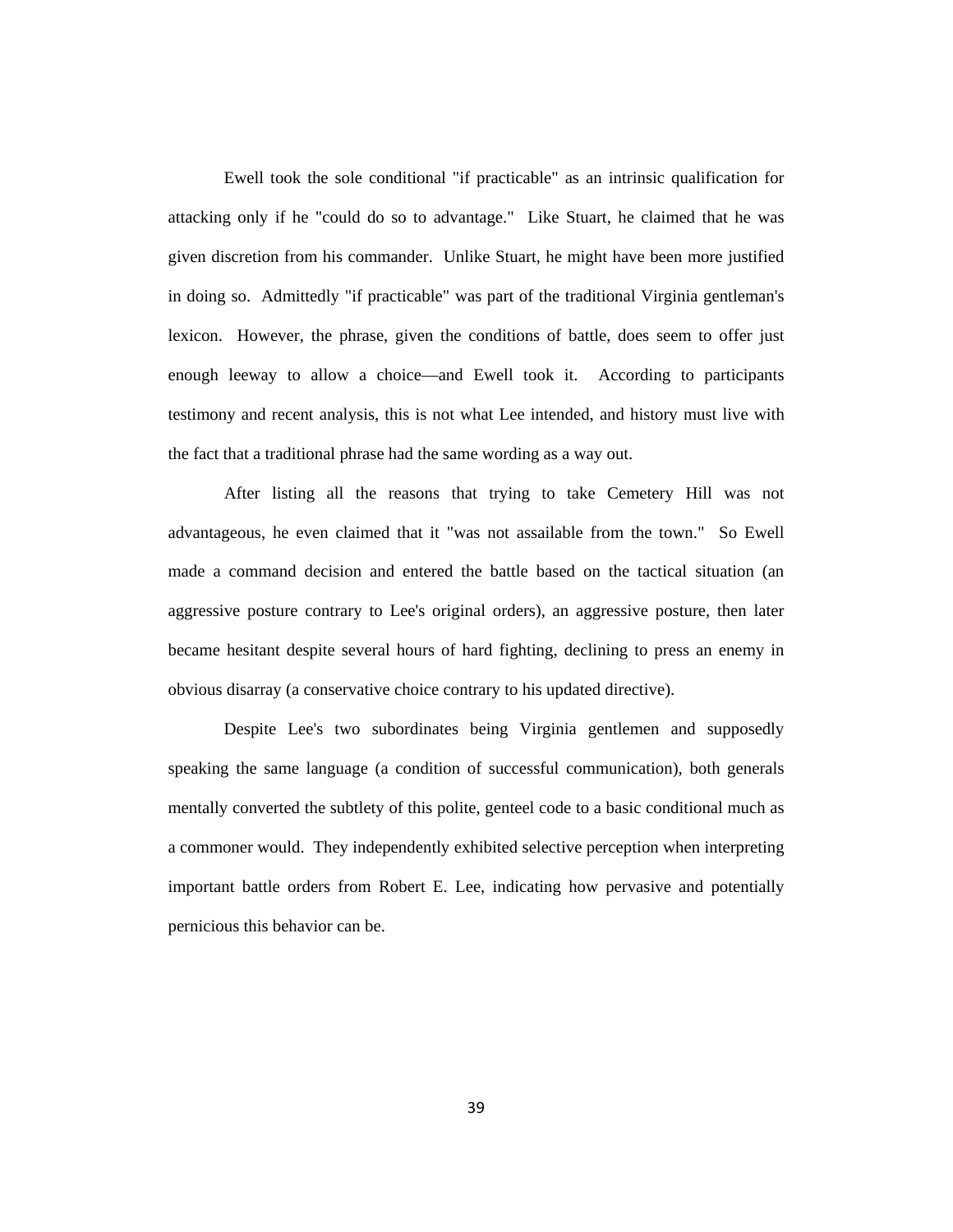Ewell took the sole conditional "if practicable" as an intrinsic qualification for attacking only if he "could do so to advantage." Like Stuart, he claimed that he was given discretion from his commander. Unlike Stuart, he might have been more justified in doing so. Admittedly "if practicable" was part of the traditional Virginia gentleman's lexicon. However, the phrase, given the conditions of battle, does seem to offer just enough leeway to allow a choice—and Ewell took it. According to participants testimony and recent analysis, this is not what Lee intended, and history must live with the fact that a traditional phrase had the same wording as a way out.

After listing all the reasons that trying to take Cemetery Hill was not advantageous, he even claimed that it "was not assailable from the town." So Ewell made a command decision and entered the battle based on the tactical situation (an aggressive posture contrary to Lee's original orders), an aggressive posture, then later became hesitant despite several hours of hard fighting, declining to press an enemy in obvious disarray (a conservative choice contrary to his updated directive).

Despite Lee's two subordinates being Virginia gentlemen and supposedly speaking the same language (a condition of successful communication), both generals mentally converted the subtlety of this polite, genteel code to a basic conditional much as a commoner would. They independently exhibited selective perception when interpreting important battle orders from Robert E. Lee, indicating how pervasive and potentially pernicious this behavior can be.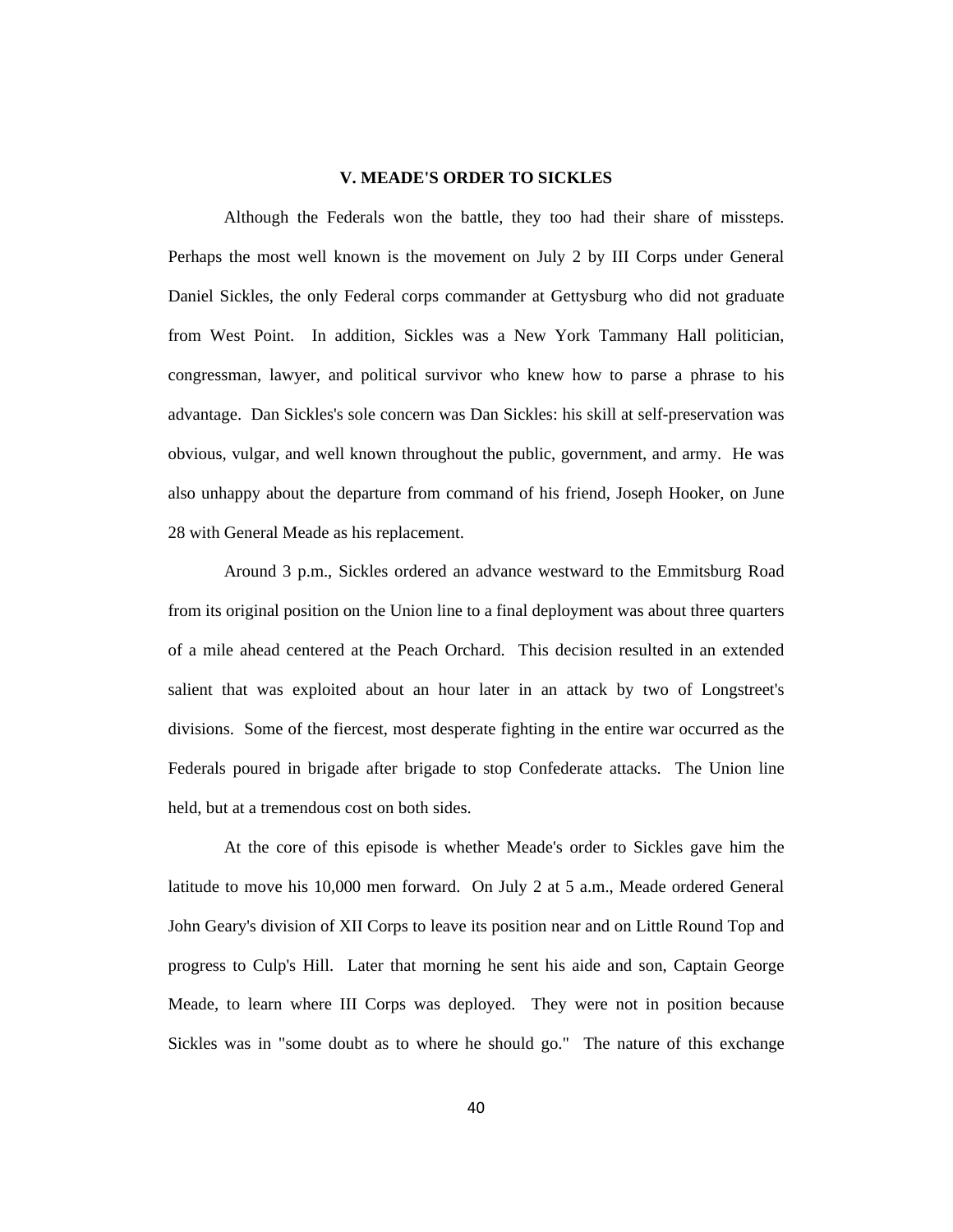## V. MEADE'S ORDER TO SICKLES

Although the Federals won the battle, they too had their share of missteps. Perhaps the most well known is the movement on July 2 by III Corps under General Daniel Sickles, the only Federal corps commander at Gettysburg who did not graduate from West Point. In addition, Sickles was a New York Tammany Hall politician, congressman, lawyer, and political survivor who knew how to parse a phrase to his advantage. Dan Sickles's sole concern was Dan Sickles: his skill at self-preservation was obvious, vulgar, and well known throughout the public, government, and army. He was also unhappy about the departure from command of his friend, Joseph Hooker, on June 28 with General Meade as his replacement.

Around 3 p.m., Sickles ordered an advance westward to the Emmitsburg Road from its original position on the Union line to a final deployment was about three quarters of a mile ahead centered at the Peach Orchard. This decision resulted in an extended salient that was exploited about an hour later in an attack by two of Longstreet's divisions. Some of the fiercest, most desperate fighting in the entire war occurred as the Federals poured in brigade after brigade to stop Confederate attacks. The Union line held, but at a tremendous cost on both sides.

At the core of this episode is whether Meade's order to Sickles gave him the latitude to move his 10,000 men forward. On July 2 at 5 a.m., Meade ordered General John Geary's division of XII Corps to leave its position near and on Little Round Top and progress to Culp's Hill. Later that morning he sent his aide and son, Captain George Meade, to learn where III Corps was deployed. They were not in position because Sickles was in "some doubt as to where he should go." The nature of this exchange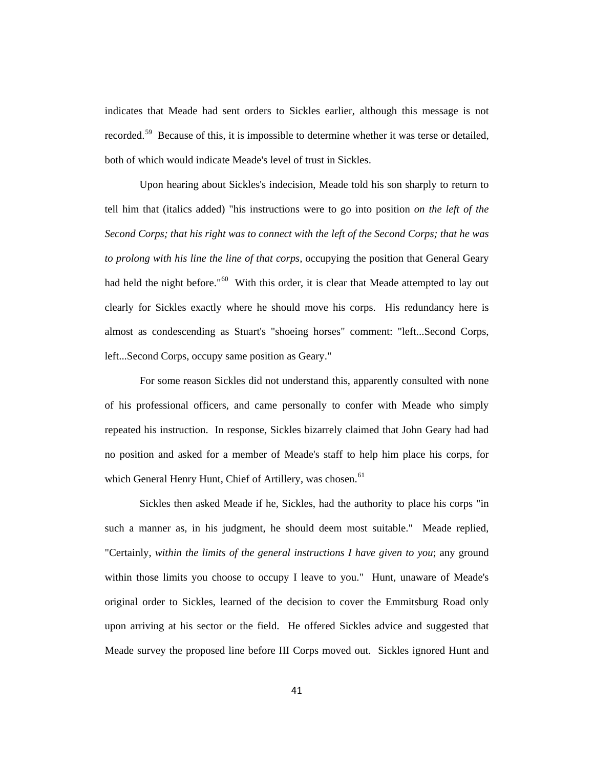indicates that Meade had sent orders to Sickles earlier, although this message is not recorded.[59] Because of this, it is impossible to determine whether it was terse or detailed, both of which would indicate Meade's level of trust in Sickles.

Upon hearing about Sickles's indecision, Meade told his son sharply to return to tell him that (italics added) "his instructions were to go into position *on the left of the Second Corps; that his right was to connect with the left of the Second Corps; that he was to prolong with his line the line of that corps,* occupying the position that General Geary had held the night before."[60] With this order, it is clear that Meade attempted to lay out clearly for Sickles exactly where he should move his corps. His redundancy here is almost as condescending as Stuart's "shoeing horses" comment: "left...Second Corps, left...Second Corps, occupy same position as Geary."

For some reason Sickles did not understand this, apparently consulted with none of his professional officers, and came personally to confer with Meade who simply repeated his instruction. In response, Sickles bizarrely claimed that John Geary had had no position and asked for a member of Meade's staff to help him place his corps, for which General Henry Hunt, Chief of Artillery, was chosen.[61]

Sickles then asked Meade if he, Sickles, had the authority to place his corps "in such a manner as, in his judgment, he should deem most suitable." Meade replied, "Certainly, *within the limits of the general instructions I have given to you*; any ground within those limits you choose to occupy I leave to you." Hunt, unaware of Meade's original order to Sickles, learned of the decision to cover the Emmitsburg Road only upon arriving at his sector or the field. He offered Sickles advice and suggested that Meade survey the proposed line before III Corps moved out. Sickles ignored Hunt and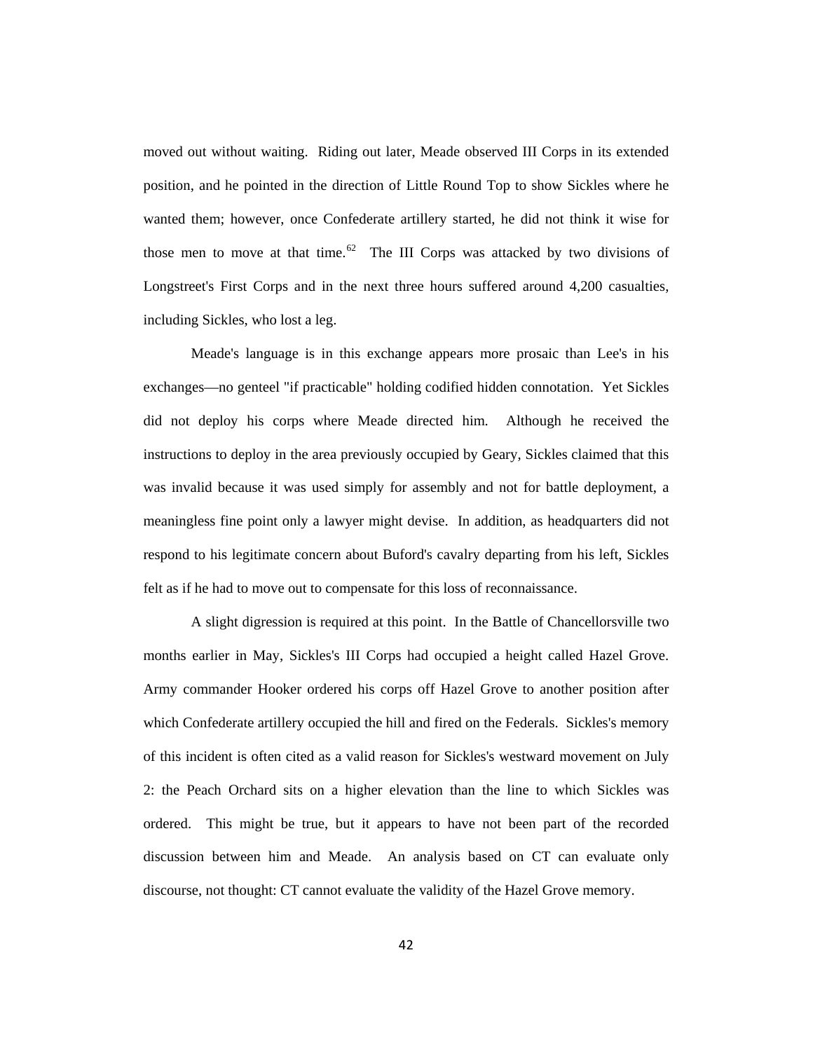moved out without waiting. Riding out later, Meade observed III Corps in its extended position, and he pointed in the direction of Little Round Top to show Sickles where he wanted them; however, once Confederate artillery started, he did not think it wise for those men to move at that time.[62] The III Corps was attacked by two divisions of Longstreet's First Corps and in the next three hours suffered around 4,200 casualties, including Sickles, who lost a leg.

Meade's language is in this exchange appears more prosaic than Lee's in his exchanges—no genteel "if practicable" holding codified hidden connotation. Yet Sickles did not deploy his corps where Meade directed him. Although he received the instructions to deploy in the area previously occupied by Geary, Sickles claimed that this was invalid because it was used simply for assembly and not for battle deployment, a meaningless fine point only a lawyer might devise. In addition, as headquarters did not respond to his legitimate concern about Buford's cavalry departing from his left, Sickles felt as if he had to move out to compensate for this loss of reconnaissance.

A slight digression is required at this point. In the Battle of Chancellorsville two months earlier in May, Sickles's III Corps had occupied a height called Hazel Grove. Army commander Hooker ordered his corps off Hazel Grove to another position after which Confederate artillery occupied the hill and fired on the Federals. Sickles's memory of this incident is often cited as a valid reason for Sickles's westward movement on July 2: the Peach Orchard sits on a higher elevation than the line to which Sickles was ordered. This might be true, but it appears to have not been part of the recorded discussion between him and Meade. An analysis based on CT can evaluate only discourse, not thought: CT cannot evaluate the validity of the Hazel Grove memory.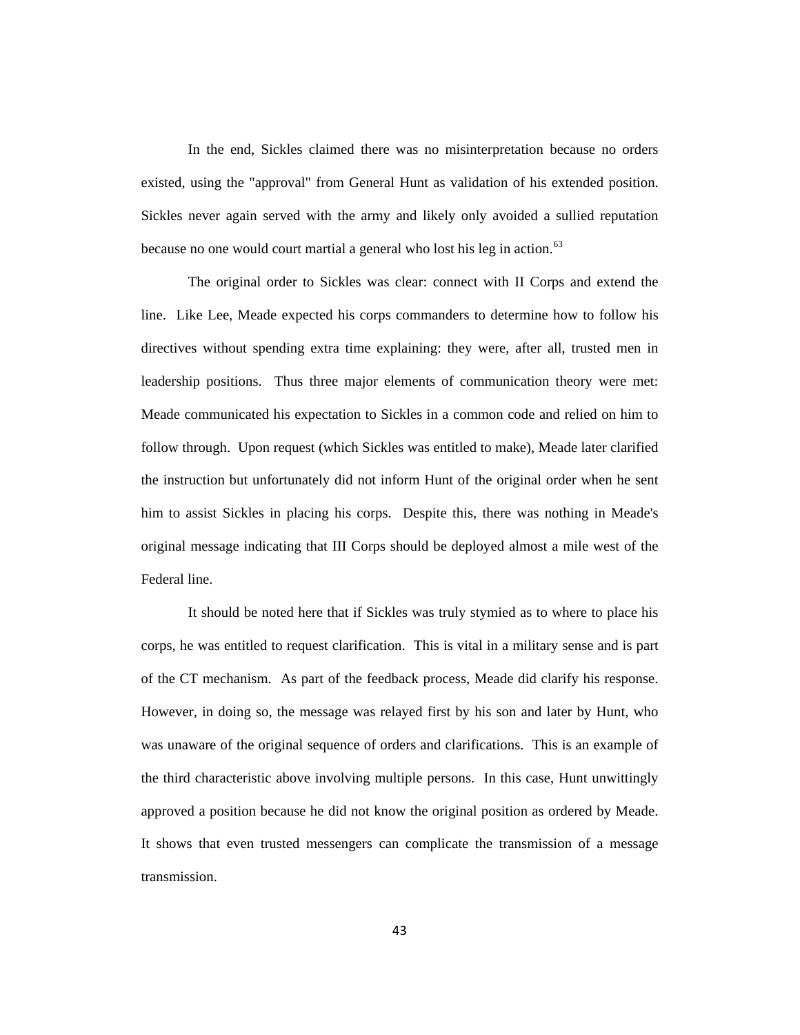In the end, Sickles claimed there was no misinterpretation because no orders existed, using the "approval" from General Hunt as validation of his extended position. Sickles never again served with the army and likely only avoided a sullied reputation because no one would court martial a general who lost his leg in action.[63]

The original order to Sickles was clear: connect with II Corps and extend the line. Like Lee, Meade expected his corps commanders to determine how to follow his directives without spending extra time explaining: they were, after all, trusted men in leadership positions. Thus three major elements of communication theory were met: Meade communicated his expectation to Sickles in a common code and relied on him to follow through. Upon request (which Sickles was entitled to make), Meade later clarified the instruction but unfortunately did not inform Hunt of the original order when he sent him to assist Sickles in placing his corps. Despite this, there was nothing in Meade's original message indicating that III Corps should be deployed almost a mile west of the Federal line.

It should be noted here that if Sickles was truly stymied as to where to place his corps, he was entitled to request clarification. This is vital in a military sense and is part of the CT mechanism. As part of the feedback process, Meade did clarify his response. However, in doing so, the message was relayed first by his son and later by Hunt, who was unaware of the original sequence of orders and clarifications. This is an example of the third characteristic above involving multiple persons. In this case, Hunt unwittingly approved a position because he did not know the original position as ordered by Meade. It shows that even trusted messengers can complicate the transmission of a message transmission.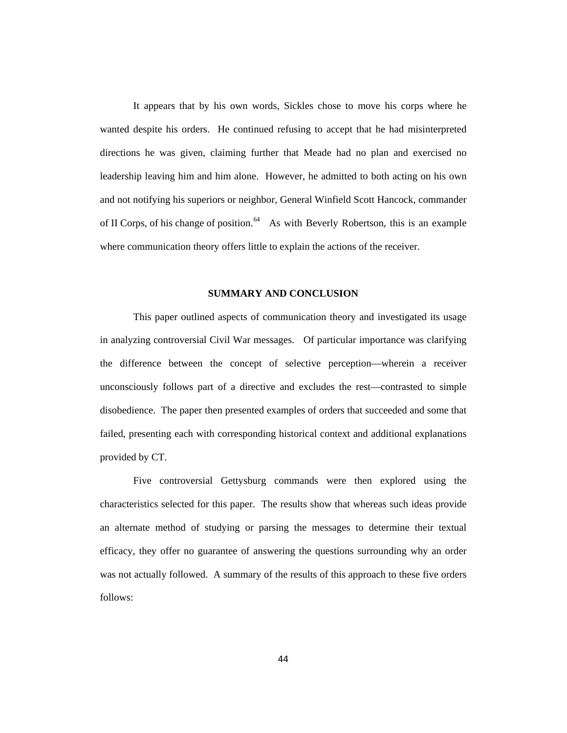It appears that by his own words, Sickles chose to move his corps where he wanted despite his orders. He continued refusing to accept that he had misinterpreted directions he was given, claiming further that Meade had no plan and exercised no leadership leaving him and him alone. However, he admitted to both acting on his own and not notifying his superiors or neighbor, General Winfield Scott Hancock, commander of II Corps, of his change of position.[64] As with Beverly Robertson, this is an example where communication theory offers little to explain the actions of the receiver.

## SUMMARY AND CONCLUSION

This paper outlined aspects of communication theory and investigated its usage in analyzing controversial Civil War messages. Of particular importance was clarifying the difference between the concept of selective perception—wherein a receiver unconsciously follows part of a directive and excludes the rest—contrasted to simple disobedience. The paper then presented examples of orders that succeeded and some that failed, presenting each with corresponding historical context and additional explanations provided by CT.

Five controversial Gettysburg commands were then explored using the characteristics selected for this paper. The results show that whereas such ideas provide an alternate method of studying or parsing the messages to determine their textual efficacy, they offer no guarantee of answering the questions surrounding why an order was not actually followed. A summary of the results of this approach to these five orders follows: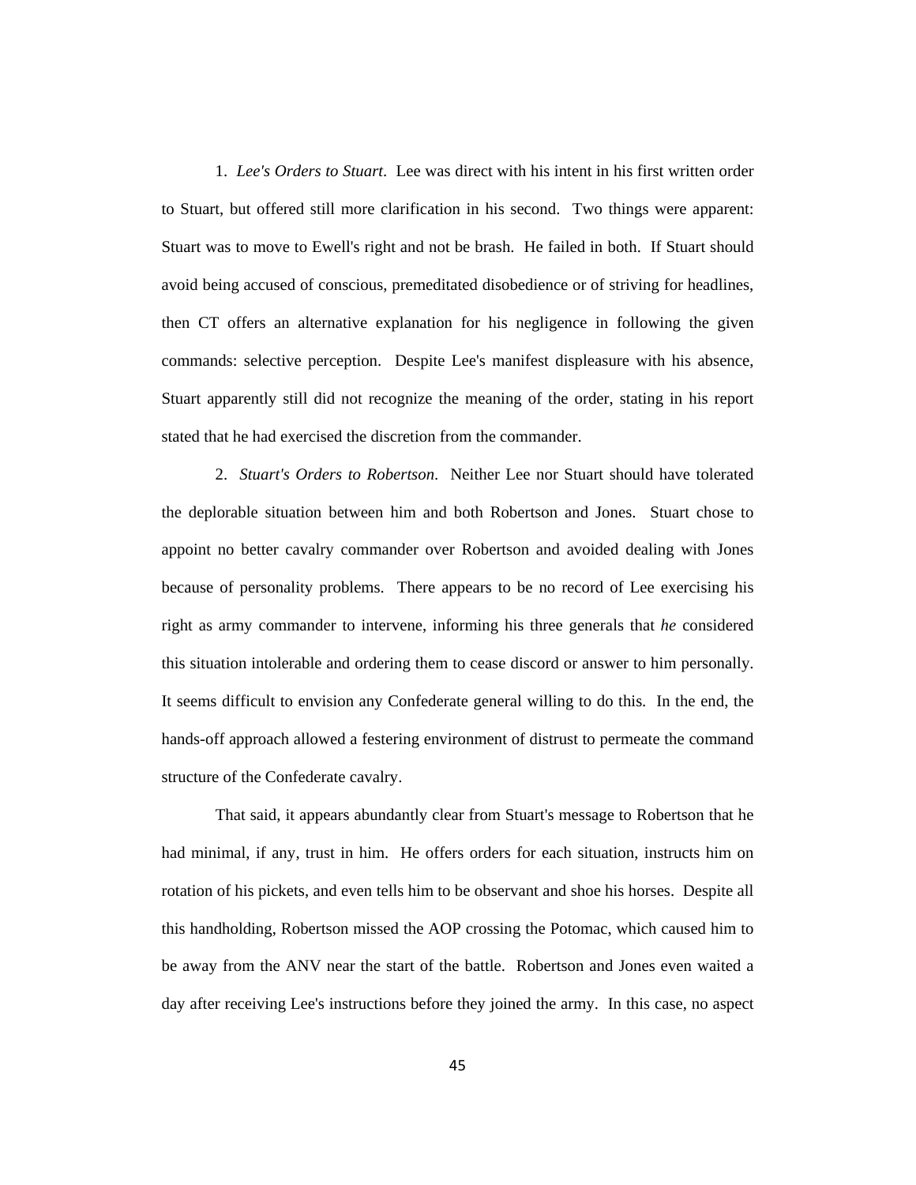1. *Lee's Orders to Stuart*. Lee was direct with his intent in his first written order to Stuart, but offered still more clarification in his second. Two things were apparent: Stuart was to move to Ewell's right and not be brash. He failed in both. If Stuart should avoid being accused of conscious, premeditated disobedience or of striving for headlines, then CT offers an alternative explanation for his negligence in following the given commands: selective perception. Despite Lee's manifest displeasure with his absence, Stuart apparently still did not recognize the meaning of the order, stating in his report stated that he had exercised the discretion from the commander.

2. *Stuart's Orders to Robertson*. Neither Lee nor Stuart should have tolerated the deplorable situation between him and both Robertson and Jones. Stuart chose to appoint no better cavalry commander over Robertson and avoided dealing with Jones because of personality problems. There appears to be no record of Lee exercising his right as army commander to intervene, informing his three generals that *he* considered this situation intolerable and ordering them to cease discord or answer to him personally. It seems difficult to envision any Confederate general willing to do this. In the end, the hands-off approach allowed a festering environment of distrust to permeate the command structure of the Confederate cavalry.

That said, it appears abundantly clear from Stuart's message to Robertson that he had minimal, if any, trust in him. He offers orders for each situation, instructs him on rotation of his pickets, and even tells him to be observant and shoe his horses. Despite all this handholding, Robertson missed the AOP crossing the Potomac, which caused him to be away from the ANV near the start of the battle. Robertson and Jones even waited a day after receiving Lee's instructions before they joined the army. In this case, no aspect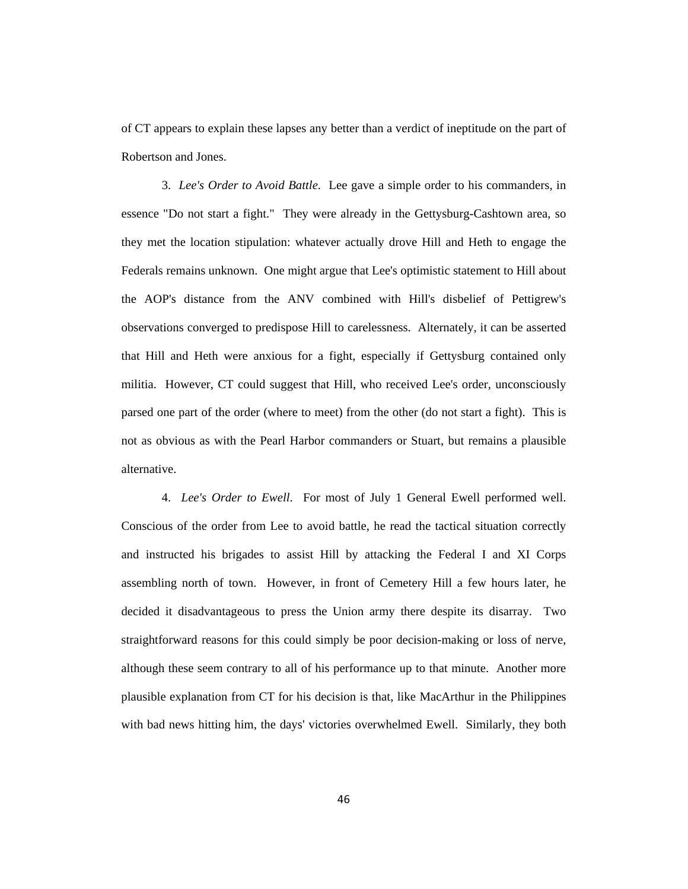of CT appears to explain these lapses any better than a verdict of ineptitude on the part of Robertson and Jones.

3. *Lee's Order to Avoid Battle.* Lee gave a simple order to his commanders, in essence "Do not start a fight." They were already in the Gettysburg-Cashtown area, so they met the location stipulation: whatever actually drove Hill and Heth to engage the Federals remains unknown. One might argue that Lee's optimistic statement to Hill about the AOP's distance from the ANV combined with Hill's disbelief of Pettigrew's observations converged to predispose Hill to carelessness. Alternately, it can be asserted that Hill and Heth were anxious for a fight, especially if Gettysburg contained only militia. However, CT could suggest that Hill, who received Lee's order, unconsciously parsed one part of the order (where to meet) from the other (do not start a fight). This is not as obvious as with the Pearl Harbor commanders or Stuart, but remains a plausible alternative.

4. *Lee's Order to Ewell.* For most of July 1 General Ewell performed well. Conscious of the order from Lee to avoid battle, he read the tactical situation correctly and instructed his brigades to assist Hill by attacking the Federal I and XI Corps assembling north of town. However, in front of Cemetery Hill a few hours later, he decided it disadvantageous to press the Union army there despite its disarray. Two straightforward reasons for this could simply be poor decision-making or loss of nerve, although these seem contrary to all of his performance up to that minute. Another more plausible explanation from CT for his decision is that, like MacArthur in the Philippines with bad news hitting him, the days' victories overwhelmed Ewell. Similarly, they both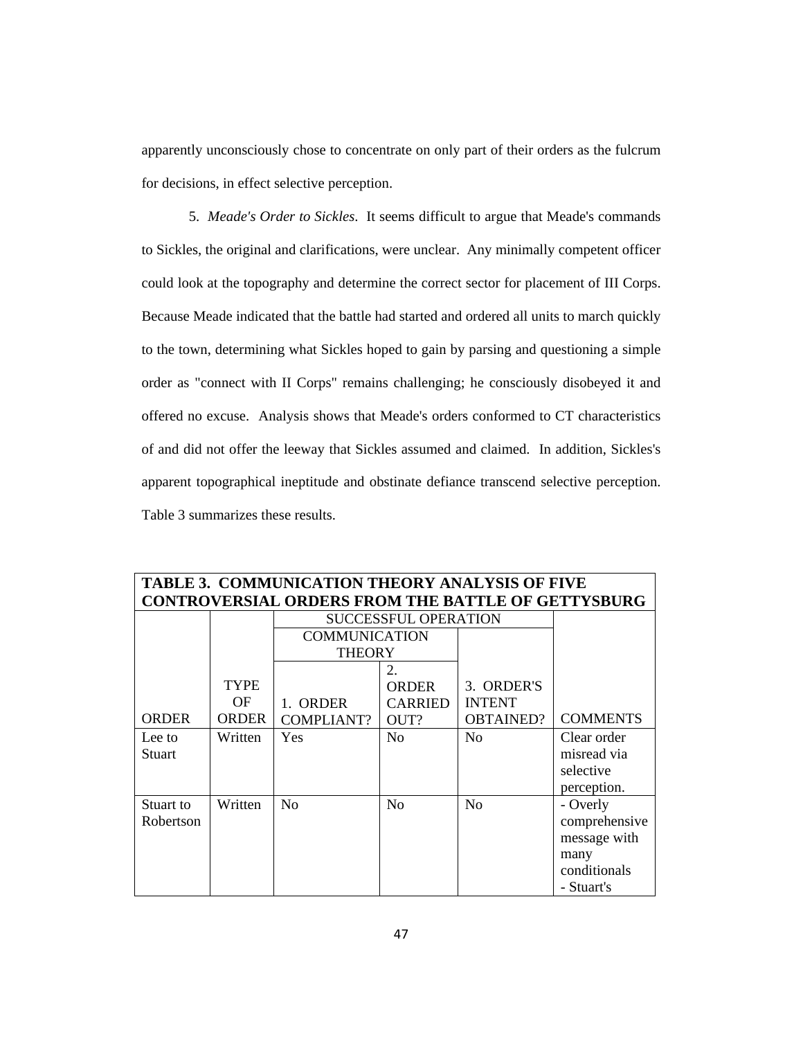apparently unconsciously chose to concentrate on only part of their orders as the fulcrum for decisions, in effect selective perception.

5. *Meade's Order to Sickles*. It seems difficult to argue that Meade's commands to Sickles, the original and clarifications, were unclear. Any minimally competent officer could look at the topography and determine the correct sector for placement of III Corps. Because Meade indicated that the battle had started and ordered all units to march quickly to the town, determining what Sickles hoped to gain by parsing and questioning a simple order as "connect with II Corps" remains challenging; he consciously disobeyed it and offered no excuse. Analysis shows that Meade's orders conformed to CT characteristics of and did not offer the leeway that Sickles assumed and claimed. In addition, Sickles's apparent topographical ineptitude and obstinate defiance transcend selective perception. Table 3 summarizes these results.

**TABLE 3. COMMUNICATION THEORY ANALYSIS OF FIVE CONTROVERSIAL ORDERS FROM THE BATTLE OF GETTYSBURG**

| | | SUCCESSFUL OPERATION | | | |
|---|---|---|---|---|---|
| | | COMMUNICATION THEORY | | | |
| ORDER | TYPE OF ORDER | 1. ORDER COMPLIANT? | 2. ORDER CARRIED OUT? | 3. ORDER'S INTENT OBTAINED? | COMMENTS |
| Lee to Stuart | Written | Yes | No | No | Clear order misread via selective perception. |
| Stuart to Robertson | Written | No | No | No | - Overly comprehensive message with many conditionals<br>- Stuart's |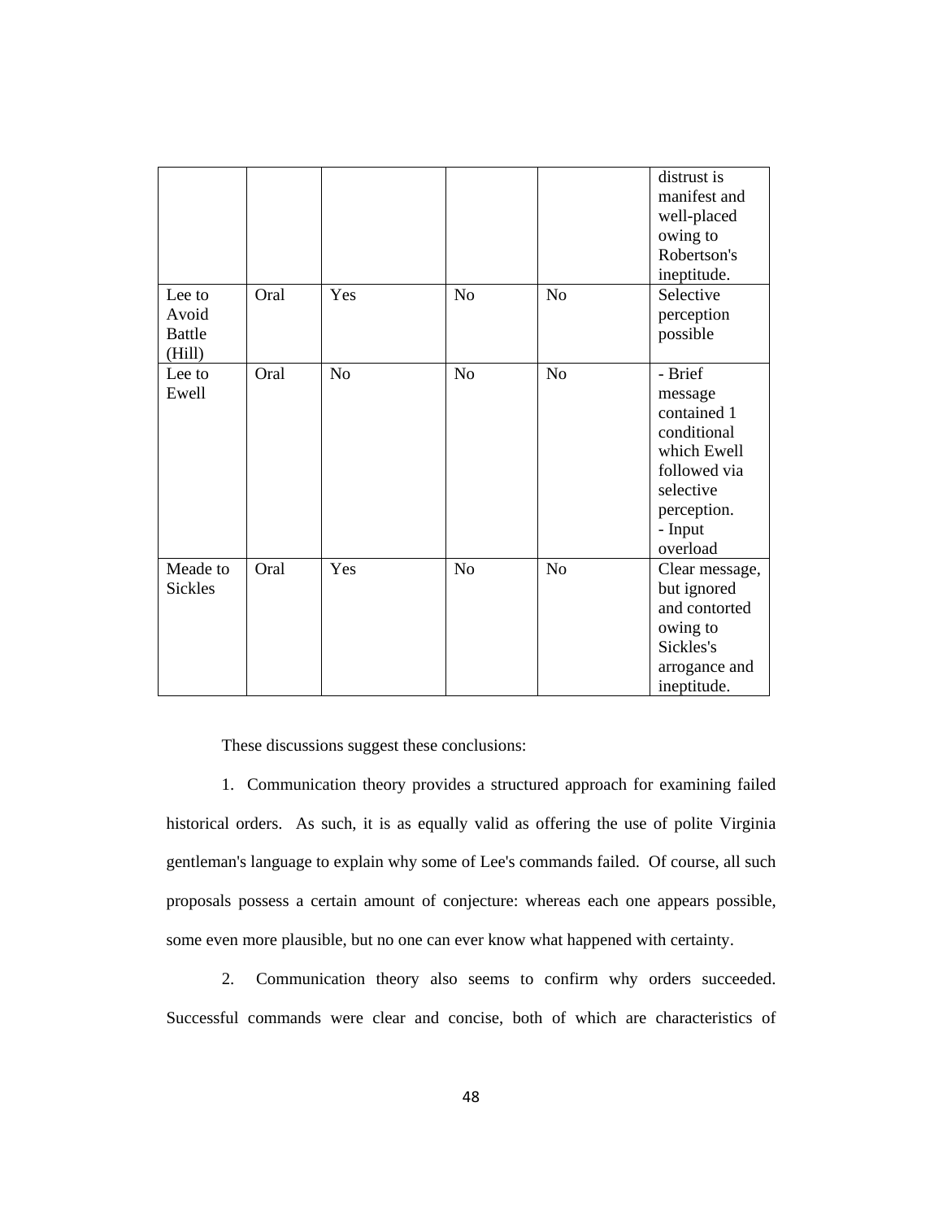| | | | | | |
|---|---|---|---|---|---|
| | | | | | distrust is manifest and well-placed owing to Robertson's ineptitude. |
| Lee to Avoid Battle (Hill) | Oral | Yes | No | No | Selective perception possible |
| Lee to Ewell | Oral | No | No | No | - Brief message contained 1 conditional which Ewell followed via selective perception.<br>- Input overload |
| Meade to Sickles | Oral | Yes | No | No | Clear message, but ignored and contorted owing to Sickles's arrogance and ineptitude. |

These discussions suggest these conclusions:

1. Communication theory provides a structured approach for examining failed historical orders. As such, it is as equally valid as offering the use of polite Virginia gentleman's language to explain why some of Lee's commands failed. Of course, all such proposals possess a certain amount of conjecture: whereas each one appears possible, some even more plausible, but no one can ever know what happened with certainty.

2. Communication theory also seems to confirm why orders succeeded. Successful commands were clear and concise, both of which are characteristics of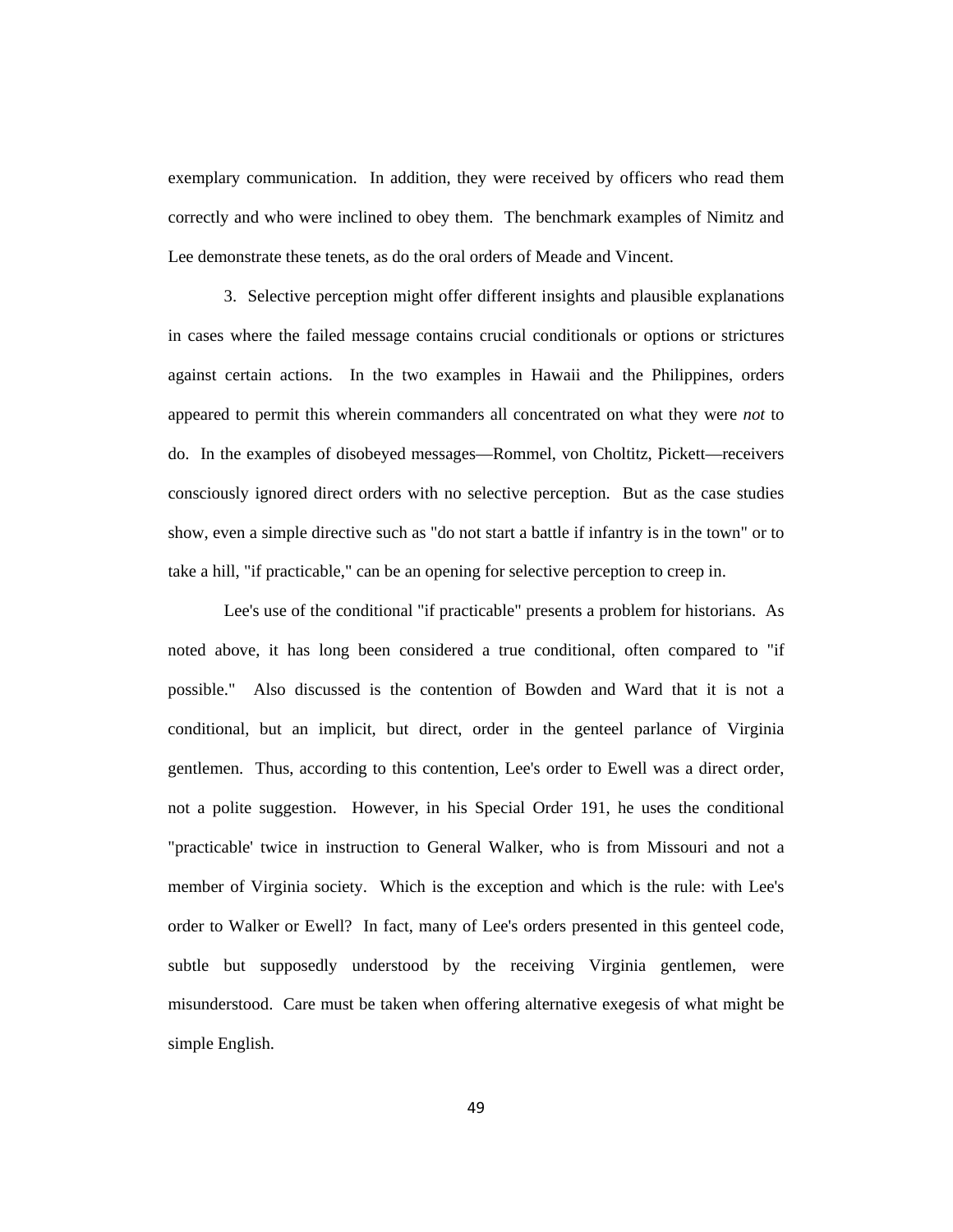exemplary communication. In addition, they were received by officers who read them correctly and who were inclined to obey them. The benchmark examples of Nimitz and Lee demonstrate these tenets, as do the oral orders of Meade and Vincent.

3. Selective perception might offer different insights and plausible explanations in cases where the failed message contains crucial conditionals or options or strictures against certain actions. In the two examples in Hawaii and the Philippines, orders appeared to permit this wherein commanders all concentrated on what they were *not* to do. In the examples of disobeyed messages—Rommel, von Choltitz, Pickett—receivers consciously ignored direct orders with no selective perception. But as the case studies show, even a simple directive such as "do not start a battle if infantry is in the town" or to take a hill, "if practicable," can be an opening for selective perception to creep in.

Lee's use of the conditional "if practicable" presents a problem for historians. As noted above, it has long been considered a true conditional, often compared to "if possible." Also discussed is the contention of Bowden and Ward that it is not a conditional, but an implicit, but direct, order in the genteel parlance of Virginia gentlemen. Thus, according to this contention, Lee's order to Ewell was a direct order, not a polite suggestion. However, in his Special Order 191, he uses the conditional "practicable' twice in instruction to General Walker, who is from Missouri and not a member of Virginia society. Which is the exception and which is the rule: with Lee's order to Walker or Ewell? In fact, many of Lee's orders presented in this genteel code, subtle but supposedly understood by the receiving Virginia gentlemen, were misunderstood. Care must be taken when offering alternative exegesis of what might be simple English.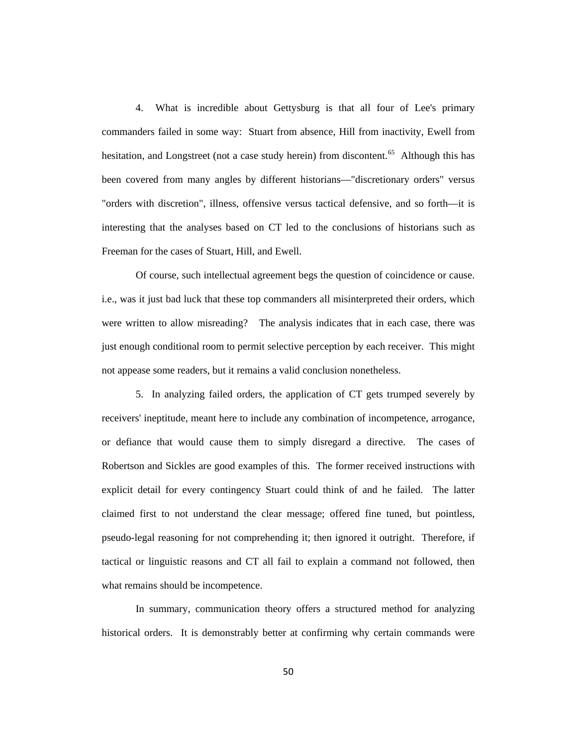4. What is incredible about Gettysburg is that all four of Lee's primary commanders failed in some way: Stuart from absence, Hill from inactivity, Ewell from hesitation, and Longstreet (not a case study herein) from discontent.[65] Although this has been covered from many angles by different historians—"discretionary orders" versus "orders with discretion", illness, offensive versus tactical defensive, and so forth—it is interesting that the analyses based on CT led to the conclusions of historians such as Freeman for the cases of Stuart, Hill, and Ewell.

Of course, such intellectual agreement begs the question of coincidence or cause. i.e., was it just bad luck that these top commanders all misinterpreted their orders, which were written to allow misreading? The analysis indicates that in each case, there was just enough conditional room to permit selective perception by each receiver. This might not appease some readers, but it remains a valid conclusion nonetheless.

5. In analyzing failed orders, the application of CT gets trumped severely by receivers' ineptitude, meant here to include any combination of incompetence, arrogance, or defiance that would cause them to simply disregard a directive. The cases of Robertson and Sickles are good examples of this. The former received instructions with explicit detail for every contingency Stuart could think of and he failed. The latter claimed first to not understand the clear message; offered fine tuned, but pointless, pseudo-legal reasoning for not comprehending it; then ignored it outright. Therefore, if tactical or linguistic reasons and CT all fail to explain a command not followed, then what remains should be incompetence.

In summary, communication theory offers a structured method for analyzing historical orders. It is demonstrably better at confirming why certain commands were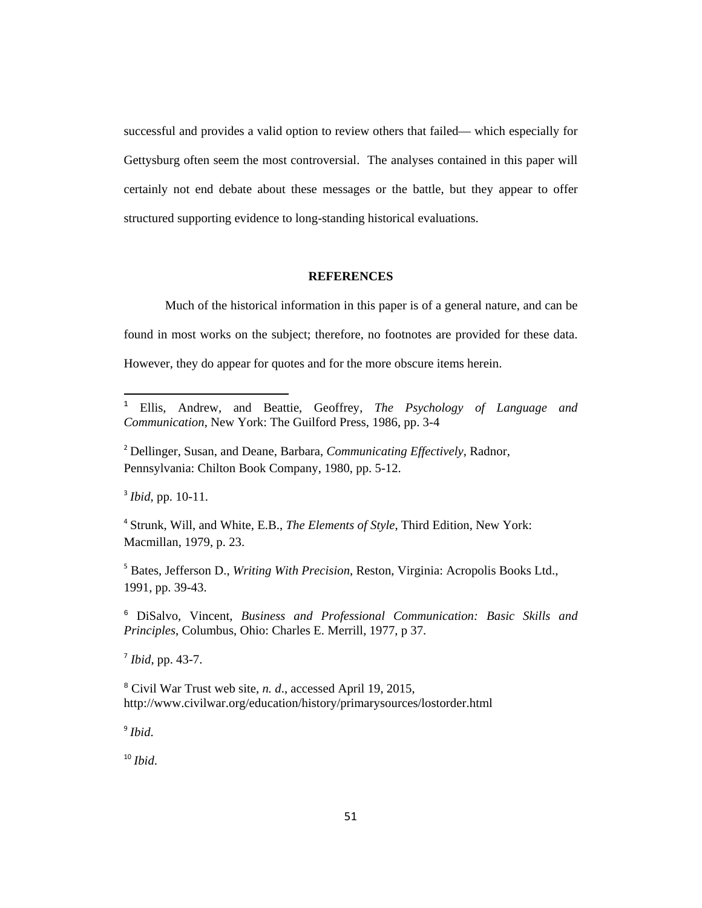successful and provides a valid option to review others that failed— which especially for Gettysburg often seem the most controversial. The analyses contained in this paper will certainly not end debate about these messages or the battle, but they appear to offer structured supporting evidence to long-standing historical evaluations.

## REFERENCES

Much of the historical information in this paper is of a general nature, and can be found in most works on the subject; therefore, no footnotes are provided for these data. However, they do appear for quotes and for the more obscure items herein.

---

[1] Ellis, Andrew, and Beattie, Geoffrey, *The Psychology of Language and Communication*, New York: The Guilford Press, 1986, pp. 3-4

[2] Dellinger, Susan, and Deane, Barbara, *Communicating Effectively*, Radnor, Pennsylvania: Chilton Book Company, 1980, pp. 5-12.

[3] *Ibid*, pp. 10-11.

[4] Strunk, Will, and White, E.B., *The Elements of Style*, Third Edition, New York: Macmillan, 1979, p. 23.

[5] Bates, Jefferson D., *Writing With Precision*, Reston, Virginia: Acropolis Books Ltd., 1991, pp. 39-43.

[6] DiSalvo, Vincent, *Business and Professional Communication: Basic Skills and Principles*, Columbus, Ohio: Charles E. Merrill, 1977, p 37.

[7] *Ibid*, pp. 43-7.

[8] Civil War Trust web site, *n. d*., accessed April 19, 2015, http://www.civilwar.org/education/history/primarysources/lostorder.html

[9] *Ibid*.

[10] *Ibid*.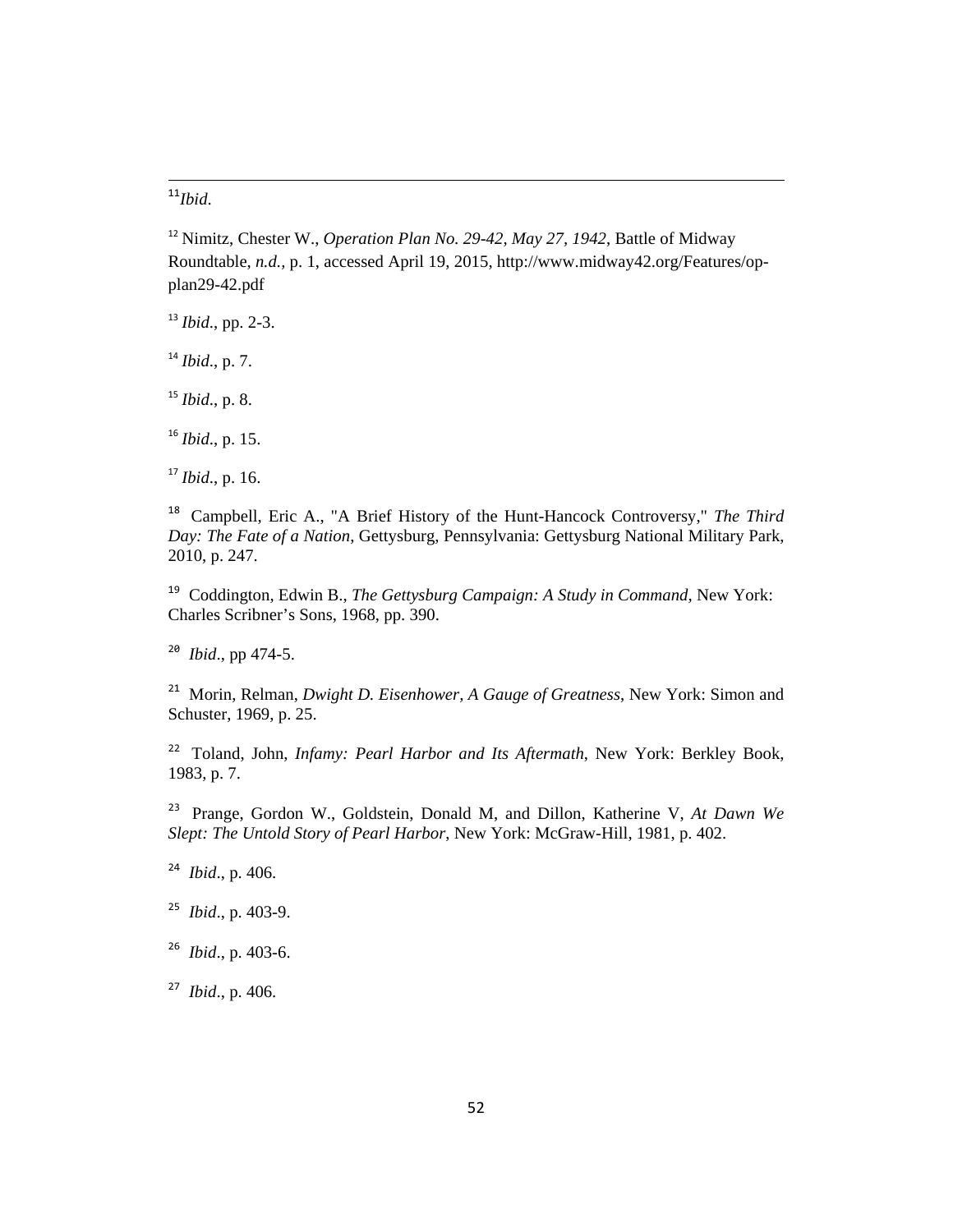[11] *Ibid.*

[12] Nimitz, Chester W., *Operation Plan No. 29-42, May 27, 1942*, Battle of Midway Roundtable, *n.d.,* p. 1, accessed April 19, 2015, http://www.midway42.org/Features/op-plan29-42.pdf

[13] *Ibid*., pp. 2-3.

[14] *Ibid*., p. 7.

[15] *Ibid*., p. 8.

[16] *Ibid*., p. 15.

[17] *Ibid*., p. 16.

[18] Campbell, Eric A., "A Brief History of the Hunt-Hancock Controversy," *The Third Day: The Fate of a Nation*, Gettysburg, Pennsylvania: Gettysburg National Military Park, 2010, p. 247.

[19] Coddington, Edwin B., *The Gettysburg Campaign: A Study in Command*, New York: Charles Scribner's Sons, 1968, pp. 390.

[20] *Ibid*., pp 474-5.

[21] Morin, Relman, *Dwight D. Eisenhower, A Gauge of Greatness*, New York: Simon and Schuster, 1969, p. 25.

[22] Toland, John, *Infamy: Pearl Harbor and Its Aftermath*, New York: Berkley Book, 1983, p. 7.

[23] Prange, Gordon W., Goldstein, Donald M, and Dillon, Katherine V, *At Dawn We Slept: The Untold Story of Pearl Harbor*, New York: McGraw-Hill, 1981, p. 402.

[24] *Ibid*., p. 406.

[25] *Ibid*., p. 403-9.

[26] *Ibid*., p. 403-6.

[27] *Ibid*., p. 406.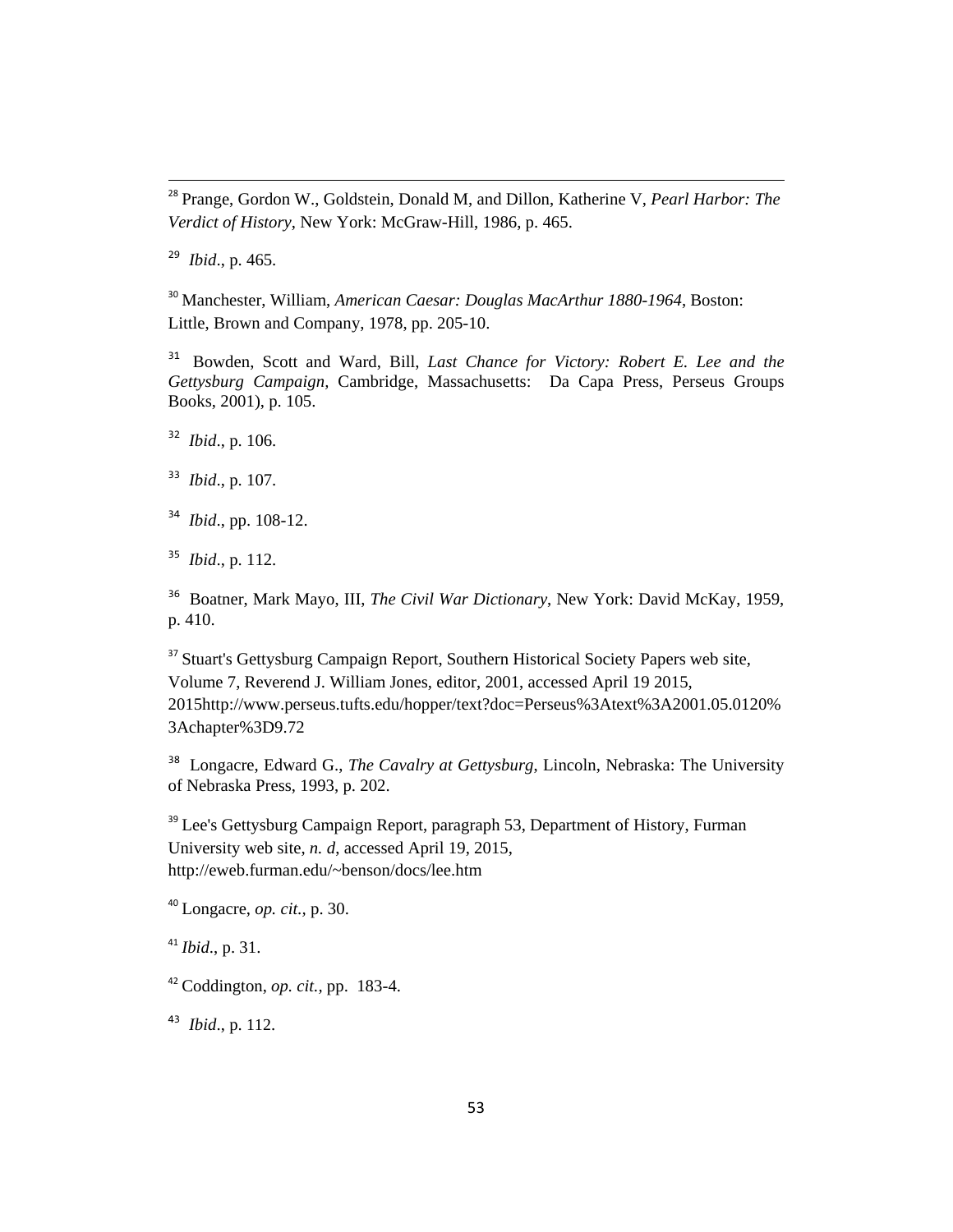[28] Prange, Gordon W., Goldstein, Donald M, and Dillon, Katherine V, *Pearl Harbor: The Verdict of History*, New York: McGraw-Hill, 1986, p. 465.

[29] *Ibid*., p. 465.

[30] Manchester, William, *American Caesar: Douglas MacArthur 1880-1964*, Boston: Little, Brown and Company, 1978, pp. 205-10.

[31] Bowden, Scott and Ward, Bill, *Last Chance for Victory: Robert E. Lee and the Gettysburg Campaign*, Cambridge, Massachusetts: Da Capa Press, Perseus Groups Books, 2001), p. 105.

[32] *Ibid*., p. 106.

[33] *Ibid*., p. 107.

[34] *Ibid*., pp. 108-12.

[35] *Ibid*., p. 112.

[36] Boatner, Mark Mayo, III, *The Civil War Dictionary*, New York: David McKay, 1959, p. 410.

[37] Stuart's Gettysburg Campaign Report, Southern Historical Society Papers web site, Volume 7, Reverend J. William Jones, editor, 2001, accessed April 19 2015, 2015http://www.perseus.tufts.edu/hopper/text?doc=Perseus%3Atext%3A2001.05.0120%3Achapter%3D9.72

[38] Longacre, Edward G., *The Cavalry at Gettysburg,* Lincoln, Nebraska: The University of Nebraska Press, 1993, p. 202.

[39] Lee's Gettysburg Campaign Report, paragraph 53, Department of History, Furman University web site, *n. d*, accessed April 19, 2015, http://eweb.furman.edu/~benson/docs/lee.htm

[40] Longacre, *op. cit.*, p. 30.

[41] *Ibid*., p. 31.

[42] Coddington, *op. cit.*, pp. 183-4.

[43] *Ibid*., p. 112.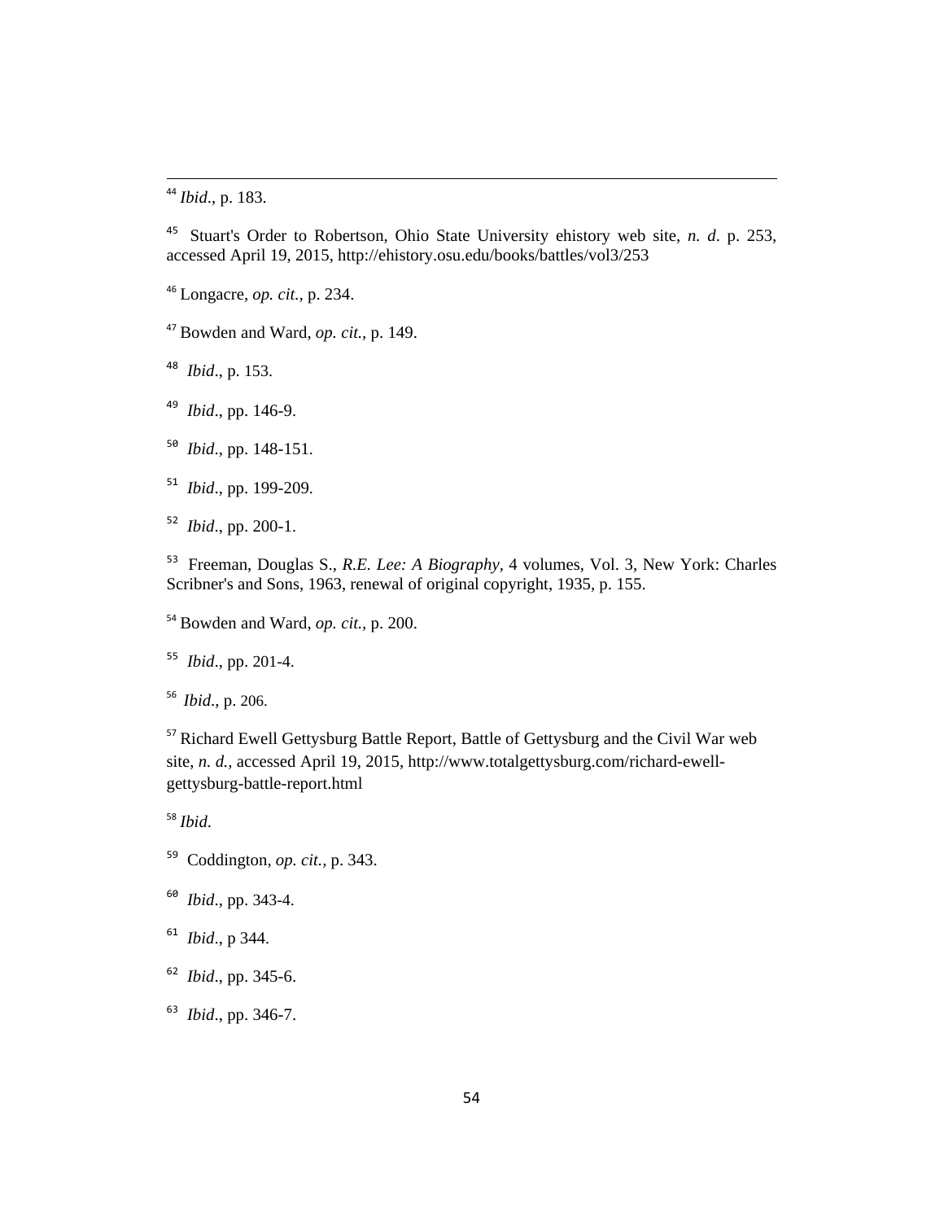[44] *Ibid*., p. 183.

[45] Stuart's Order to Robertson, Ohio State University ehistory web site, *n. d*. p. 253, accessed April 19, 2015, http://ehistory.osu.edu/books/battles/vol3/253

[46] Longacre, *op. cit.*, p. 234.

[47] Bowden and Ward, *op. cit.*, p. 149.

[48] *Ibid*., p. 153.

[49] *Ibid*., pp. 146-9.

[50] *Ibid*., pp. 148-151.

[51] *Ibid*., pp. 199-209.

[52] *Ibid*., pp. 200-1.

[53] Freeman, Douglas S., *R.E. Lee: A Biography*, 4 volumes, Vol. 3, New York: Charles Scribner's and Sons, 1963, renewal of original copyright, 1935, p. 155.

[54] Bowden and Ward, *op. cit.*, p. 200.

[55] *Ibid*., pp. 201-4.

[56] *Ibid*., p. 206.

[57] Richard Ewell Gettysburg Battle Report, Battle of Gettysburg and the Civil War web site, *n. d.*, accessed April 19, 2015, http://www.totalgettysburg.com/richard-ewell-gettysburg-battle-report.html

[58] *Ibid*.

[59] Coddington, *op. cit.*, p. 343.

[60] *Ibid*., pp. 343-4.

[61] *Ibid*., p 344.

[62] *Ibid*., pp. 345-6.

[63] *Ibid*., pp. 346-7.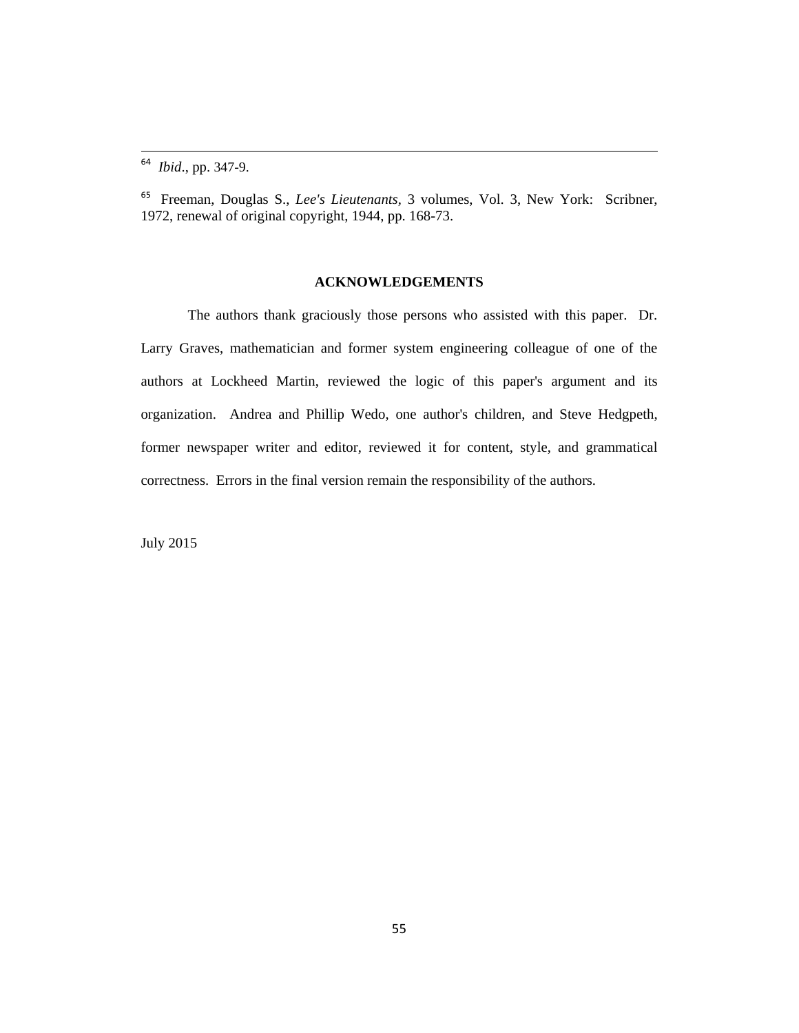[64] *Ibid*., pp. 347-9.

[65] Freeman, Douglas S., *Lee's Lieutenants*, 3 volumes, Vol. 3, New York: Scribner, 1972, renewal of original copyright, 1944, pp. 168-73.

## ACKNOWLEDGEMENTS

The authors thank graciously those persons who assisted with this paper. Dr. Larry Graves, mathematician and former system engineering colleague of one of the authors at Lockheed Martin, reviewed the logic of this paper's argument and its organization. Andrea and Phillip Wedo, one author's children, and Steve Hedgpeth, former newspaper writer and editor, reviewed it for content, style, and grammatical correctness. Errors in the final version remain the responsibility of the authors.

July 2015